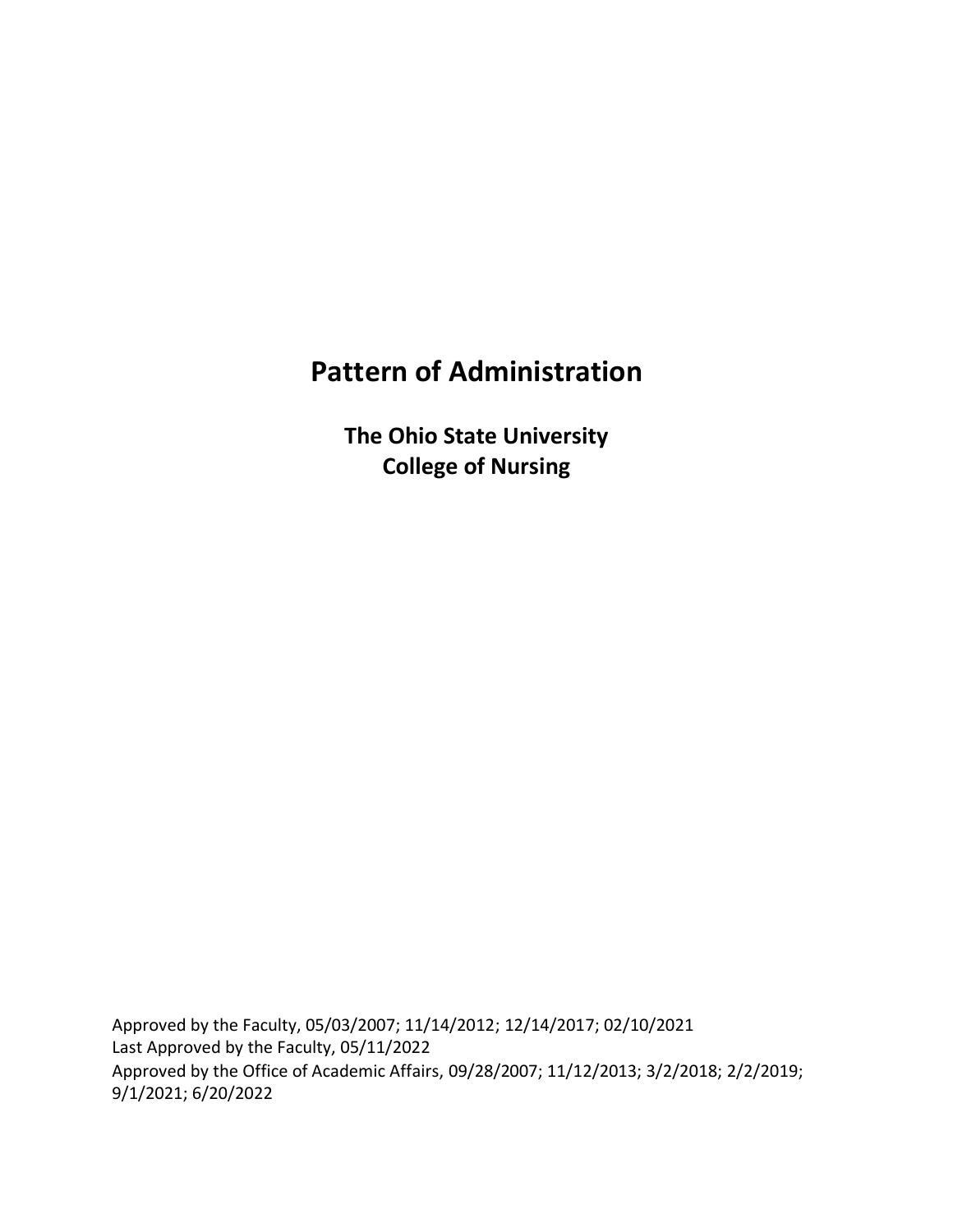# Pattern of Administration

**The Ohio State University**
**College of Nursing**

Approved by the Faculty, 05/03/2007; 11/14/2012; 12/14/2017; 02/10/2021
Last Approved by the Faculty, 05/11/2022
Approved by the Office of Academic Affairs, 09/28/2007; 11/12/2013; 3/2/2018; 2/2/2019; 9/1/2021; 6/20/2022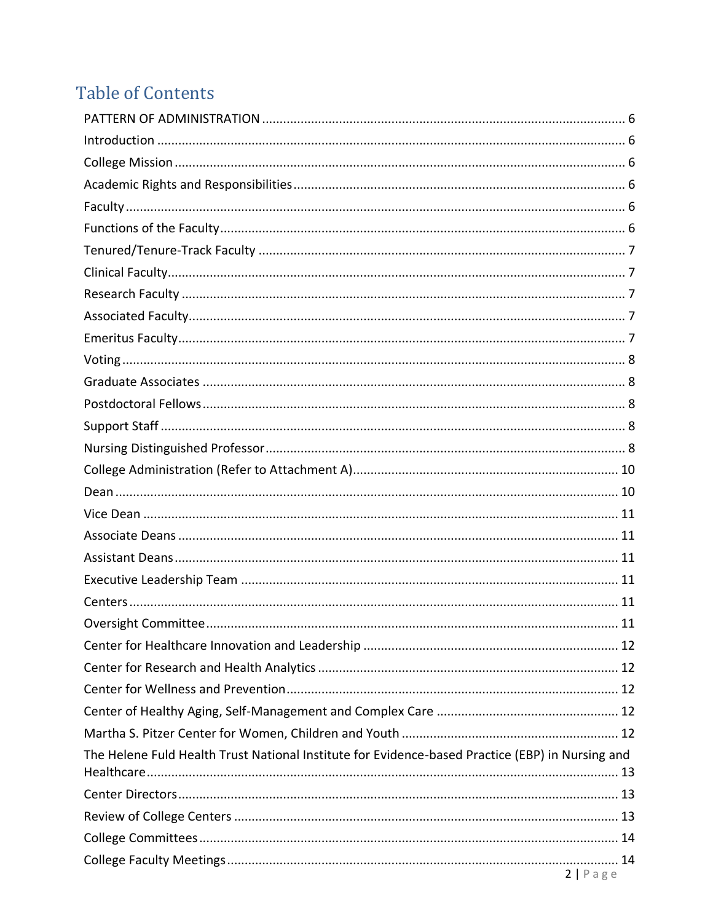# Table of Contents

PATTERN OF ADMINISTRATION ........ 6
Introduction ........ 6
College Mission ........ 6
Academic Rights and Responsibilities ........ 6
Faculty ........ 6
Functions of the Faculty ........ 6
Tenured/Tenure-Track Faculty ........ 7
Clinical Faculty ........ 7
Research Faculty ........ 7
Associated Faculty ........ 7
Emeritus Faculty ........ 7
Voting ........ 8
Graduate Associates ........ 8
Postdoctoral Fellows ........ 8
Support Staff ........ 8
Nursing Distinguished Professor ........ 8
College Administration (Refer to Attachment A) ........ 10
Dean ........ 10
Vice Dean ........ 11
Associate Deans ........ 11
Assistant Deans ........ 11
Executive Leadership Team ........ 11
Centers ........ 11
Oversight Committee ........ 11
Center for Healthcare Innovation and Leadership ........ 12
Center for Research and Health Analytics ........ 12
Center for Wellness and Prevention ........ 12
Center of Healthy Aging, Self-Management and Complex Care ........ 12
Martha S. Pitzer Center for Women, Children and Youth ........ 12
The Helene Fuld Health Trust National Institute for Evidence-based Practice (EBP) in Nursing and Healthcare ........ 13
Center Directors ........ 13
Review of College Centers ........ 13
College Committees ........ 14
College Faculty Meetings ........ 14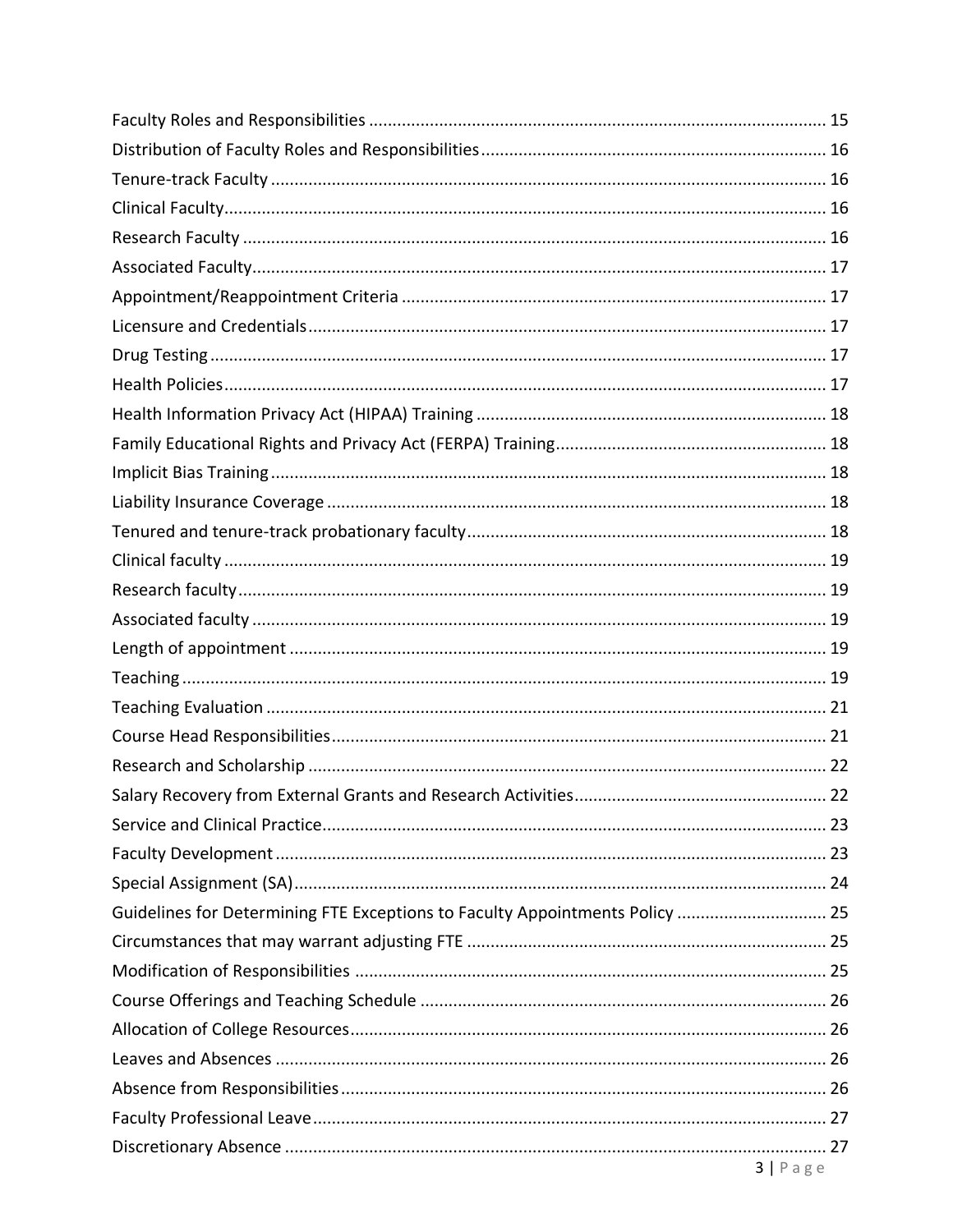Faculty Roles and Responsibilities ........................................................................................ 15
Distribution of Faculty Roles and Responsibilities ................................................................. 16
Tenure-track Faculty .............................................................................................................. 16
Clinical Faculty ....................................................................................................................... 16
Research Faculty .................................................................................................................... 16
Associated Faculty .................................................................................................................. 17
Appointment/Reappointment Criteria .................................................................................. 17
Licensure and Credentials ...................................................................................................... 17
Drug Testing ........................................................................................................................... 17
Health Policies ........................................................................................................................ 17
Health Information Privacy Act (HIPAA) Training ................................................................... 18
Family Educational Rights and Privacy Act (FERPA) Training .................................................. 18
Implicit Bias Training .............................................................................................................. 18
Liability Insurance Coverage .................................................................................................. 18
Tenured and tenure-track probationary faculty .................................................................... 18
Clinical faculty ........................................................................................................................ 19
Research faculty ..................................................................................................................... 19
Associated faculty .................................................................................................................. 19
Length of appointment .......................................................................................................... 19
Teaching ................................................................................................................................. 19
Teaching Evaluation ............................................................................................................... 21
Course Head Responsibilities ................................................................................................. 21
Research and Scholarship ...................................................................................................... 22
Salary Recovery from External Grants and Research Activities ............................................. 22
Service and Clinical Practice ................................................................................................... 23
Faculty Development ............................................................................................................. 23
Special Assignment (SA) ......................................................................................................... 24
Guidelines for Determining FTE Exceptions to Faculty Appointments Policy ......................... 25
Circumstances that may warrant adjusting FTE ..................................................................... 25
Modification of Responsibilities ............................................................................................ 25
Course Offerings and Teaching Schedule ............................................................................... 26
Allocation of College Resources ............................................................................................. 26
Leaves and Absences ............................................................................................................. 26
Absence from Responsibilities ............................................................................................... 26
Faculty Professional Leave ..................................................................................................... 27
Discretionary Absence ........................................................................................................... 27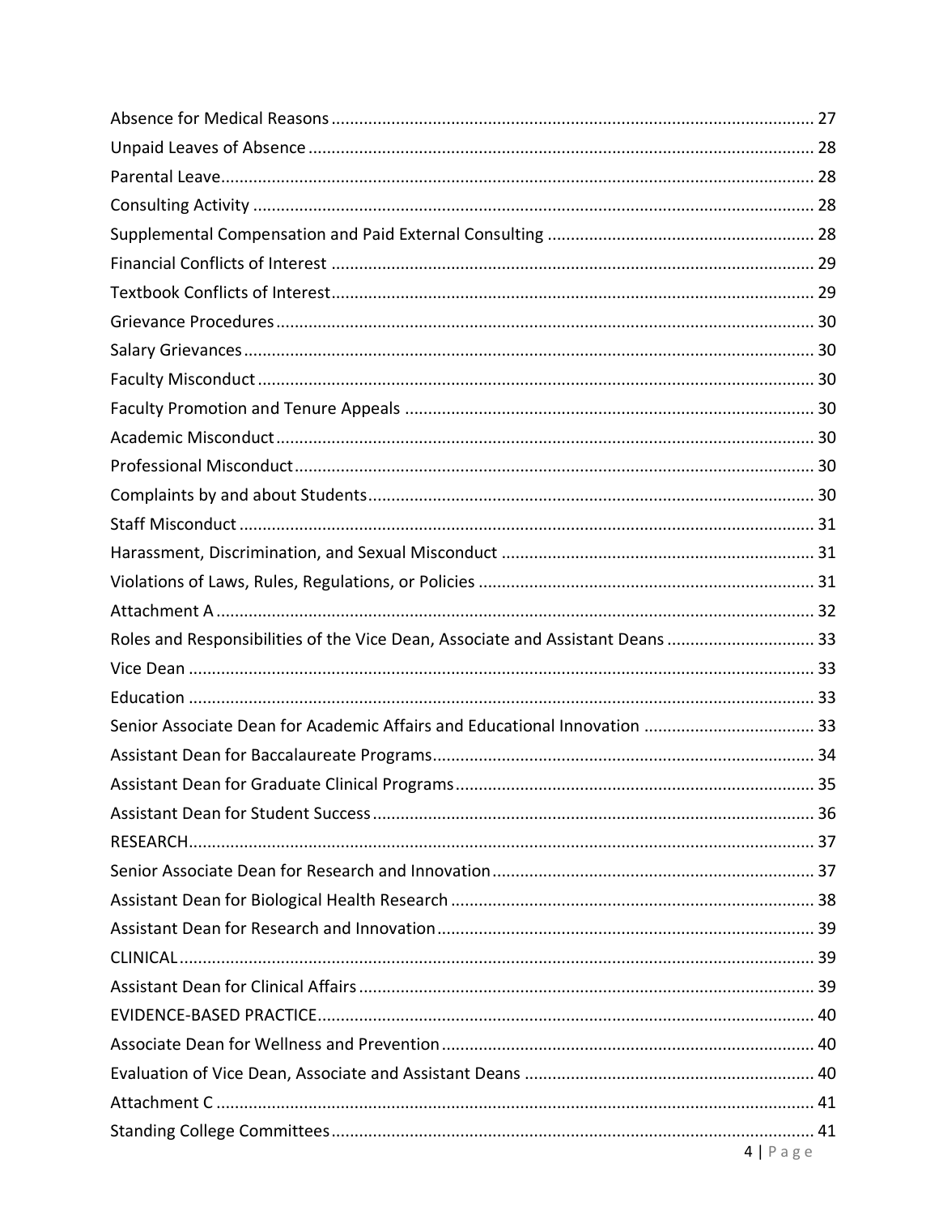Absence for Medical Reasons ........................................................................................................ 27
Unpaid Leaves of Absence ............................................................................................................ 28
Parental Leave................................................................................................................................ 28
Consulting Activity ......................................................................................................................... 28
Supplemental Compensation and Paid External Consulting ......................................................... 28
Financial Conflicts of Interest ........................................................................................................ 29
Textbook Conflicts of Interest........................................................................................................ 29
Grievance Procedures ................................................................................................................... 30
Salary Grievances .......................................................................................................................... 30
Faculty Misconduct ........................................................................................................................ 30
Faculty Promotion and Tenure Appeals ........................................................................................ 30
Academic Misconduct .................................................................................................................... 30
Professional Misconduct ................................................................................................................ 30
Complaints by and about Students ................................................................................................ 30
Staff Misconduct ............................................................................................................................ 31
Harassment, Discrimination, and Sexual Misconduct ................................................................... 31
Violations of Laws, Rules, Regulations, or Policies ........................................................................ 31
Attachment A ................................................................................................................................. 32
Roles and Responsibilities of the Vice Dean, Associate and Assistant Deans ................................ 33
Vice Dean ....................................................................................................................................... 33
Education ....................................................................................................................................... 33
Senior Associate Dean for Academic Affairs and Educational Innovation ..................................... 33
Assistant Dean for Baccalaureate Programs................................................................................... 34
Assistant Dean for Graduate Clinical Programs ............................................................................. 35
Assistant Dean for Student Success ............................................................................................... 36
RESEARCH...................................................................................................................................... 37
Senior Associate Dean for Research and Innovation ..................................................................... 37
Assistant Dean for Biological Health Research .............................................................................. 38
Assistant Dean for Research and Innovation ................................................................................. 39
CLINICAL......................................................................................................................................... 39
Assistant Dean for Clinical Affairs .................................................................................................. 39
EVIDENCE-BASED PRACTICE........................................................................................................... 40
Associate Dean for Wellness and Prevention ................................................................................ 40
Evaluation of Vice Dean, Associate and Assistant Deans ............................................................... 40
Attachment C ................................................................................................................................. 41
Standing College Committees ........................................................................................................ 41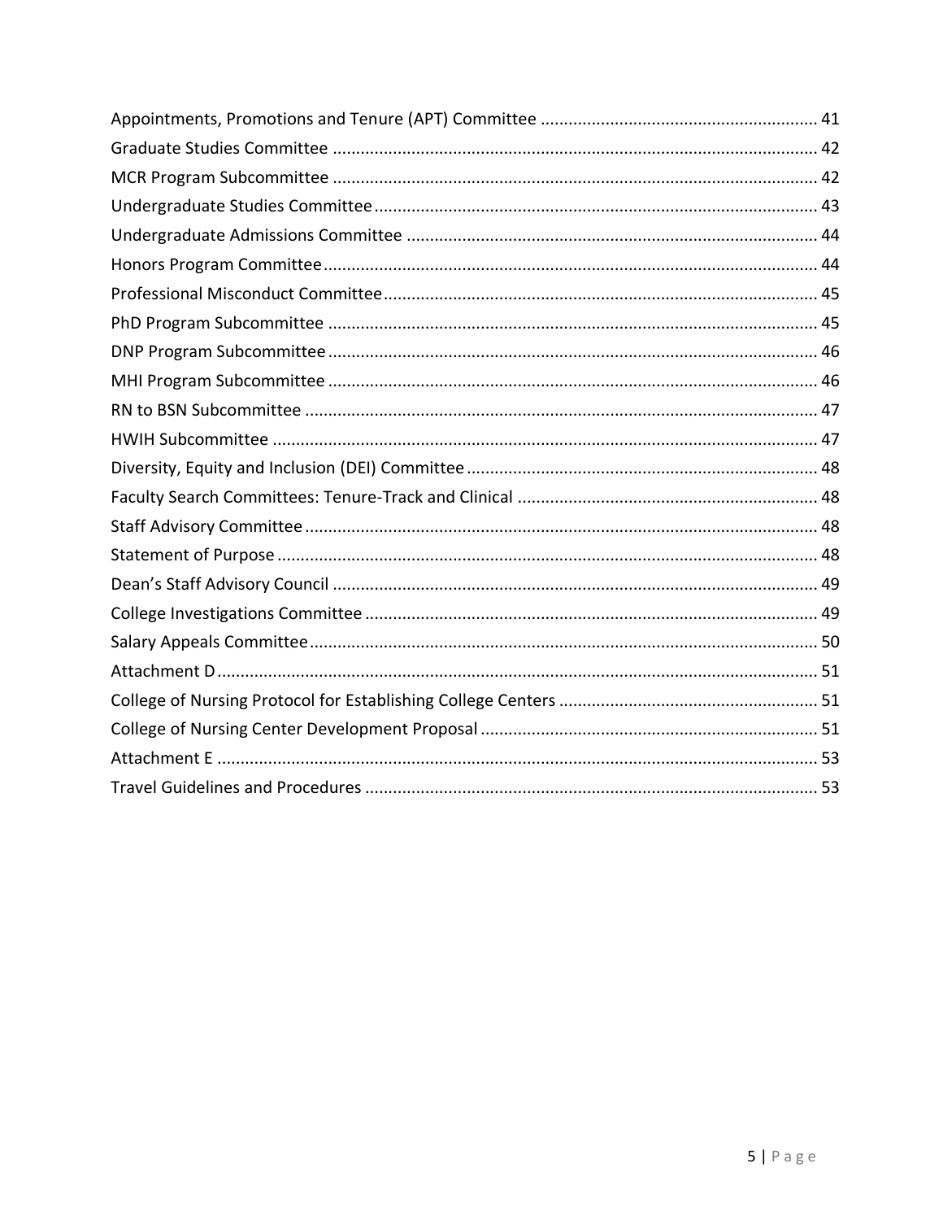Appointments, Promotions and Tenure (APT) Committee ........................................................... 41
Graduate Studies Committee ........................................................................................................ 42
MCR Program Subcommittee ........................................................................................................ 42
Undergraduate Studies Committee ............................................................................................... 43
Undergraduate Admissions Committee ........................................................................................ 44
Honors Program Committee .......................................................................................................... 44
Professional Misconduct Committee ............................................................................................. 45
PhD Program Subcommittee ......................................................................................................... 45
DNP Program Subcommittee ......................................................................................................... 46
MHI Program Subcommittee ......................................................................................................... 46
RN to BSN Subcommittee .............................................................................................................. 47
HWIH Subcommittee ..................................................................................................................... 47
Diversity, Equity and Inclusion (DEI) Committee ........................................................................... 48
Faculty Search Committees: Tenure-Track and Clinical ................................................................. 48
Staff Advisory Committee .............................................................................................................. 48
Statement of Purpose .................................................................................................................... 48
Dean's Staff Advisory Council ........................................................................................................ 49
College Investigations Committee ................................................................................................. 49
Salary Appeals Committee ............................................................................................................. 50
Attachment D ................................................................................................................................. 51
College of Nursing Protocol for Establishing College Centers ........................................................ 51
College of Nursing Center Development Proposal ......................................................................... 51
Attachment E .................................................................................................................................. 53
Travel Guidelines and Procedures ................................................................................................. 53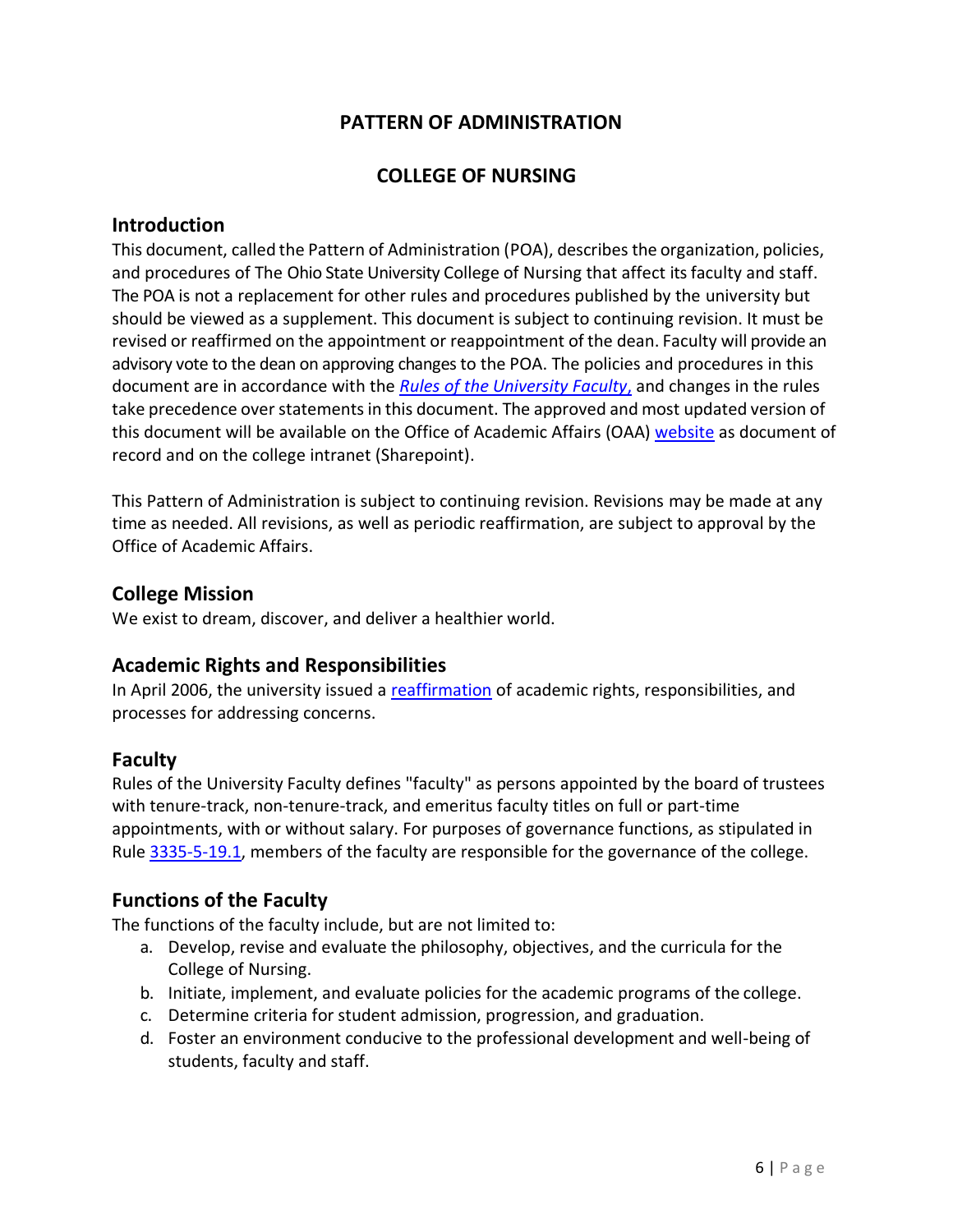# PATTERN OF ADMINISTRATION

# COLLEGE OF NURSING

## Introduction

This document, called the Pattern of Administration (POA), describes the organization, policies, and procedures of The Ohio State University College of Nursing that affect its faculty and staff. The POA is not a replacement for other rules and procedures published by the university but should be viewed as a supplement. This document is subject to continuing revision. It must be revised or reaffirmed on the appointment or reappointment of the dean. Faculty will provide an advisory vote to the dean on approving changes to the POA. The policies and procedures in this document are in accordance with the *Rules of the University Faculty*, and changes in the rules take precedence over statements in this document. The approved and most updated version of this document will be available on the Office of Academic Affairs (OAA) website as document of record and on the college intranet (Sharepoint).

This Pattern of Administration is subject to continuing revision. Revisions may be made at any time as needed. All revisions, as well as periodic reaffirmation, are subject to approval by the Office of Academic Affairs.

## College Mission

We exist to dream, discover, and deliver a healthier world.

## Academic Rights and Responsibilities

In April 2006, the university issued a reaffirmation of academic rights, responsibilities, and processes for addressing concerns.

## Faculty

Rules of the University Faculty defines "faculty" as persons appointed by the board of trustees with tenure-track, non-tenure-track, and emeritus faculty titles on full or part-time appointments, with or without salary. For purposes of governance functions, as stipulated in Rule 3335-5-19.1, members of the faculty are responsible for the governance of the college.

## Functions of the Faculty

The functions of the faculty include, but are not limited to:

a. Develop, revise and evaluate the philosophy, objectives, and the curricula for the College of Nursing.
b. Initiate, implement, and evaluate policies for the academic programs of the college.
c. Determine criteria for student admission, progression, and graduation.
d. Foster an environment conducive to the professional development and well-being of students, faculty and staff.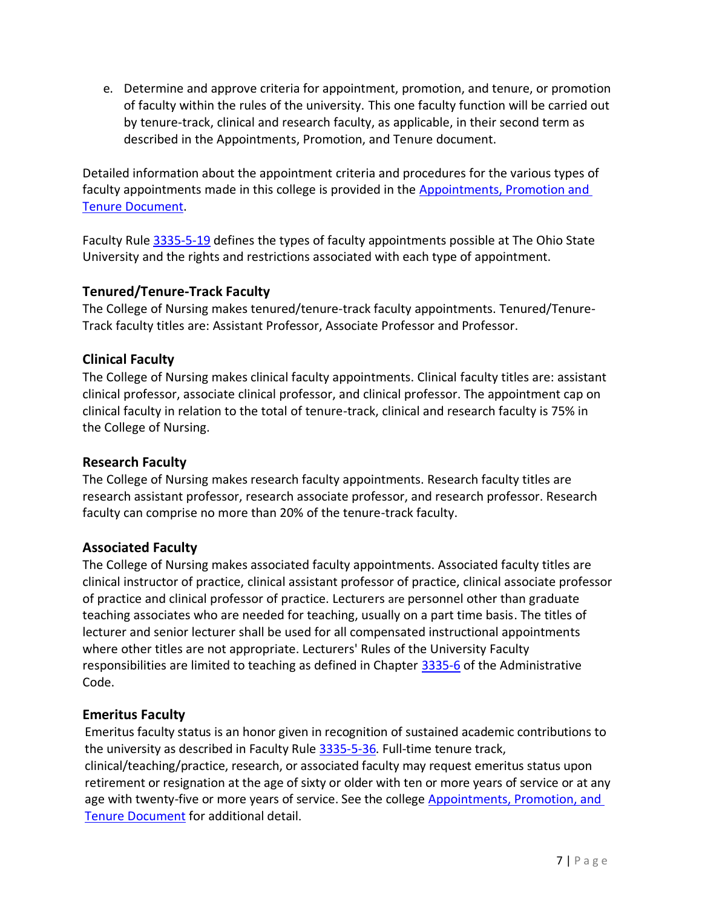e. Determine and approve criteria for appointment, promotion, and tenure, or promotion of faculty within the rules of the university. This one faculty function will be carried out by tenure-track, clinical and research faculty, as applicable, in their second term as described in the Appointments, Promotion, and Tenure document.

Detailed information about the appointment criteria and procedures for the various types of faculty appointments made in this college is provided in the [Appointments, Promotion and Tenure Document]().

Faculty Rule [3335-5-19]() defines the types of faculty appointments possible at The Ohio State University and the rights and restrictions associated with each type of appointment.

### Tenured/Tenure-Track Faculty

The College of Nursing makes tenured/tenure-track faculty appointments. Tenured/Tenure-Track faculty titles are: Assistant Professor, Associate Professor and Professor.

### Clinical Faculty

The College of Nursing makes clinical faculty appointments. Clinical faculty titles are: assistant clinical professor, associate clinical professor, and clinical professor. The appointment cap on clinical faculty in relation to the total of tenure-track, clinical and research faculty is 75% in the College of Nursing.

### Research Faculty

The College of Nursing makes research faculty appointments. Research faculty titles are research assistant professor, research associate professor, and research professor. Research faculty can comprise no more than 20% of the tenure-track faculty.

### Associated Faculty

The College of Nursing makes associated faculty appointments. Associated faculty titles are clinical instructor of practice, clinical assistant professor of practice, clinical associate professor of practice and clinical professor of practice. Lecturers are personnel other than graduate teaching associates who are needed for teaching, usually on a part time basis. The titles of lecturer and senior lecturer shall be used for all compensated instructional appointments where other titles are not appropriate. Lecturers' Rules of the University Faculty responsibilities are limited to teaching as defined in Chapter [3335-6]() of the Administrative Code.

### Emeritus Faculty

Emeritus faculty status is an honor given in recognition of sustained academic contributions to the university as described in Faculty Rule [3335-5-36](). Full-time tenure track, clinical/teaching/practice, research, or associated faculty may request emeritus status upon retirement or resignation at the age of sixty or older with ten or more years of service or at any age with twenty-five or more years of service. See the college [Appointments, Promotion, and Tenure Document]() for additional detail.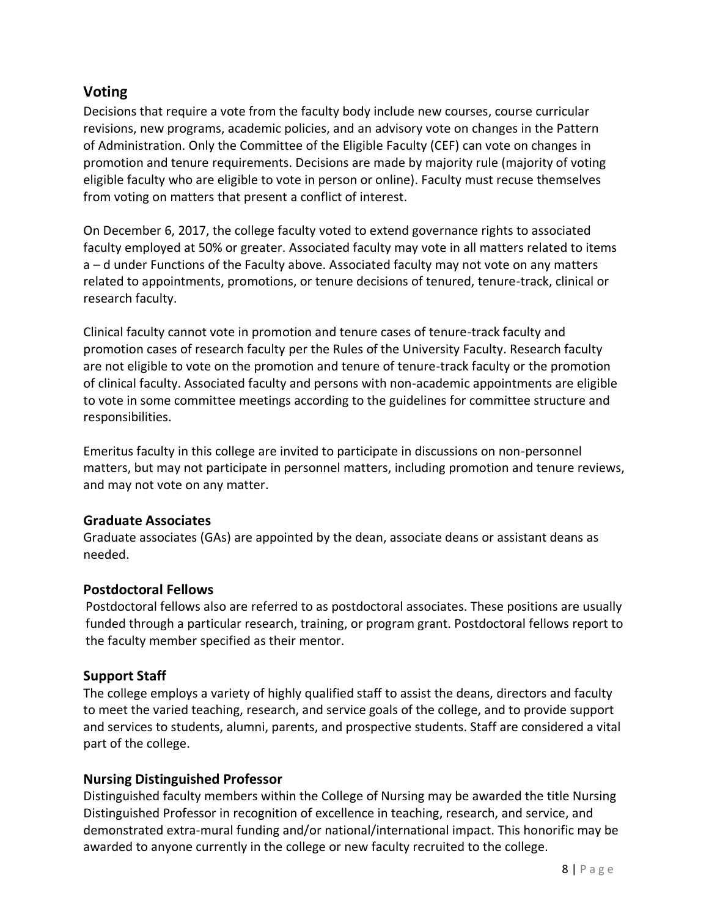## Voting

Decisions that require a vote from the faculty body include new courses, course curricular revisions, new programs, academic policies, and an advisory vote on changes in the Pattern of Administration. Only the Committee of the Eligible Faculty (CEF) can vote on changes in promotion and tenure requirements. Decisions are made by majority rule (majority of voting eligible faculty who are eligible to vote in person or online). Faculty must recuse themselves from voting on matters that present a conflict of interest.

On December 6, 2017, the college faculty voted to extend governance rights to associated faculty employed at 50% or greater. Associated faculty may vote in all matters related to items a – d under Functions of the Faculty above. Associated faculty may not vote on any matters related to appointments, promotions, or tenure decisions of tenured, tenure-track, clinical or research faculty.

Clinical faculty cannot vote in promotion and tenure cases of tenure-track faculty and promotion cases of research faculty per the Rules of the University Faculty. Research faculty are not eligible to vote on the promotion and tenure of tenure-track faculty or the promotion of clinical faculty. Associated faculty and persons with non-academic appointments are eligible to vote in some committee meetings according to the guidelines for committee structure and responsibilities.

Emeritus faculty in this college are invited to participate in discussions on non-personnel matters, but may not participate in personnel matters, including promotion and tenure reviews, and may not vote on any matter.

### Graduate Associates

Graduate associates (GAs) are appointed by the dean, associate deans or assistant deans as needed.

### Postdoctoral Fellows

Postdoctoral fellows also are referred to as postdoctoral associates. These positions are usually funded through a particular research, training, or program grant. Postdoctoral fellows report to the faculty member specified as their mentor.

### Support Staff

The college employs a variety of highly qualified staff to assist the deans, directors and faculty to meet the varied teaching, research, and service goals of the college, and to provide support and services to students, alumni, parents, and prospective students. Staff are considered a vital part of the college.

### Nursing Distinguished Professor

Distinguished faculty members within the College of Nursing may be awarded the title Nursing Distinguished Professor in recognition of excellence in teaching, research, and service, and demonstrated extra-mural funding and/or national/international impact. This honorific may be awarded to anyone currently in the college or new faculty recruited to the college.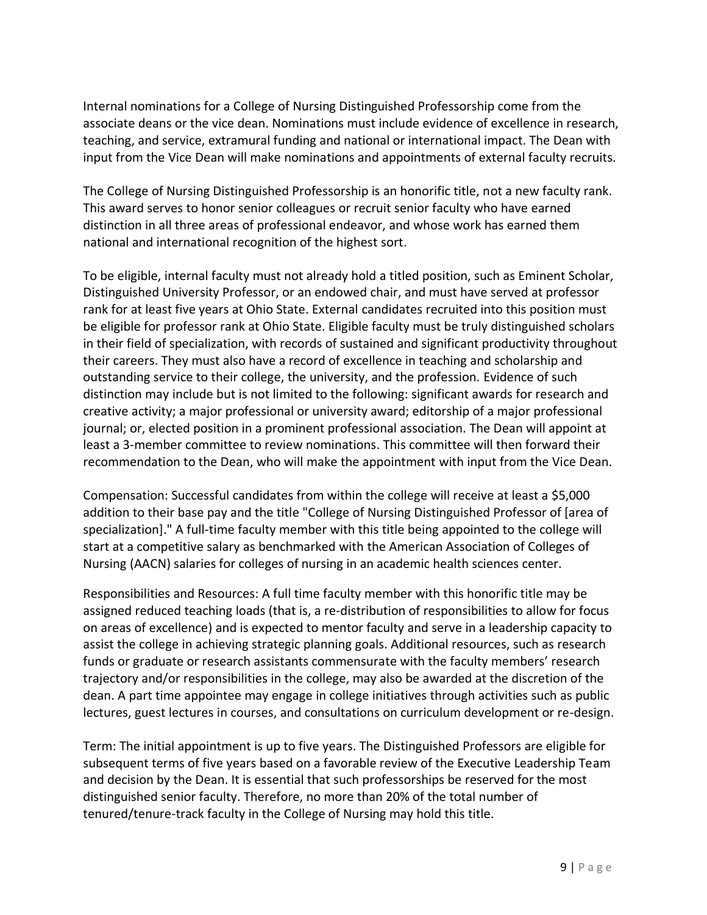Internal nominations for a College of Nursing Distinguished Professorship come from the associate deans or the vice dean. Nominations must include evidence of excellence in research, teaching, and service, extramural funding and national or international impact. The Dean with input from the Vice Dean will make nominations and appointments of external faculty recruits.

The College of Nursing Distinguished Professorship is an honorific title, not a new faculty rank. This award serves to honor senior colleagues or recruit senior faculty who have earned distinction in all three areas of professional endeavor, and whose work has earned them national and international recognition of the highest sort.

To be eligible, internal faculty must not already hold a titled position, such as Eminent Scholar, Distinguished University Professor, or an endowed chair, and must have served at professor rank for at least five years at Ohio State. External candidates recruited into this position must be eligible for professor rank at Ohio State. Eligible faculty must be truly distinguished scholars in their field of specialization, with records of sustained and significant productivity throughout their careers. They must also have a record of excellence in teaching and scholarship and outstanding service to their college, the university, and the profession. Evidence of such distinction may include but is not limited to the following: significant awards for research and creative activity; a major professional or university award; editorship of a major professional journal; or, elected position in a prominent professional association. The Dean will appoint at least a 3-member committee to review nominations. This committee will then forward their recommendation to the Dean, who will make the appointment with input from the Vice Dean.

Compensation: Successful candidates from within the college will receive at least a $5,000 addition to their base pay and the title "College of Nursing Distinguished Professor of [area of specialization]." A full-time faculty member with this title being appointed to the college will start at a competitive salary as benchmarked with the American Association of Colleges of Nursing (AACN) salaries for colleges of nursing in an academic health sciences center.

Responsibilities and Resources: A full time faculty member with this honorific title may be assigned reduced teaching loads (that is, a re-distribution of responsibilities to allow for focus on areas of excellence) and is expected to mentor faculty and serve in a leadership capacity to assist the college in achieving strategic planning goals. Additional resources, such as research funds or graduate or research assistants commensurate with the faculty members' research trajectory and/or responsibilities in the college, may also be awarded at the discretion of the dean. A part time appointee may engage in college initiatives through activities such as public lectures, guest lectures in courses, and consultations on curriculum development or re-design.

Term: The initial appointment is up to five years. The Distinguished Professors are eligible for subsequent terms of five years based on a favorable review of the Executive Leadership Team and decision by the Dean. It is essential that such professorships be reserved for the most distinguished senior faculty. Therefore, no more than 20% of the total number of tenured/tenure-track faculty in the College of Nursing may hold this title.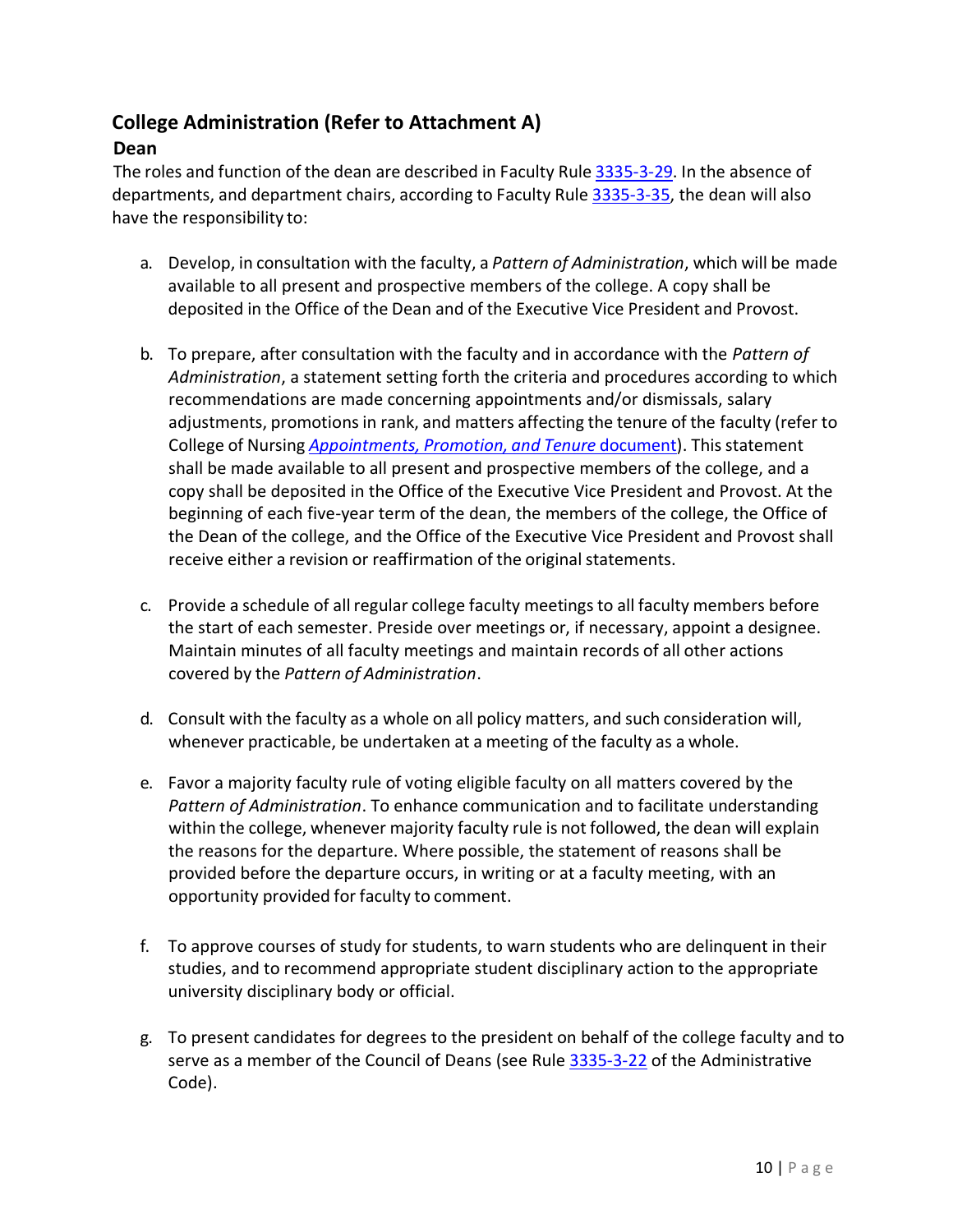## College Administration (Refer to Attachment A)

### Dean

The roles and function of the dean are described in Faculty Rule 3335-3-29. In the absence of departments, and department chairs, according to Faculty Rule 3335-3-35, the dean will also have the responsibility to:

a. Develop, in consultation with the faculty, a *Pattern of Administration*, which will be made available to all present and prospective members of the college. A copy shall be deposited in the Office of the Dean and of the Executive Vice President and Provost.

b. To prepare, after consultation with the faculty and in accordance with the *Pattern of Administration*, a statement setting forth the criteria and procedures according to which recommendations are made concerning appointments and/or dismissals, salary adjustments, promotions in rank, and matters affecting the tenure of the faculty (refer to College of Nursing *Appointments, Promotion, and Tenure* document). This statement shall be made available to all present and prospective members of the college, and a copy shall be deposited in the Office of the Executive Vice President and Provost. At the beginning of each five-year term of the dean, the members of the college, the Office of the Dean of the college, and the Office of the Executive Vice President and Provost shall receive either a revision or reaffirmation of the original statements.

c. Provide a schedule of all regular college faculty meetings to all faculty members before the start of each semester. Preside over meetings or, if necessary, appoint a designee. Maintain minutes of all faculty meetings and maintain records of all other actions covered by the *Pattern of Administration*.

d. Consult with the faculty as a whole on all policy matters, and such consideration will, whenever practicable, be undertaken at a meeting of the faculty as a whole.

e. Favor a majority faculty rule of voting eligible faculty on all matters covered by the *Pattern of Administration*. To enhance communication and to facilitate understanding within the college, whenever majority faculty rule is not followed, the dean will explain the reasons for the departure. Where possible, the statement of reasons shall be provided before the departure occurs, in writing or at a faculty meeting, with an opportunity provided for faculty to comment.

f. To approve courses of study for students, to warn students who are delinquent in their studies, and to recommend appropriate student disciplinary action to the appropriate university disciplinary body or official.

g. To present candidates for degrees to the president on behalf of the college faculty and to serve as a member of the Council of Deans (see Rule 3335-3-22 of the Administrative Code).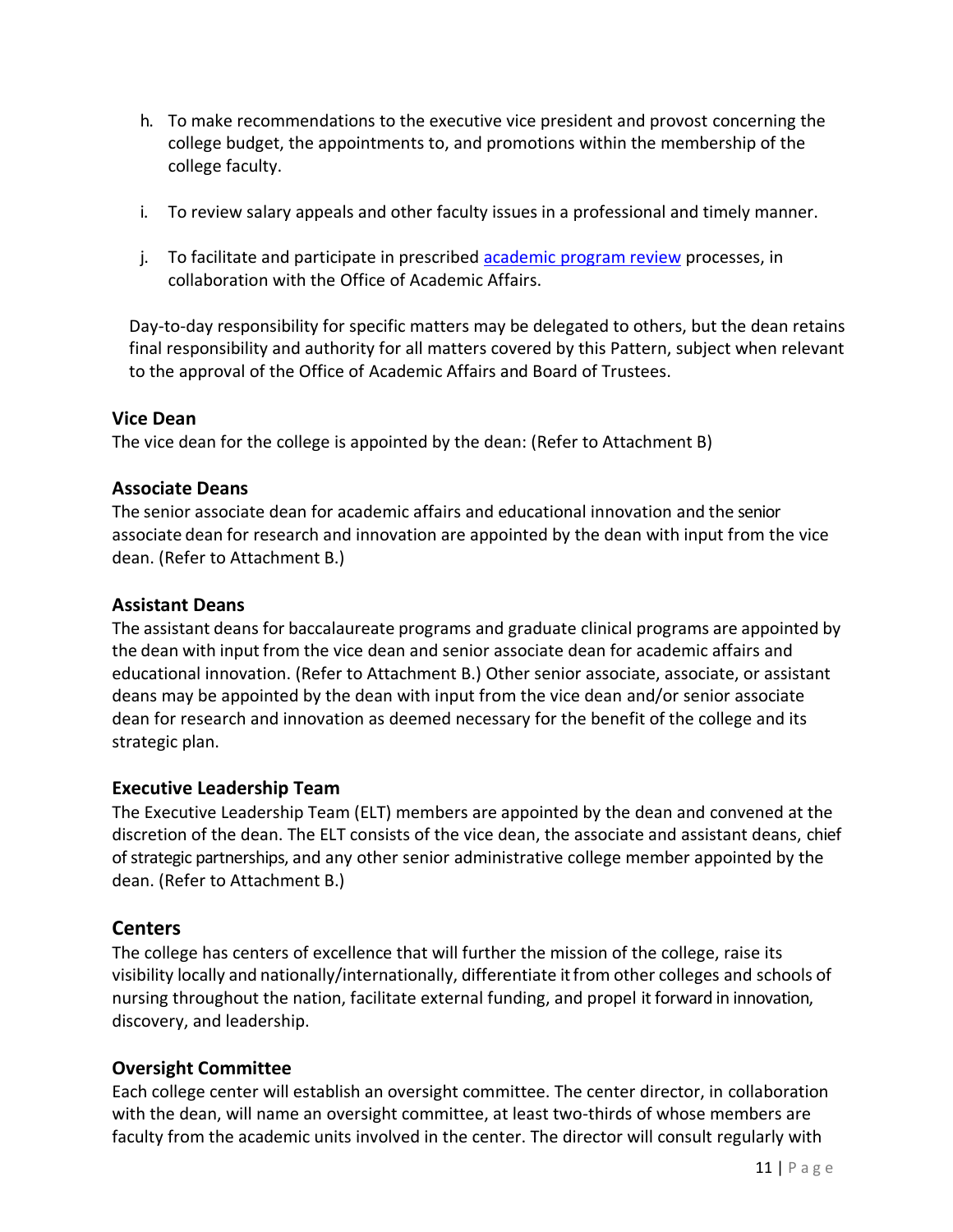h. To make recommendations to the executive vice president and provost concerning the college budget, the appointments to, and promotions within the membership of the college faculty.

i. To review salary appeals and other faculty issues in a professional and timely manner.

j. To facilitate and participate in prescribed [academic program review]() processes, in collaboration with the Office of Academic Affairs.

Day-to-day responsibility for specific matters may be delegated to others, but the dean retains final responsibility and authority for all matters covered by this Pattern, subject when relevant to the approval of the Office of Academic Affairs and Board of Trustees.

### Vice Dean

The vice dean for the college is appointed by the dean: (Refer to Attachment B)

### Associate Deans

The senior associate dean for academic affairs and educational innovation and the senior associate dean for research and innovation are appointed by the dean with input from the vice dean. (Refer to Attachment B.)

### Assistant Deans

The assistant deans for baccalaureate programs and graduate clinical programs are appointed by the dean with input from the vice dean and senior associate dean for academic affairs and educational innovation. (Refer to Attachment B.) Other senior associate, associate, or assistant deans may be appointed by the dean with input from the vice dean and/or senior associate dean for research and innovation as deemed necessary for the benefit of the college and its strategic plan.

### Executive Leadership Team

The Executive Leadership Team (ELT) members are appointed by the dean and convened at the discretion of the dean. The ELT consists of the vice dean, the associate and assistant deans, chief of strategic partnerships, and any other senior administrative college member appointed by the dean. (Refer to Attachment B.)

## Centers

The college has centers of excellence that will further the mission of the college, raise its visibility locally and nationally/internationally, differentiate it from other colleges and schools of nursing throughout the nation, facilitate external funding, and propel it forward in innovation, discovery, and leadership.

### Oversight Committee

Each college center will establish an oversight committee. The center director, in collaboration with the dean, will name an oversight committee, at least two-thirds of whose members are faculty from the academic units involved in the center. The director will consult regularly with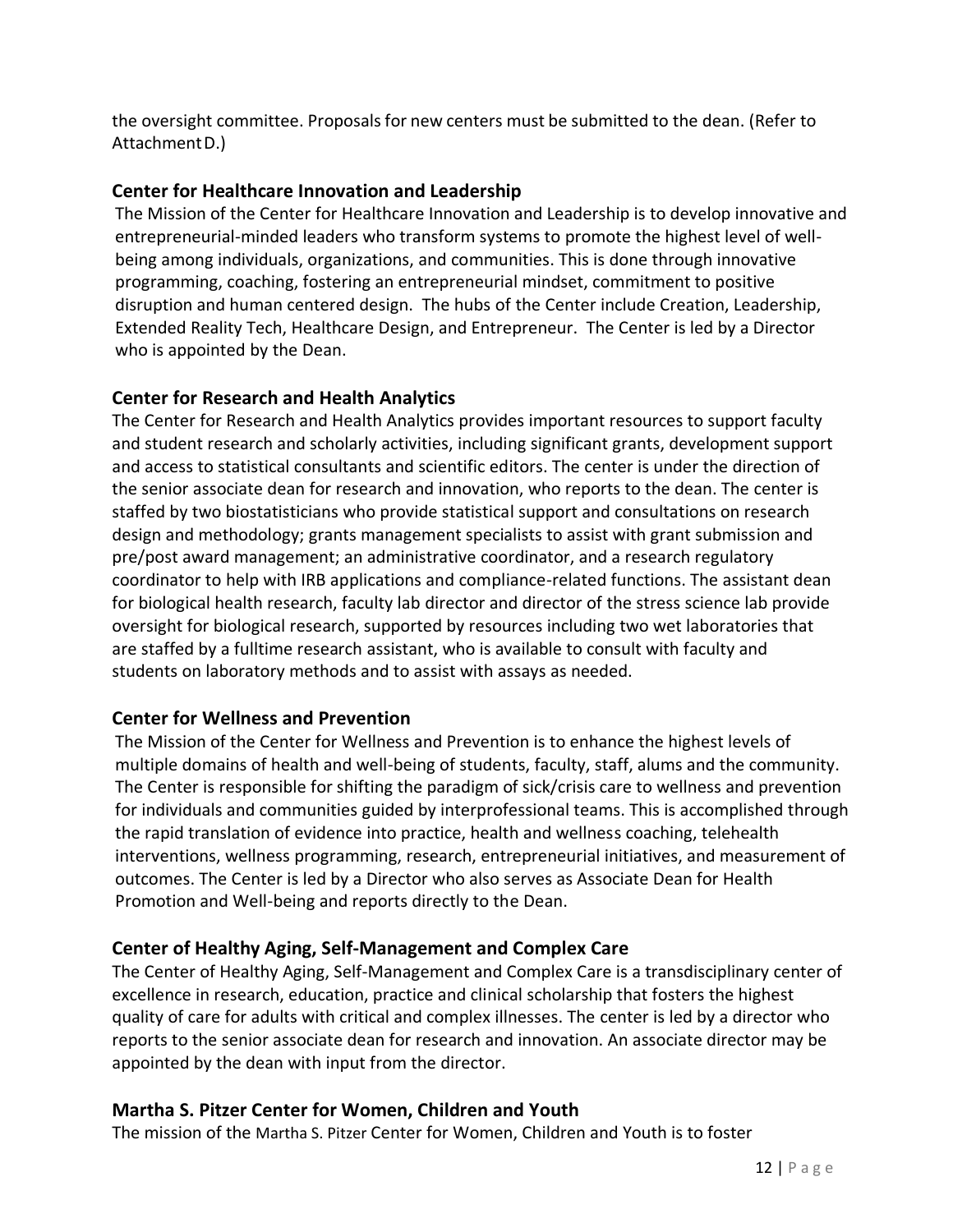the oversight committee. Proposals for new centers must be submitted to the dean. (Refer to Attachment D.)

### Center for Healthcare Innovation and Leadership

The Mission of the Center for Healthcare Innovation and Leadership is to develop innovative and entrepreneurial-minded leaders who transform systems to promote the highest level of well-being among individuals, organizations, and communities. This is done through innovative programming, coaching, fostering an entrepreneurial mindset, commitment to positive disruption and human centered design. The hubs of the Center include Creation, Leadership, Extended Reality Tech, Healthcare Design, and Entrepreneur. The Center is led by a Director who is appointed by the Dean.

### Center for Research and Health Analytics

The Center for Research and Health Analytics provides important resources to support faculty and student research and scholarly activities, including significant grants, development support and access to statistical consultants and scientific editors. The center is under the direction of the senior associate dean for research and innovation, who reports to the dean. The center is staffed by two biostatisticians who provide statistical support and consultations on research design and methodology; grants management specialists to assist with grant submission and pre/post award management; an administrative coordinator, and a research regulatory coordinator to help with IRB applications and compliance-related functions. The assistant dean for biological health research, faculty lab director and director of the stress science lab provide oversight for biological research, supported by resources including two wet laboratories that are staffed by a fulltime research assistant, who is available to consult with faculty and students on laboratory methods and to assist with assays as needed.

### Center for Wellness and Prevention

The Mission of the Center for Wellness and Prevention is to enhance the highest levels of multiple domains of health and well-being of students, faculty, staff, alums and the community. The Center is responsible for shifting the paradigm of sick/crisis care to wellness and prevention for individuals and communities guided by interprofessional teams. This is accomplished through the rapid translation of evidence into practice, health and wellness coaching, telehealth interventions, wellness programming, research, entrepreneurial initiatives, and measurement of outcomes. The Center is led by a Director who also serves as Associate Dean for Health Promotion and Well-being and reports directly to the Dean.

### Center of Healthy Aging, Self-Management and Complex Care

The Center of Healthy Aging, Self-Management and Complex Care is a transdisciplinary center of excellence in research, education, practice and clinical scholarship that fosters the highest quality of care for adults with critical and complex illnesses. The center is led by a director who reports to the senior associate dean for research and innovation. An associate director may be appointed by the dean with input from the director.

### Martha S. Pitzer Center for Women, Children and Youth

The mission of the Martha S. Pitzer Center for Women, Children and Youth is to foster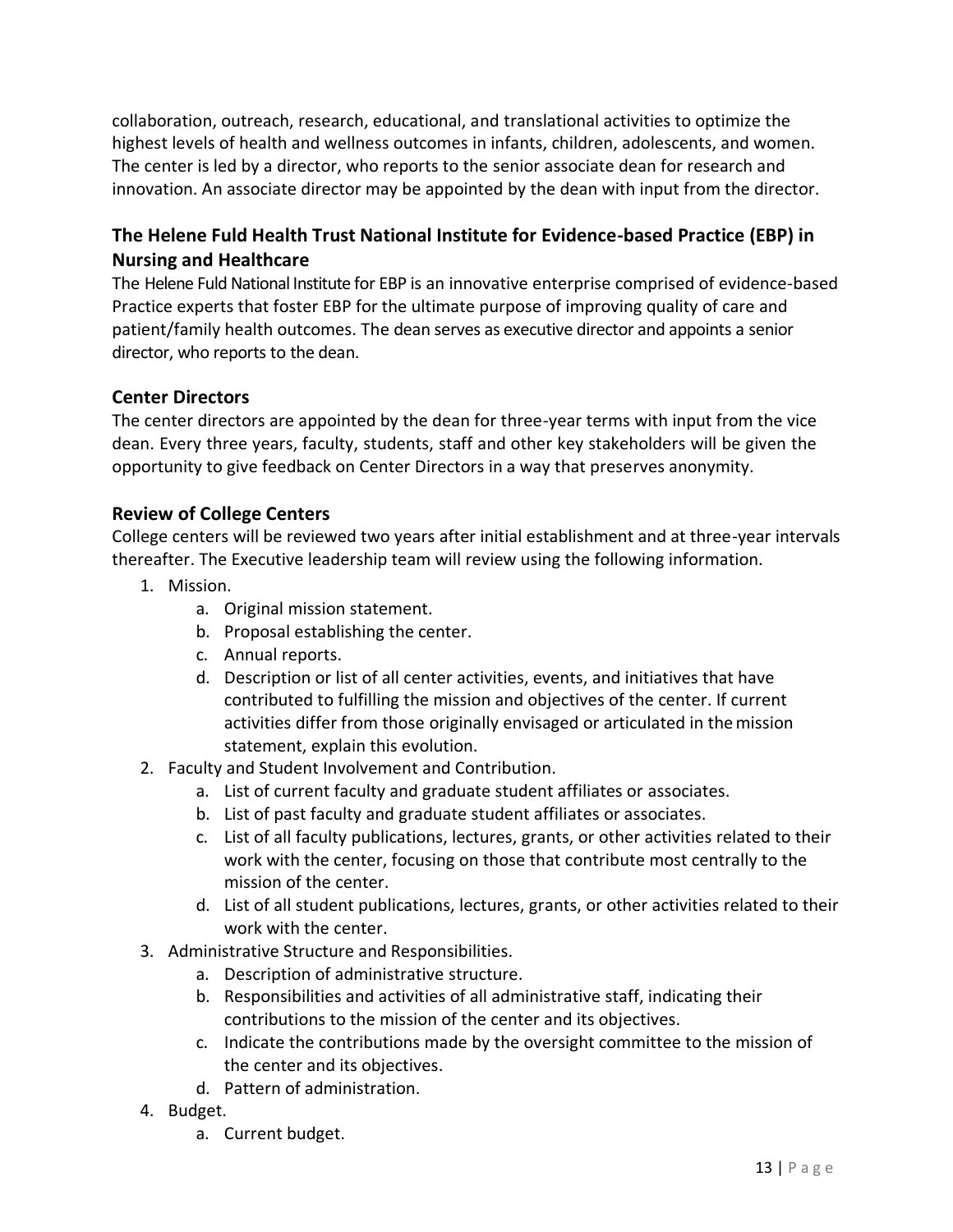collaboration, outreach, research, educational, and translational activities to optimize the highest levels of health and wellness outcomes in infants, children, adolescents, and women. The center is led by a director, who reports to the senior associate dean for research and innovation. An associate director may be appointed by the dean with input from the director.

### The Helene Fuld Health Trust National Institute for Evidence-based Practice (EBP) in Nursing and Healthcare

The Helene Fuld National Institute for EBP is an innovative enterprise comprised of evidence-based Practice experts that foster EBP for the ultimate purpose of improving quality of care and patient/family health outcomes. The dean serves as executive director and appoints a senior director, who reports to the dean.

### Center Directors

The center directors are appointed by the dean for three-year terms with input from the vice dean. Every three years, faculty, students, staff and other key stakeholders will be given the opportunity to give feedback on Center Directors in a way that preserves anonymity.

### Review of College Centers

College centers will be reviewed two years after initial establishment and at three-year intervals thereafter. The Executive leadership team will review using the following information.

1. Mission.
    a. Original mission statement.
    b. Proposal establishing the center.
    c. Annual reports.
    d. Description or list of all center activities, events, and initiatives that have contributed to fulfilling the mission and objectives of the center. If current activities differ from those originally envisaged or articulated in the mission statement, explain this evolution.
2. Faculty and Student Involvement and Contribution.
    a. List of current faculty and graduate student affiliates or associates.
    b. List of past faculty and graduate student affiliates or associates.
    c. List of all faculty publications, lectures, grants, or other activities related to their work with the center, focusing on those that contribute most centrally to the mission of the center.
    d. List of all student publications, lectures, grants, or other activities related to their work with the center.
3. Administrative Structure and Responsibilities.
    a. Description of administrative structure.
    b. Responsibilities and activities of all administrative staff, indicating their contributions to the mission of the center and its objectives.
    c. Indicate the contributions made by the oversight committee to the mission of the center and its objectives.
    d. Pattern of administration.
4. Budget.
    a. Current budget.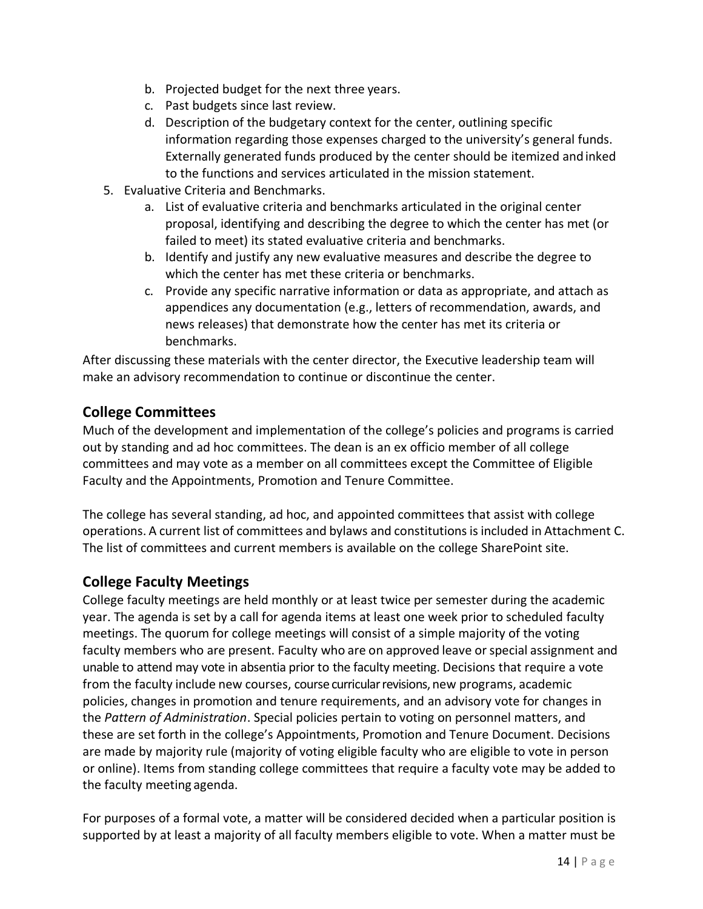b. Projected budget for the next three years.
   c. Past budgets since last review.
   d. Description of the budgetary context for the center, outlining specific information regarding those expenses charged to the university's general funds. Externally generated funds produced by the center should be itemized and inked to the functions and services articulated in the mission statement.
5. Evaluative Criteria and Benchmarks.
   a. List of evaluative criteria and benchmarks articulated in the original center proposal, identifying and describing the degree to which the center has met (or failed to meet) its stated evaluative criteria and benchmarks.
   b. Identify and justify any new evaluative measures and describe the degree to which the center has met these criteria or benchmarks.
   c. Provide any specific narrative information or data as appropriate, and attach as appendices any documentation (e.g., letters of recommendation, awards, and news releases) that demonstrate how the center has met its criteria or benchmarks.

After discussing these materials with the center director, the Executive leadership team will make an advisory recommendation to continue or discontinue the center.

## College Committees

Much of the development and implementation of the college's policies and programs is carried out by standing and ad hoc committees. The dean is an ex officio member of all college committees and may vote as a member on all committees except the Committee of Eligible Faculty and the Appointments, Promotion and Tenure Committee.

The college has several standing, ad hoc, and appointed committees that assist with college operations. A current list of committees and bylaws and constitutions is included in Attachment C. The list of committees and current members is available on the college SharePoint site.

## College Faculty Meetings

College faculty meetings are held monthly or at least twice per semester during the academic year. The agenda is set by a call for agenda items at least one week prior to scheduled faculty meetings. The quorum for college meetings will consist of a simple majority of the voting faculty members who are present. Faculty who are on approved leave or special assignment and unable to attend may vote in absentia prior to the faculty meeting. Decisions that require a vote from the faculty include new courses, course curricular revisions, new programs, academic policies, changes in promotion and tenure requirements, and an advisory vote for changes in the *Pattern of Administration*. Special policies pertain to voting on personnel matters, and these are set forth in the college's Appointments, Promotion and Tenure Document. Decisions are made by majority rule (majority of voting eligible faculty who are eligible to vote in person or online). Items from standing college committees that require a faculty vote may be added to the faculty meeting agenda.

For purposes of a formal vote, a matter will be considered decided when a particular position is supported by at least a majority of all faculty members eligible to vote. When a matter must be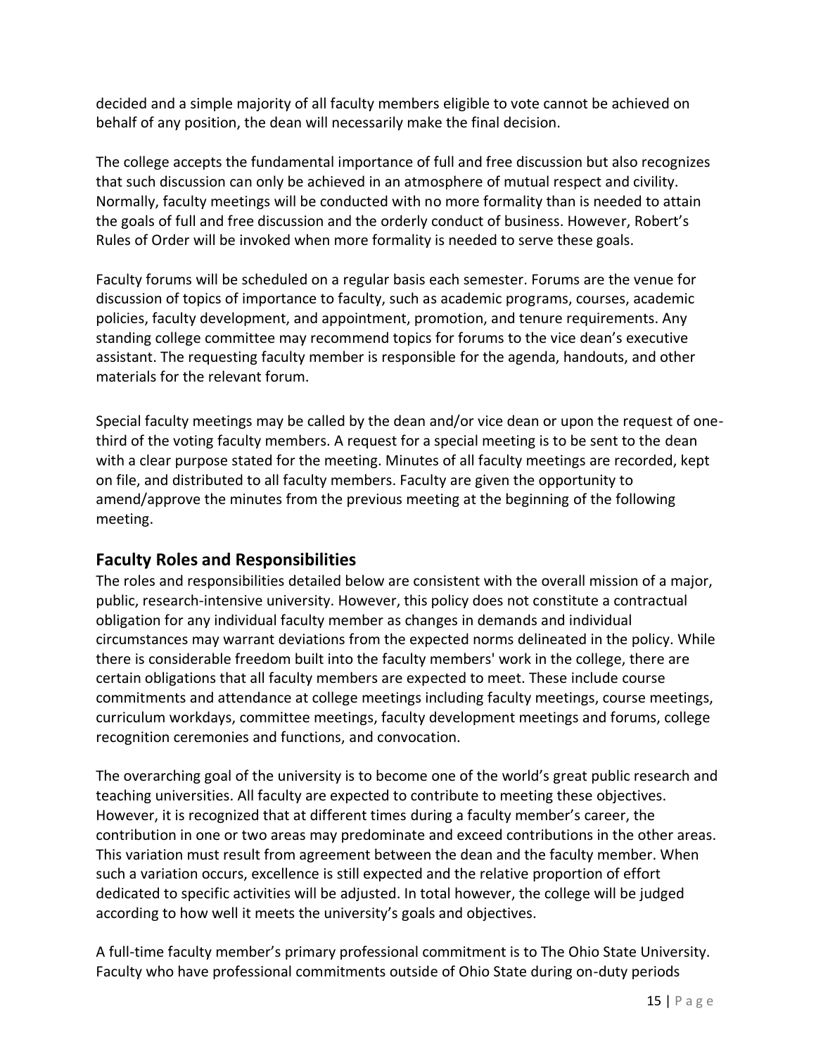decided and a simple majority of all faculty members eligible to vote cannot be achieved on behalf of any position, the dean will necessarily make the final decision.

The college accepts the fundamental importance of full and free discussion but also recognizes that such discussion can only be achieved in an atmosphere of mutual respect and civility. Normally, faculty meetings will be conducted with no more formality than is needed to attain the goals of full and free discussion and the orderly conduct of business. However, Robert's Rules of Order will be invoked when more formality is needed to serve these goals.

Faculty forums will be scheduled on a regular basis each semester. Forums are the venue for discussion of topics of importance to faculty, such as academic programs, courses, academic policies, faculty development, and appointment, promotion, and tenure requirements. Any standing college committee may recommend topics for forums to the vice dean's executive assistant. The requesting faculty member is responsible for the agenda, handouts, and other materials for the relevant forum.

Special faculty meetings may be called by the dean and/or vice dean or upon the request of one-third of the voting faculty members. A request for a special meeting is to be sent to the dean with a clear purpose stated for the meeting. Minutes of all faculty meetings are recorded, kept on file, and distributed to all faculty members. Faculty are given the opportunity to amend/approve the minutes from the previous meeting at the beginning of the following meeting.

## Faculty Roles and Responsibilities

The roles and responsibilities detailed below are consistent with the overall mission of a major, public, research-intensive university. However, this policy does not constitute a contractual obligation for any individual faculty member as changes in demands and individual circumstances may warrant deviations from the expected norms delineated in the policy. While there is considerable freedom built into the faculty members' work in the college, there are certain obligations that all faculty members are expected to meet. These include course commitments and attendance at college meetings including faculty meetings, course meetings, curriculum workdays, committee meetings, faculty development meetings and forums, college recognition ceremonies and functions, and convocation.

The overarching goal of the university is to become one of the world's great public research and teaching universities. All faculty are expected to contribute to meeting these objectives. However, it is recognized that at different times during a faculty member's career, the contribution in one or two areas may predominate and exceed contributions in the other areas. This variation must result from agreement between the dean and the faculty member. When such a variation occurs, excellence is still expected and the relative proportion of effort dedicated to specific activities will be adjusted. In total however, the college will be judged according to how well it meets the university's goals and objectives.

A full-time faculty member's primary professional commitment is to The Ohio State University. Faculty who have professional commitments outside of Ohio State during on-duty periods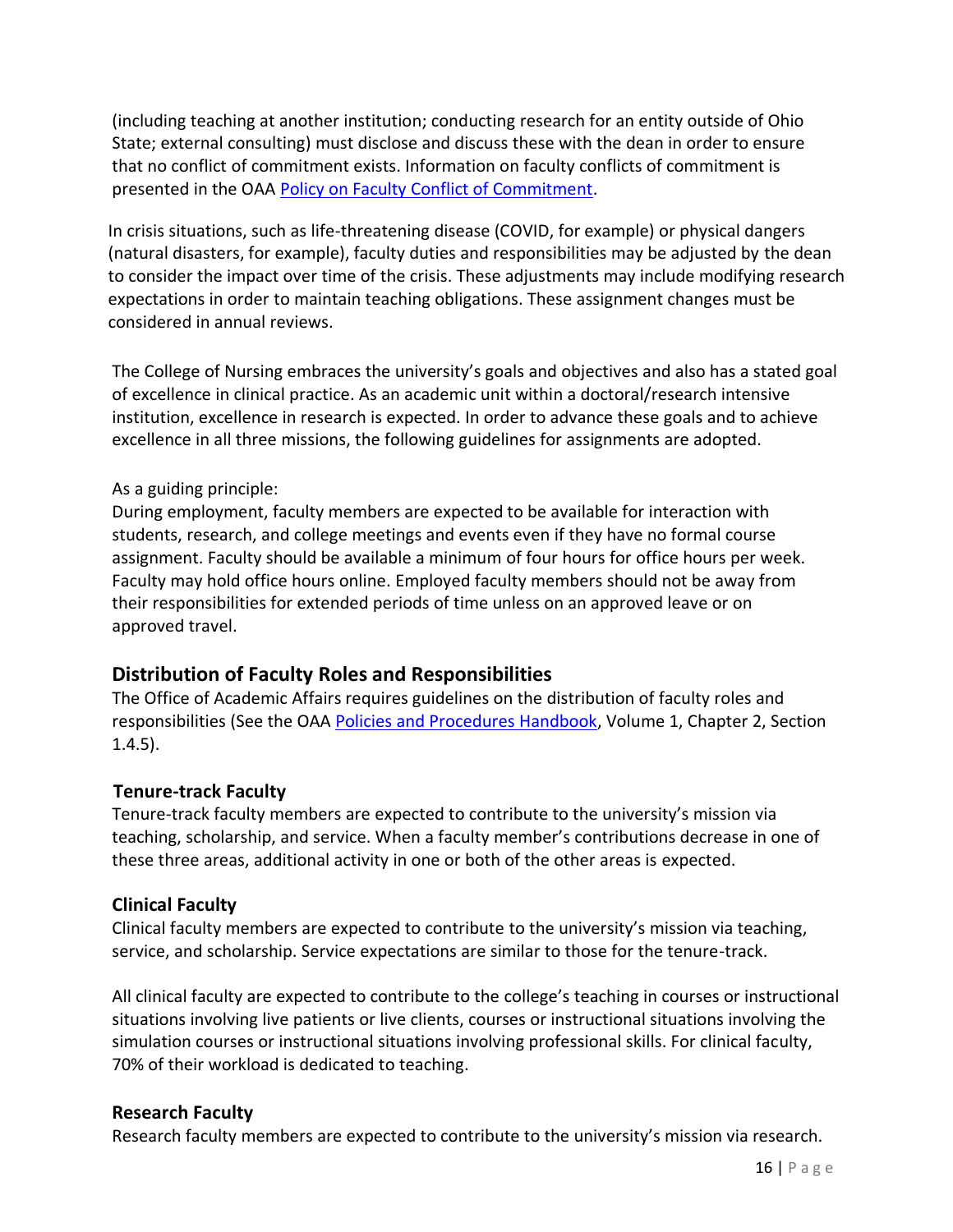(including teaching at another institution; conducting research for an entity outside of Ohio State; external consulting) must disclose and discuss these with the dean in order to ensure that no conflict of commitment exists. Information on faculty conflicts of commitment is presented in the OAA [Policy on Faculty Conflict of Commitment].

In crisis situations, such as life-threatening disease (COVID, for example) or physical dangers (natural disasters, for example), faculty duties and responsibilities may be adjusted by the dean to consider the impact over time of the crisis. These adjustments may include modifying research expectations in order to maintain teaching obligations. These assignment changes must be considered in annual reviews.

The College of Nursing embraces the university's goals and objectives and also has a stated goal of excellence in clinical practice. As an academic unit within a doctoral/research intensive institution, excellence in research is expected. In order to advance these goals and to achieve excellence in all three missions, the following guidelines for assignments are adopted.

As a guiding principle:
During employment, faculty members are expected to be available for interaction with students, research, and college meetings and events even if they have no formal course assignment. Faculty should be available a minimum of four hours for office hours per week. Faculty may hold office hours online. Employed faculty members should not be away from their responsibilities for extended periods of time unless on an approved leave or on approved travel.

## Distribution of Faculty Roles and Responsibilities

The Office of Academic Affairs requires guidelines on the distribution of faculty roles and responsibilities (See the OAA [Policies and Procedures Handbook], Volume 1, Chapter 2, Section 1.4.5).

### Tenure-track Faculty

Tenure-track faculty members are expected to contribute to the university's mission via teaching, scholarship, and service. When a faculty member's contributions decrease in one of these three areas, additional activity in one or both of the other areas is expected.

### Clinical Faculty

Clinical faculty members are expected to contribute to the university's mission via teaching, service, and scholarship. Service expectations are similar to those for the tenure-track.

All clinical faculty are expected to contribute to the college's teaching in courses or instructional situations involving live patients or live clients, courses or instructional situations involving the simulation courses or instructional situations involving professional skills. For clinical faculty, 70% of their workload is dedicated to teaching.

### Research Faculty

Research faculty members are expected to contribute to the university's mission via research.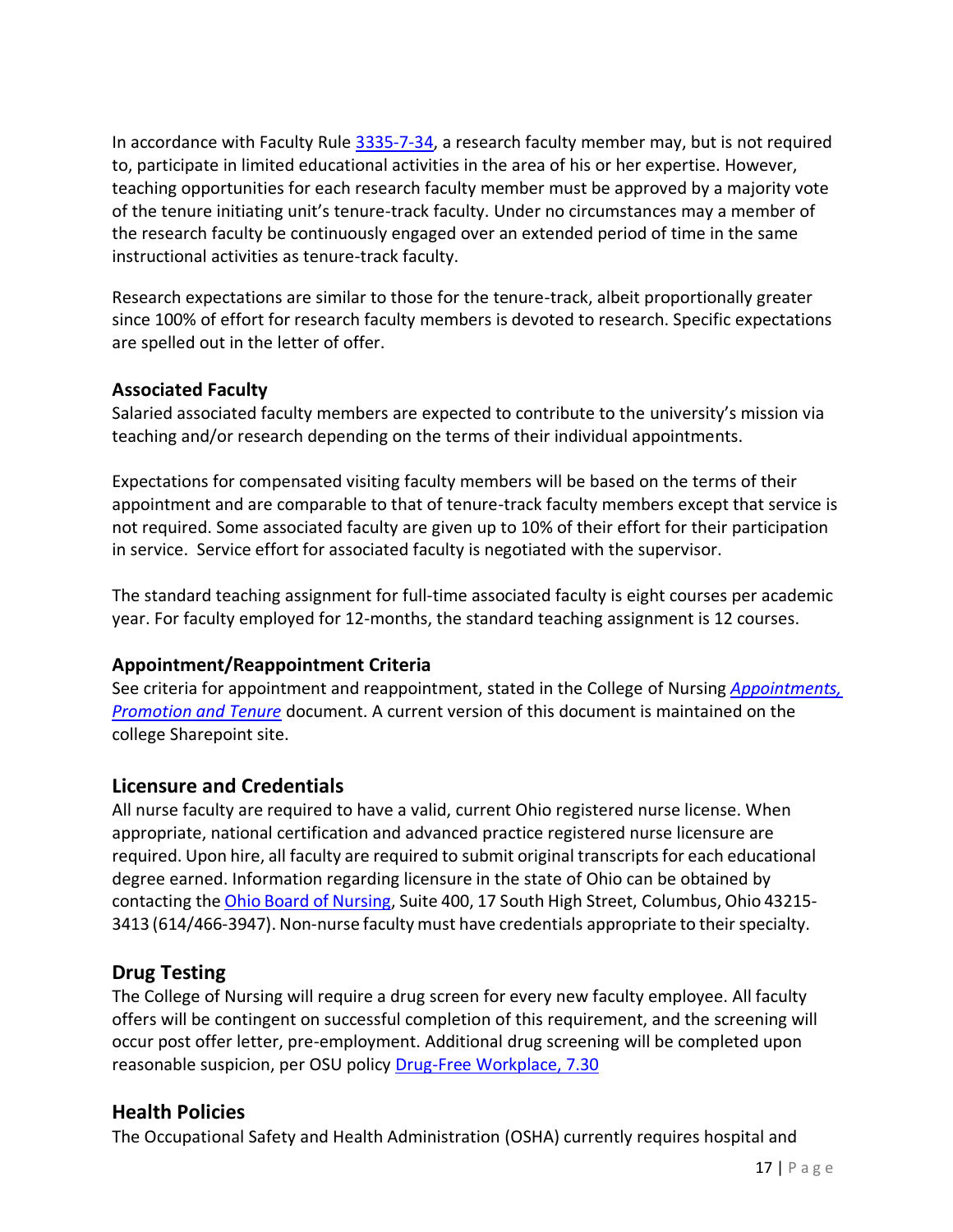In accordance with Faculty Rule [3335-7-34](), a research faculty member may, but is not required to, participate in limited educational activities in the area of his or her expertise. However, teaching opportunities for each research faculty member must be approved by a majority vote of the tenure initiating unit's tenure-track faculty. Under no circumstances may a member of the research faculty be continuously engaged over an extended period of time in the same instructional activities as tenure-track faculty.

Research expectations are similar to those for the tenure-track, albeit proportionally greater since 100% of effort for research faculty members is devoted to research. Specific expectations are spelled out in the letter of offer.

### Associated Faculty

Salaried associated faculty members are expected to contribute to the university's mission via teaching and/or research depending on the terms of their individual appointments.

Expectations for compensated visiting faculty members will be based on the terms of their appointment and are comparable to that of tenure-track faculty members except that service is not required. Some associated faculty are given up to 10% of their effort for their participation in service. Service effort for associated faculty is negotiated with the supervisor.

The standard teaching assignment for full-time associated faculty is eight courses per academic year. For faculty employed for 12-months, the standard teaching assignment is 12 courses.

### Appointment/Reappointment Criteria

See criteria for appointment and reappointment, stated in the College of Nursing *Appointments, Promotion and Tenure* document. A current version of this document is maintained on the college Sharepoint site.

## Licensure and Credentials

All nurse faculty are required to have a valid, current Ohio registered nurse license. When appropriate, national certification and advanced practice registered nurse licensure are required. Upon hire, all faculty are required to submit original transcripts for each educational degree earned. Information regarding licensure in the state of Ohio can be obtained by contacting the Ohio Board of Nursing, Suite 400, 17 South High Street, Columbus, Ohio 43215-3413 (614/466-3947). Non-nurse faculty must have credentials appropriate to their specialty.

## Drug Testing

The College of Nursing will require a drug screen for every new faculty employee. All faculty offers will be contingent on successful completion of this requirement, and the screening will occur post offer letter, pre-employment. Additional drug screening will be completed upon reasonable suspicion, per OSU policy Drug-Free Workplace, 7.30

## Health Policies

The Occupational Safety and Health Administration (OSHA) currently requires hospital and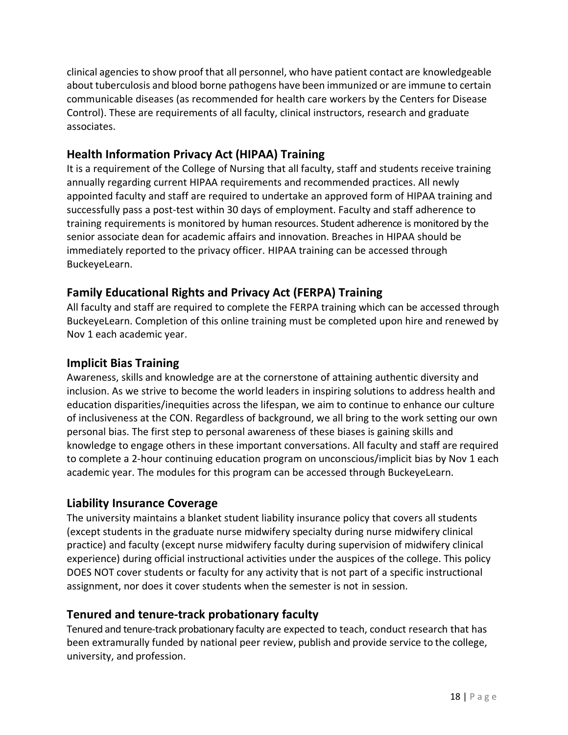clinical agencies to show proof that all personnel, who have patient contact are knowledgeable about tuberculosis and blood borne pathogens have been immunized or are immune to certain communicable diseases (as recommended for health care workers by the Centers for Disease Control). These are requirements of all faculty, clinical instructors, research and graduate associates.

## Health Information Privacy Act (HIPAA) Training

It is a requirement of the College of Nursing that all faculty, staff and students receive training annually regarding current HIPAA requirements and recommended practices. All newly appointed faculty and staff are required to undertake an approved form of HIPAA training and successfully pass a post-test within 30 days of employment. Faculty and staff adherence to training requirements is monitored by human resources. Student adherence is monitored by the senior associate dean for academic affairs and innovation. Breaches in HIPAA should be immediately reported to the privacy officer. HIPAA training can be accessed through BuckeyeLearn.

## Family Educational Rights and Privacy Act (FERPA) Training

All faculty and staff are required to complete the FERPA training which can be accessed through BuckeyeLearn. Completion of this online training must be completed upon hire and renewed by Nov 1 each academic year.

## Implicit Bias Training

Awareness, skills and knowledge are at the cornerstone of attaining authentic diversity and inclusion. As we strive to become the world leaders in inspiring solutions to address health and education disparities/inequities across the lifespan, we aim to continue to enhance our culture of inclusiveness at the CON. Regardless of background, we all bring to the work setting our own personal bias. The first step to personal awareness of these biases is gaining skills and knowledge to engage others in these important conversations. All faculty and staff are required to complete a 2-hour continuing education program on unconscious/implicit bias by Nov 1 each academic year. The modules for this program can be accessed through BuckeyeLearn.

## Liability Insurance Coverage

The university maintains a blanket student liability insurance policy that covers all students (except students in the graduate nurse midwifery specialty during nurse midwifery clinical practice) and faculty (except nurse midwifery faculty during supervision of midwifery clinical experience) during official instructional activities under the auspices of the college. This policy DOES NOT cover students or faculty for any activity that is not part of a specific instructional assignment, nor does it cover students when the semester is not in session.

## Tenured and tenure-track probationary faculty

Tenured and tenure-track probationary faculty are expected to teach, conduct research that has been extramurally funded by national peer review, publish and provide service to the college, university, and profession.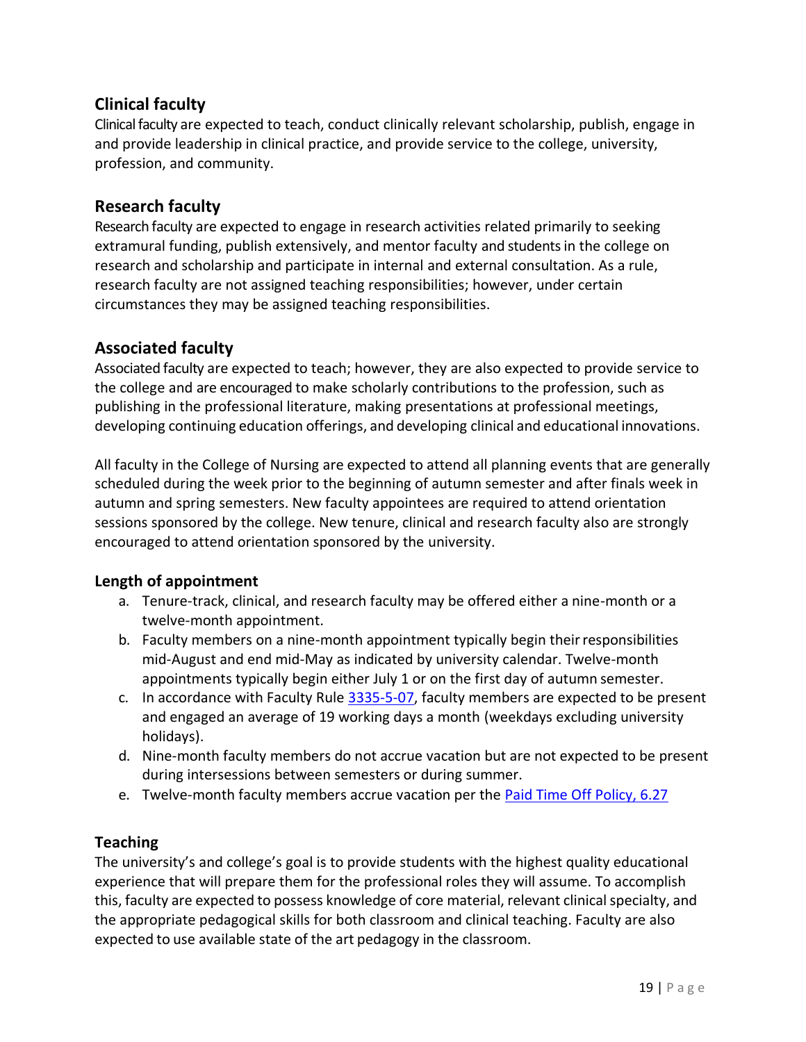## Clinical faculty

Clinical faculty are expected to teach, conduct clinically relevant scholarship, publish, engage in and provide leadership in clinical practice, and provide service to the college, university, profession, and community.

## Research faculty

Research faculty are expected to engage in research activities related primarily to seeking extramural funding, publish extensively, and mentor faculty and students in the college on research and scholarship and participate in internal and external consultation. As a rule, research faculty are not assigned teaching responsibilities; however, under certain circumstances they may be assigned teaching responsibilities.

## Associated faculty

Associated faculty are expected to teach; however, they are also expected to provide service to the college and are encouraged to make scholarly contributions to the profession, such as publishing in the professional literature, making presentations at professional meetings, developing continuing education offerings, and developing clinical and educational innovations.

All faculty in the College of Nursing are expected to attend all planning events that are generally scheduled during the week prior to the beginning of autumn semester and after finals week in autumn and spring semesters. New faculty appointees are required to attend orientation sessions sponsored by the college. New tenure, clinical and research faculty also are strongly encouraged to attend orientation sponsored by the university.

### Length of appointment

a. Tenure-track, clinical, and research faculty may be offered either a nine-month or a twelve-month appointment.
b. Faculty members on a nine-month appointment typically begin their responsibilities mid-August and end mid-May as indicated by university calendar. Twelve-month appointments typically begin either July 1 or on the first day of autumn semester.
c. In accordance with Faculty Rule 3335-5-07, faculty members are expected to be present and engaged an average of 19 working days a month (weekdays excluding university holidays).
d. Nine-month faculty members do not accrue vacation but are not expected to be present during intersessions between semesters or during summer.
e. Twelve-month faculty members accrue vacation per the Paid Time Off Policy, 6.27

### Teaching

The university's and college's goal is to provide students with the highest quality educational experience that will prepare them for the professional roles they will assume. To accomplish this, faculty are expected to possess knowledge of core material, relevant clinical specialty, and the appropriate pedagogical skills for both classroom and clinical teaching. Faculty are also expected to use available state of the art pedagogy in the classroom.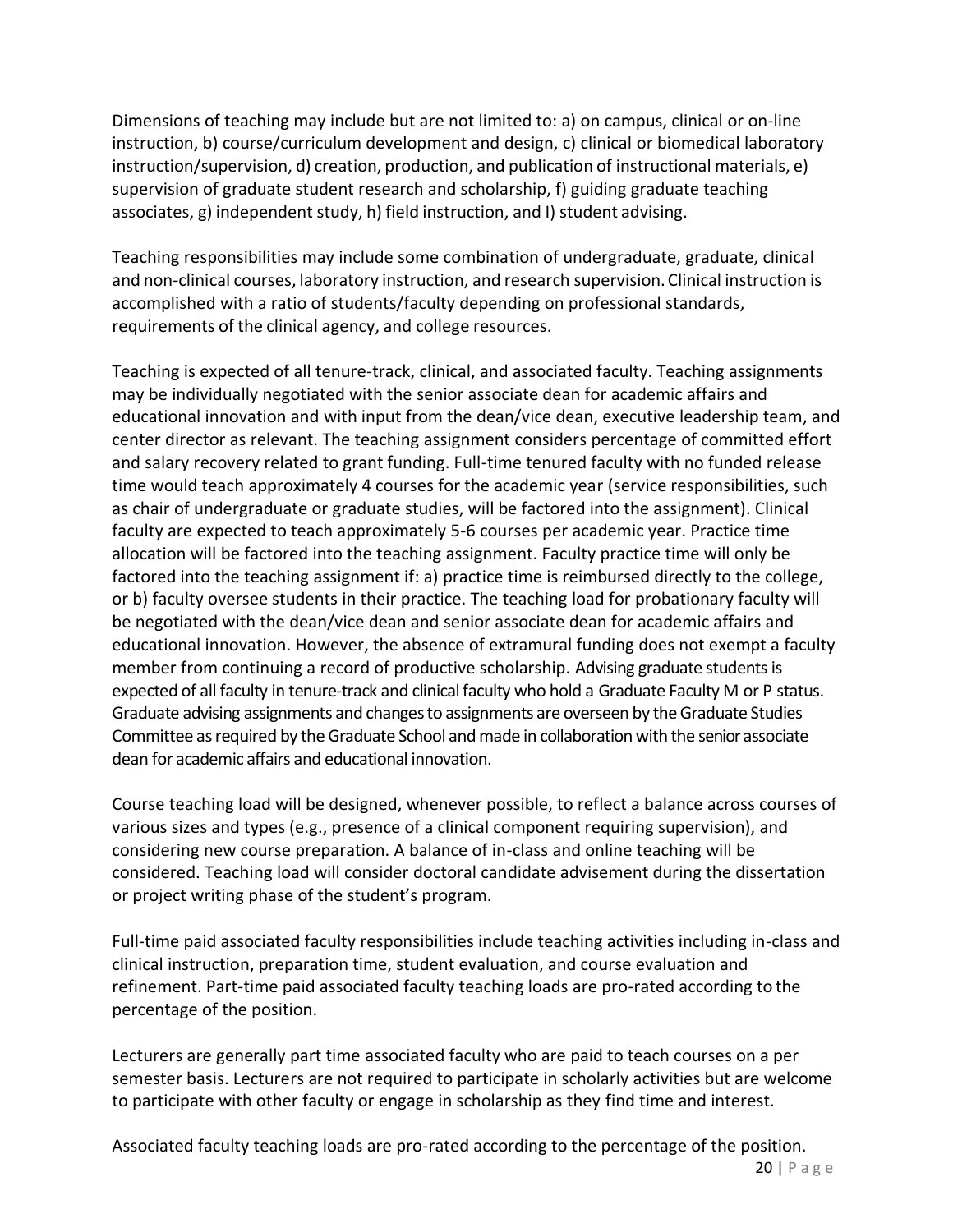Dimensions of teaching may include but are not limited to: a) on campus, clinical or on-line instruction, b) course/curriculum development and design, c) clinical or biomedical laboratory instruction/supervision, d) creation, production, and publication of instructional materials, e) supervision of graduate student research and scholarship, f) guiding graduate teaching associates, g) independent study, h) field instruction, and I) student advising.

Teaching responsibilities may include some combination of undergraduate, graduate, clinical and non-clinical courses, laboratory instruction, and research supervision. Clinical instruction is accomplished with a ratio of students/faculty depending on professional standards, requirements of the clinical agency, and college resources.

Teaching is expected of all tenure-track, clinical, and associated faculty. Teaching assignments may be individually negotiated with the senior associate dean for academic affairs and educational innovation and with input from the dean/vice dean, executive leadership team, and center director as relevant. The teaching assignment considers percentage of committed effort and salary recovery related to grant funding. Full-time tenured faculty with no funded release time would teach approximately 4 courses for the academic year (service responsibilities, such as chair of undergraduate or graduate studies, will be factored into the assignment). Clinical faculty are expected to teach approximately 5-6 courses per academic year. Practice time allocation will be factored into the teaching assignment. Faculty practice time will only be factored into the teaching assignment if: a) practice time is reimbursed directly to the college, or b) faculty oversee students in their practice. The teaching load for probationary faculty will be negotiated with the dean/vice dean and senior associate dean for academic affairs and educational innovation. However, the absence of extramural funding does not exempt a faculty member from continuing a record of productive scholarship. Advising graduate students is expected of all faculty in tenure-track and clinical faculty who hold a Graduate Faculty M or P status. Graduate advising assignments and changes to assignments are overseen by the Graduate Studies Committee as required by the Graduate School and made in collaboration with the senior associate dean for academic affairs and educational innovation.

Course teaching load will be designed, whenever possible, to reflect a balance across courses of various sizes and types (e.g., presence of a clinical component requiring supervision), and considering new course preparation. A balance of in-class and online teaching will be considered. Teaching load will consider doctoral candidate advisement during the dissertation or project writing phase of the student's program.

Full-time paid associated faculty responsibilities include teaching activities including in-class and clinical instruction, preparation time, student evaluation, and course evaluation and refinement. Part-time paid associated faculty teaching loads are pro-rated according to the percentage of the position.

Lecturers are generally part time associated faculty who are paid to teach courses on a per semester basis. Lecturers are not required to participate in scholarly activities but are welcome to participate with other faculty or engage in scholarship as they find time and interest.

Associated faculty teaching loads are pro-rated according to the percentage of the position.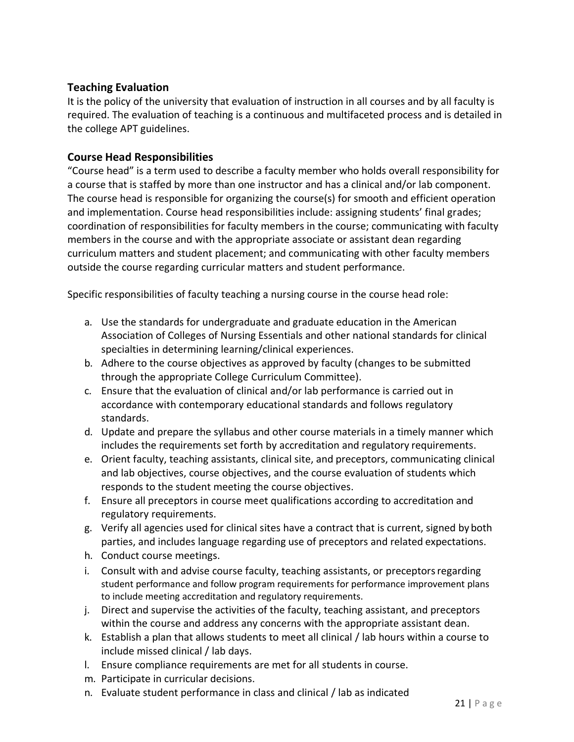## Teaching Evaluation

It is the policy of the university that evaluation of instruction in all courses and by all faculty is required. The evaluation of teaching is a continuous and multifaceted process and is detailed in the college APT guidelines.

## Course Head Responsibilities

“Course head” is a term used to describe a faculty member who holds overall responsibility for a course that is staffed by more than one instructor and has a clinical and/or lab component. The course head is responsible for organizing the course(s) for smooth and efficient operation and implementation. Course head responsibilities include: assigning students’ final grades; coordination of responsibilities for faculty members in the course; communicating with faculty members in the course and with the appropriate associate or assistant dean regarding curriculum matters and student placement; and communicating with other faculty members outside the course regarding curricular matters and student performance.

Specific responsibilities of faculty teaching a nursing course in the course head role:

a. Use the standards for undergraduate and graduate education in the American Association of Colleges of Nursing Essentials and other national standards for clinical specialties in determining learning/clinical experiences.
b. Adhere to the course objectives as approved by faculty (changes to be submitted through the appropriate College Curriculum Committee).
c. Ensure that the evaluation of clinical and/or lab performance is carried out in accordance with contemporary educational standards and follows regulatory standards.
d. Update and prepare the syllabus and other course materials in a timely manner which includes the requirements set forth by accreditation and regulatory requirements.
e. Orient faculty, teaching assistants, clinical site, and preceptors, communicating clinical and lab objectives, course objectives, and the course evaluation of students which responds to the student meeting the course objectives.
f. Ensure all preceptors in course meet qualifications according to accreditation and regulatory requirements.
g. Verify all agencies used for clinical sites have a contract that is current, signed by both parties, and includes language regarding use of preceptors and related expectations.
h. Conduct course meetings.
i. Consult with and advise course faculty, teaching assistants, or preceptors regarding student performance and follow program requirements for performance improvement plans to include meeting accreditation and regulatory requirements.
j. Direct and supervise the activities of the faculty, teaching assistant, and preceptors within the course and address any concerns with the appropriate assistant dean.
k. Establish a plan that allows students to meet all clinical / lab hours within a course to include missed clinical / lab days.
l. Ensure compliance requirements are met for all students in course.
m. Participate in curricular decisions.
n. Evaluate student performance in class and clinical / lab as indicated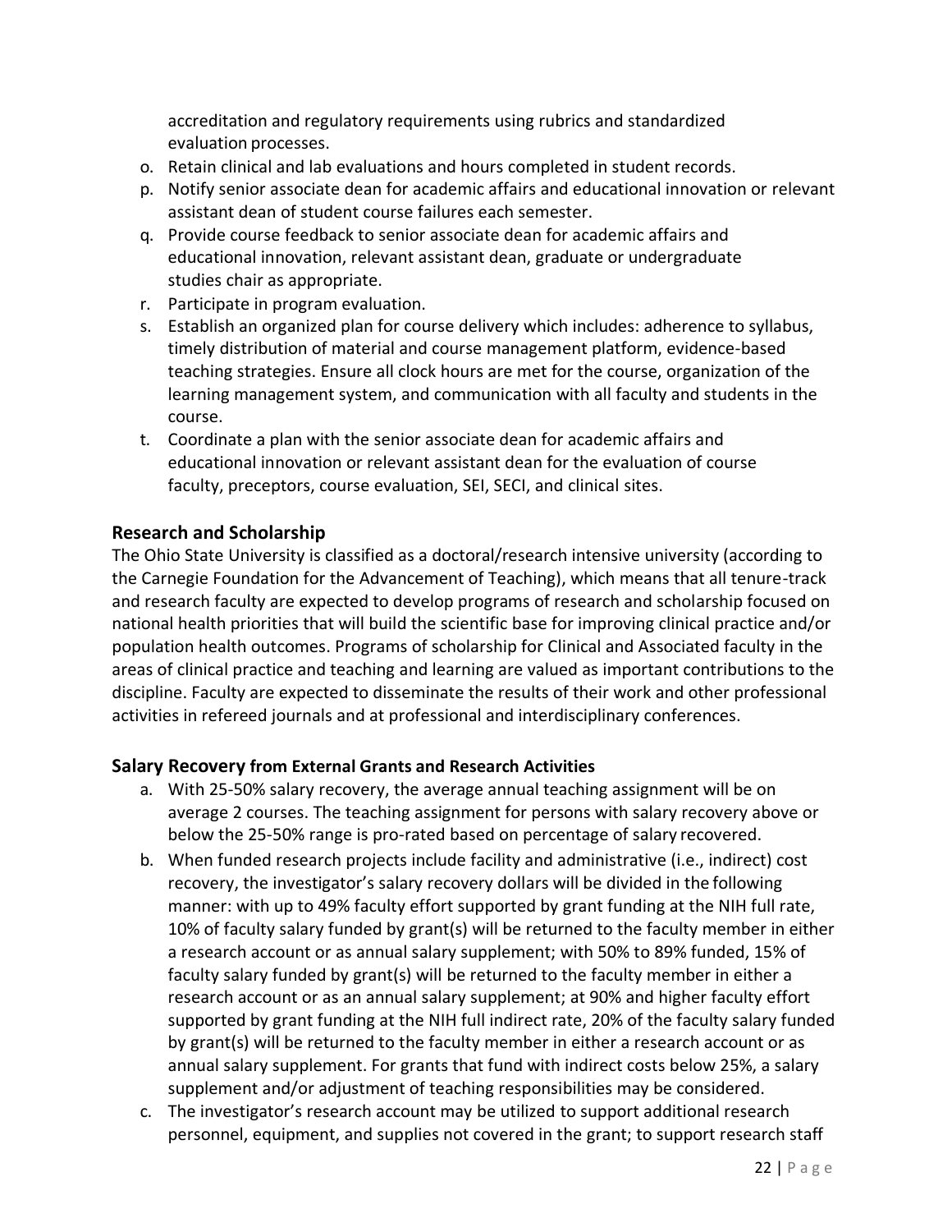accreditation and regulatory requirements using rubrics and standardized evaluation processes.

o. Retain clinical and lab evaluations and hours completed in student records.
p. Notify senior associate dean for academic affairs and educational innovation or relevant assistant dean of student course failures each semester.
q. Provide course feedback to senior associate dean for academic affairs and educational innovation, relevant assistant dean, graduate or undergraduate studies chair as appropriate.
r. Participate in program evaluation.
s. Establish an organized plan for course delivery which includes: adherence to syllabus, timely distribution of material and course management platform, evidence-based teaching strategies. Ensure all clock hours are met for the course, organization of the learning management system, and communication with all faculty and students in the course.
t. Coordinate a plan with the senior associate dean for academic affairs and educational innovation or relevant assistant dean for the evaluation of course faculty, preceptors, course evaluation, SEI, SECI, and clinical sites.

## Research and Scholarship

The Ohio State University is classified as a doctoral/research intensive university (according to the Carnegie Foundation for the Advancement of Teaching), which means that all tenure-track and research faculty are expected to develop programs of research and scholarship focused on national health priorities that will build the scientific base for improving clinical practice and/or population health outcomes. Programs of scholarship for Clinical and Associated faculty in the areas of clinical practice and teaching and learning are valued as important contributions to the discipline. Faculty are expected to disseminate the results of their work and other professional activities in refereed journals and at professional and interdisciplinary conferences.

## Salary Recovery from External Grants and Research Activities

a. With 25-50% salary recovery, the average annual teaching assignment will be on average 2 courses. The teaching assignment for persons with salary recovery above or below the 25-50% range is pro-rated based on percentage of salary recovered.
b. When funded research projects include facility and administrative (i.e., indirect) cost recovery, the investigator's salary recovery dollars will be divided in the following manner: with up to 49% faculty effort supported by grant funding at the NIH full rate, 10% of faculty salary funded by grant(s) will be returned to the faculty member in either a research account or as annual salary supplement; with 50% to 89% funded, 15% of faculty salary funded by grant(s) will be returned to the faculty member in either a research account or as an annual salary supplement; at 90% and higher faculty effort supported by grant funding at the NIH full indirect rate, 20% of the faculty salary funded by grant(s) will be returned to the faculty member in either a research account or as annual salary supplement. For grants that fund with indirect costs below 25%, a salary supplement and/or adjustment of teaching responsibilities may be considered.
c. The investigator's research account may be utilized to support additional research personnel, equipment, and supplies not covered in the grant; to support research staff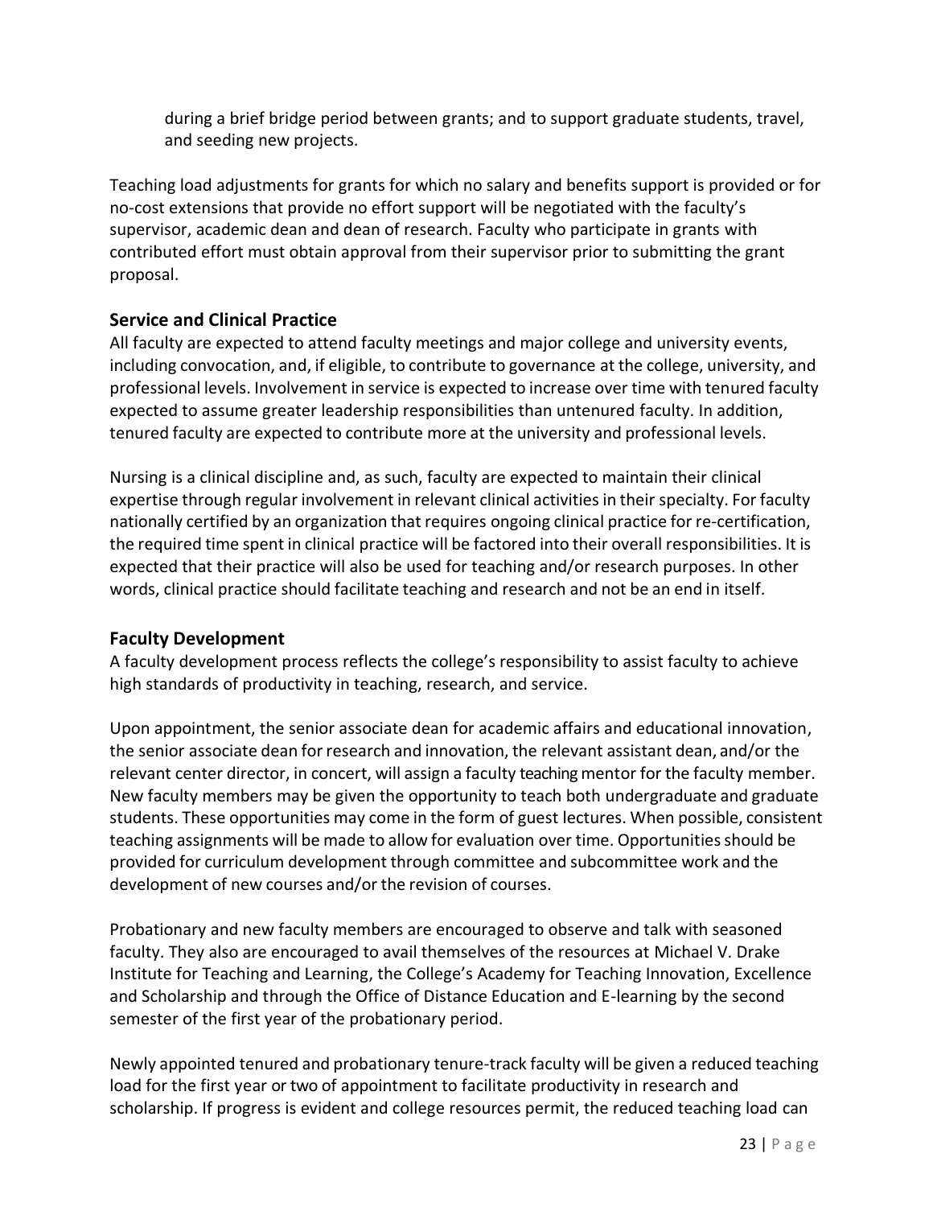during a brief bridge period between grants; and to support graduate students, travel, and seeding new projects.

Teaching load adjustments for grants for which no salary and benefits support is provided or for no-cost extensions that provide no effort support will be negotiated with the faculty's supervisor, academic dean and dean of research. Faculty who participate in grants with contributed effort must obtain approval from their supervisor prior to submitting the grant proposal.

### Service and Clinical Practice

All faculty are expected to attend faculty meetings and major college and university events, including convocation, and, if eligible, to contribute to governance at the college, university, and professional levels. Involvement in service is expected to increase over time with tenured faculty expected to assume greater leadership responsibilities than untenured faculty. In addition, tenured faculty are expected to contribute more at the university and professional levels.

Nursing is a clinical discipline and, as such, faculty are expected to maintain their clinical expertise through regular involvement in relevant clinical activities in their specialty. For faculty nationally certified by an organization that requires ongoing clinical practice for re-certification, the required time spent in clinical practice will be factored into their overall responsibilities. It is expected that their practice will also be used for teaching and/or research purposes. In other words, clinical practice should facilitate teaching and research and not be an end in itself.

### Faculty Development

A faculty development process reflects the college's responsibility to assist faculty to achieve high standards of productivity in teaching, research, and service.

Upon appointment, the senior associate dean for academic affairs and educational innovation, the senior associate dean for research and innovation, the relevant assistant dean, and/or the relevant center director, in concert, will assign a faculty teaching mentor for the faculty member. New faculty members may be given the opportunity to teach both undergraduate and graduate students. These opportunities may come in the form of guest lectures. When possible, consistent teaching assignments will be made to allow for evaluation over time. Opportunities should be provided for curriculum development through committee and subcommittee work and the development of new courses and/or the revision of courses.

Probationary and new faculty members are encouraged to observe and talk with seasoned faculty. They also are encouraged to avail themselves of the resources at Michael V. Drake Institute for Teaching and Learning, the College's Academy for Teaching Innovation, Excellence and Scholarship and through the Office of Distance Education and E-learning by the second semester of the first year of the probationary period.

Newly appointed tenured and probationary tenure-track faculty will be given a reduced teaching load for the first year or two of appointment to facilitate productivity in research and scholarship. If progress is evident and college resources permit, the reduced teaching load can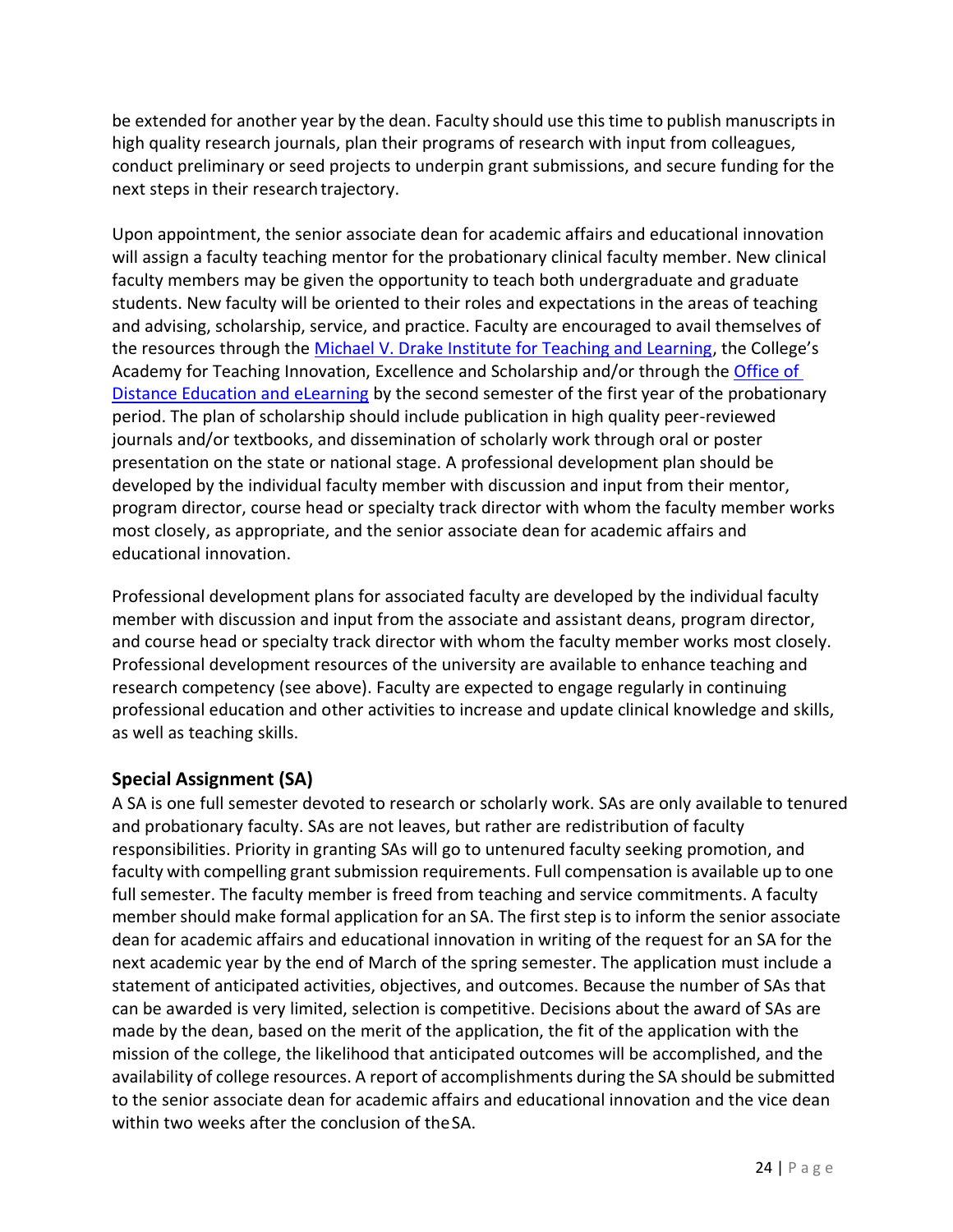be extended for another year by the dean. Faculty should use this time to publish manuscripts in high quality research journals, plan their programs of research with input from colleagues, conduct preliminary or seed projects to underpin grant submissions, and secure funding for the next steps in their research trajectory.

Upon appointment, the senior associate dean for academic affairs and educational innovation will assign a faculty teaching mentor for the probationary clinical faculty member. New clinical faculty members may be given the opportunity to teach both undergraduate and graduate students. New faculty will be oriented to their roles and expectations in the areas of teaching and advising, scholarship, service, and practice. Faculty are encouraged to avail themselves of the resources through the Michael V. Drake Institute for Teaching and Learning, the College's Academy for Teaching Innovation, Excellence and Scholarship and/or through the Office of Distance Education and eLearning by the second semester of the first year of the probationary period. The plan of scholarship should include publication in high quality peer-reviewed journals and/or textbooks, and dissemination of scholarly work through oral or poster presentation on the state or national stage. A professional development plan should be developed by the individual faculty member with discussion and input from their mentor, program director, course head or specialty track director with whom the faculty member works most closely, as appropriate, and the senior associate dean for academic affairs and educational innovation.

Professional development plans for associated faculty are developed by the individual faculty member with discussion and input from the associate and assistant deans, program director, and course head or specialty track director with whom the faculty member works most closely. Professional development resources of the university are available to enhance teaching and research competency (see above). Faculty are expected to engage regularly in continuing professional education and other activities to increase and update clinical knowledge and skills, as well as teaching skills.

### Special Assignment (SA)

A SA is one full semester devoted to research or scholarly work. SAs are only available to tenured and probationary faculty. SAs are not leaves, but rather are redistribution of faculty responsibilities. Priority in granting SAs will go to untenured faculty seeking promotion, and faculty with compelling grant submission requirements. Full compensation is available up to one full semester. The faculty member is freed from teaching and service commitments. A faculty member should make formal application for an SA. The first step is to inform the senior associate dean for academic affairs and educational innovation in writing of the request for an SA for the next academic year by the end of March of the spring semester. The application must include a statement of anticipated activities, objectives, and outcomes. Because the number of SAs that can be awarded is very limited, selection is competitive. Decisions about the award of SAs are made by the dean, based on the merit of the application, the fit of the application with the mission of the college, the likelihood that anticipated outcomes will be accomplished, and the availability of college resources. A report of accomplishments during the SA should be submitted to the senior associate dean for academic affairs and educational innovation and the vice dean within two weeks after the conclusion of the SA.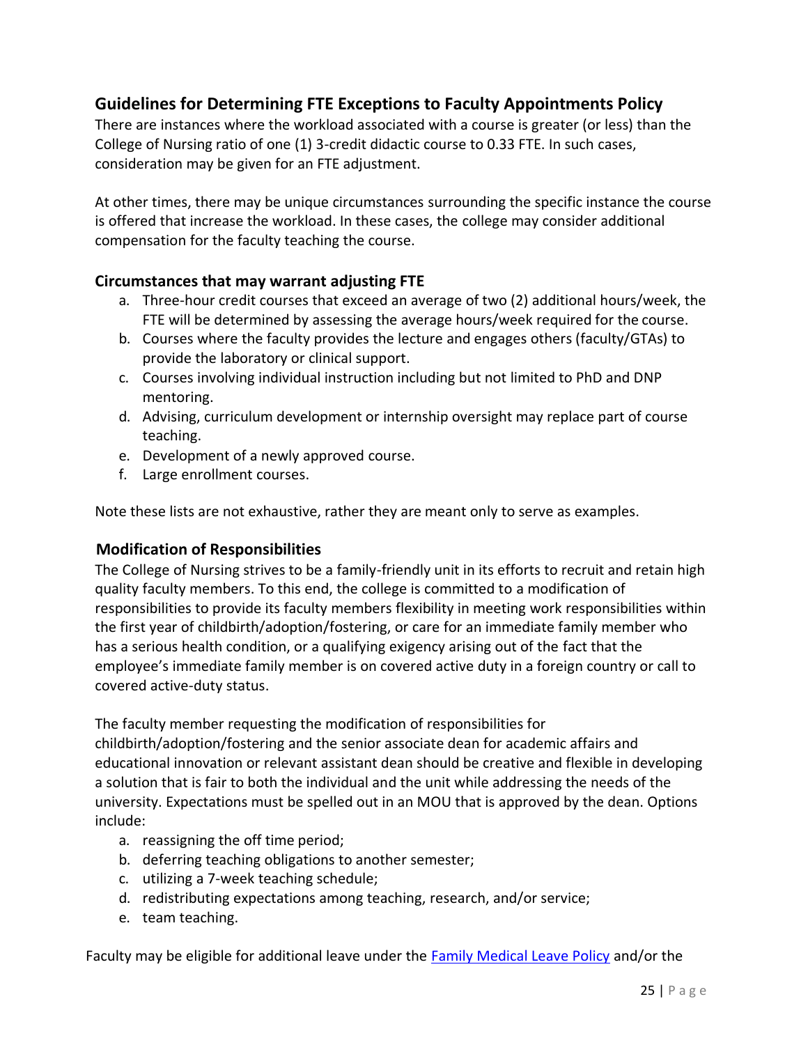## Guidelines for Determining FTE Exceptions to Faculty Appointments Policy

There are instances where the workload associated with a course is greater (or less) than the College of Nursing ratio of one (1) 3-credit didactic course to 0.33 FTE. In such cases, consideration may be given for an FTE adjustment.

At other times, there may be unique circumstances surrounding the specific instance the course is offered that increase the workload. In these cases, the college may consider additional compensation for the faculty teaching the course.

### Circumstances that may warrant adjusting FTE

a. Three-hour credit courses that exceed an average of two (2) additional hours/week, the FTE will be determined by assessing the average hours/week required for the course.
b. Courses where the faculty provides the lecture and engages others (faculty/GTAs) to provide the laboratory or clinical support.
c. Courses involving individual instruction including but not limited to PhD and DNP mentoring.
d. Advising, curriculum development or internship oversight may replace part of course teaching.
e. Development of a newly approved course.
f. Large enrollment courses.

Note these lists are not exhaustive, rather they are meant only to serve as examples.

### Modification of Responsibilities

The College of Nursing strives to be a family-friendly unit in its efforts to recruit and retain high quality faculty members. To this end, the college is committed to a modification of responsibilities to provide its faculty members flexibility in meeting work responsibilities within the first year of childbirth/adoption/fostering, or care for an immediate family member who has a serious health condition, or a qualifying exigency arising out of the fact that the employee's immediate family member is on covered active duty in a foreign country or call to covered active-duty status.

The faculty member requesting the modification of responsibilities for childbirth/adoption/fostering and the senior associate dean for academic affairs and educational innovation or relevant assistant dean should be creative and flexible in developing a solution that is fair to both the individual and the unit while addressing the needs of the university. Expectations must be spelled out in an MOU that is approved by the dean. Options include:

a. reassigning the off time period;
b. deferring teaching obligations to another semester;
c. utilizing a 7-week teaching schedule;
d. redistributing expectations among teaching, research, and/or service;
e. team teaching.

Faculty may be eligible for additional leave under the [Family Medical Leave Policy](#) and/or the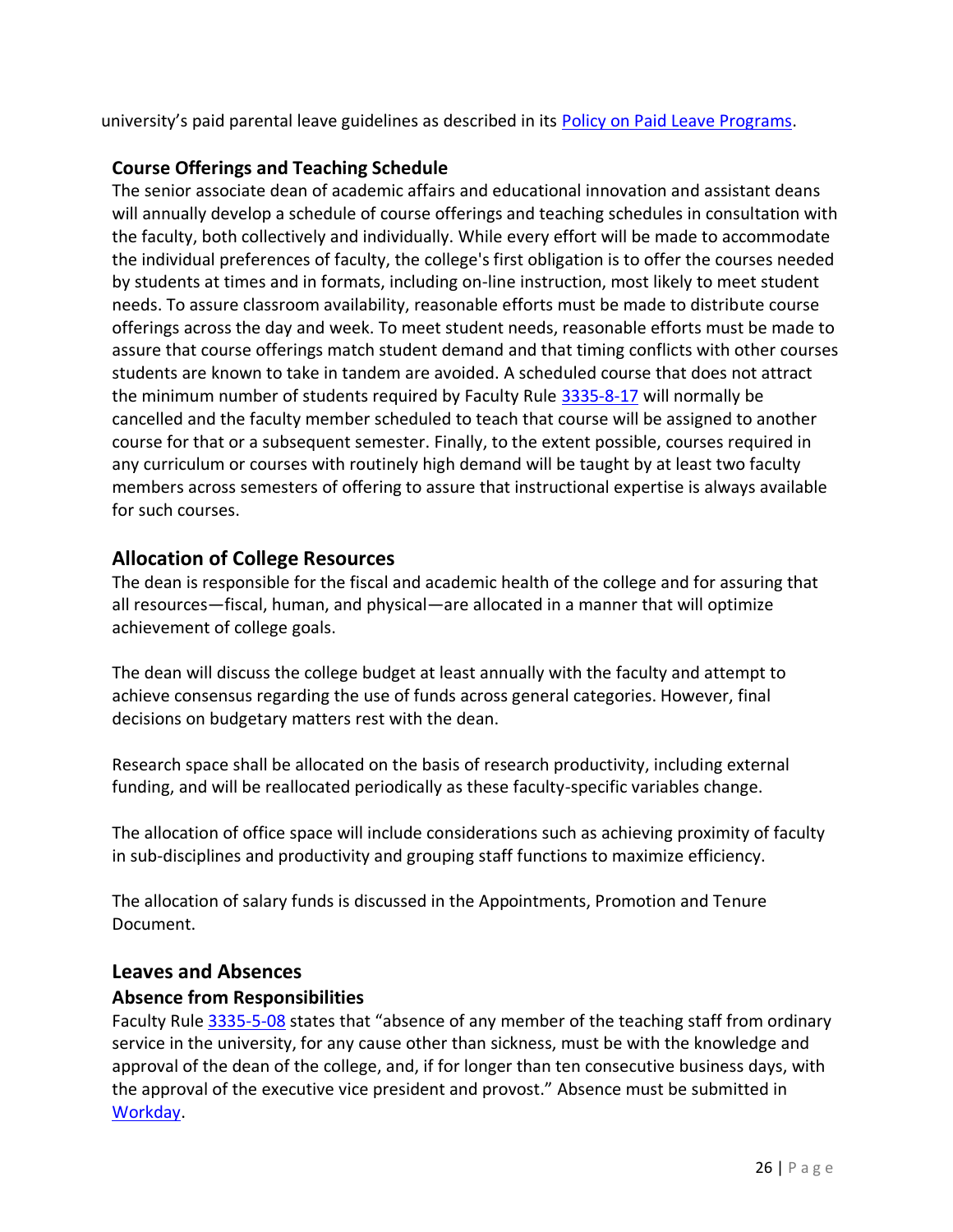university's paid parental leave guidelines as described in its [Policy on Paid Leave Programs](Policy on Paid Leave Programs).

### Course Offerings and Teaching Schedule

The senior associate dean of academic affairs and educational innovation and assistant deans will annually develop a schedule of course offerings and teaching schedules in consultation with the faculty, both collectively and individually. While every effort will be made to accommodate the individual preferences of faculty, the college's first obligation is to offer the courses needed by students at times and in formats, including on-line instruction, most likely to meet student needs. To assure classroom availability, reasonable efforts must be made to distribute course offerings across the day and week. To meet student needs, reasonable efforts must be made to assure that course offerings match student demand and that timing conflicts with other courses students are known to take in tandem are avoided. A scheduled course that does not attract the minimum number of students required by Faculty Rule 3335-8-17 will normally be cancelled and the faculty member scheduled to teach that course will be assigned to another course for that or a subsequent semester. Finally, to the extent possible, courses required in any curriculum or courses with routinely high demand will be taught by at least two faculty members across semesters of offering to assure that instructional expertise is always available for such courses.

## Allocation of College Resources

The dean is responsible for the fiscal and academic health of the college and for assuring that all resources—fiscal, human, and physical—are allocated in a manner that will optimize achievement of college goals.

The dean will discuss the college budget at least annually with the faculty and attempt to achieve consensus regarding the use of funds across general categories. However, final decisions on budgetary matters rest with the dean.

Research space shall be allocated on the basis of research productivity, including external funding, and will be reallocated periodically as these faculty-specific variables change.

The allocation of office space will include considerations such as achieving proximity of faculty in sub-disciplines and productivity and grouping staff functions to maximize efficiency.

The allocation of salary funds is discussed in the Appointments, Promotion and Tenure Document.

## Leaves and Absences

### Absence from Responsibilities

Faculty Rule 3335-5-08 states that "absence of any member of the teaching staff from ordinary service in the university, for any cause other than sickness, must be with the knowledge and approval of the dean of the college, and, if for longer than ten consecutive business days, with the approval of the executive vice president and provost." Absence must be submitted in Workday.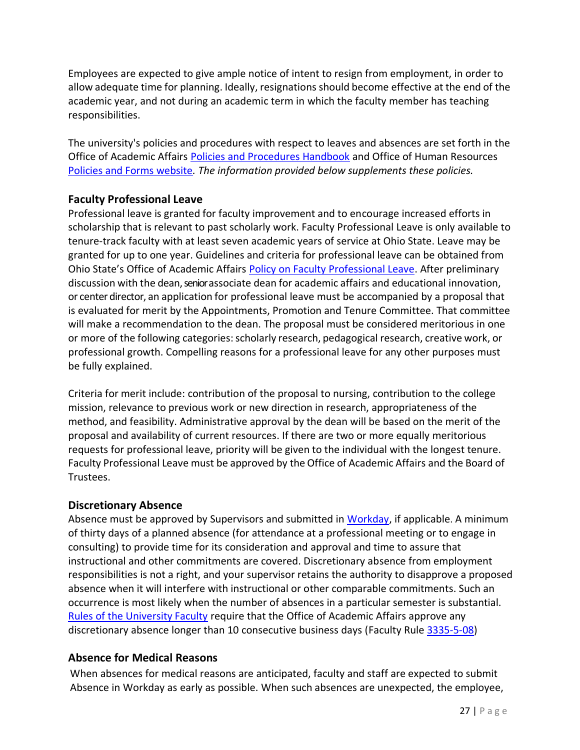Employees are expected to give ample notice of intent to resign from employment, in order to allow adequate time for planning. Ideally, resignations should become effective at the end of the academic year, and not during an academic term in which the faculty member has teaching responsibilities.

The university's policies and procedures with respect to leaves and absences are set forth in the Office of Academic Affairs [Policies and Procedures Handbook]() and Office of Human Resources [Policies and Forms website](). *The information provided below supplements these policies.*

### Faculty Professional Leave

Professional leave is granted for faculty improvement and to encourage increased efforts in scholarship that is relevant to past scholarly work. Faculty Professional Leave is only available to tenure-track faculty with at least seven academic years of service at Ohio State. Leave may be granted for up to one year. Guidelines and criteria for professional leave can be obtained from Ohio State's Office of Academic Affairs [Policy on Faculty Professional Leave](). After preliminary discussion with the dean, senior associate dean for academic affairs and educational innovation, or center director, an application for professional leave must be accompanied by a proposal that is evaluated for merit by the Appointments, Promotion and Tenure Committee. That committee will make a recommendation to the dean. The proposal must be considered meritorious in one or more of the following categories: scholarly research, pedagogical research, creative work, or professional growth. Compelling reasons for a professional leave for any other purposes must be fully explained.

Criteria for merit include: contribution of the proposal to nursing, contribution to the college mission, relevance to previous work or new direction in research, appropriateness of the method, and feasibility. Administrative approval by the dean will be based on the merit of the proposal and availability of current resources. If there are two or more equally meritorious requests for professional leave, priority will be given to the individual with the longest tenure. Faculty Professional Leave must be approved by the Office of Academic Affairs and the Board of Trustees.

### Discretionary Absence

Absence must be approved by Supervisors and submitted in [Workday](), if applicable. A minimum of thirty days of a planned absence (for attendance at a professional meeting or to engage in consulting) to provide time for its consideration and approval and time to assure that instructional and other commitments are covered. Discretionary absence from employment responsibilities is not a right, and your supervisor retains the authority to disapprove a proposed absence when it will interfere with instructional or other comparable commitments. Such an occurrence is most likely when the number of absences in a particular semester is substantial. [Rules of the University Faculty]() require that the Office of Academic Affairs approve any discretionary absence longer than 10 consecutive business days (Faculty Rule [3335-5-08]())

### Absence for Medical Reasons

When absences for medical reasons are anticipated, faculty and staff are expected to submit Absence in Workday as early as possible. When such absences are unexpected, the employee,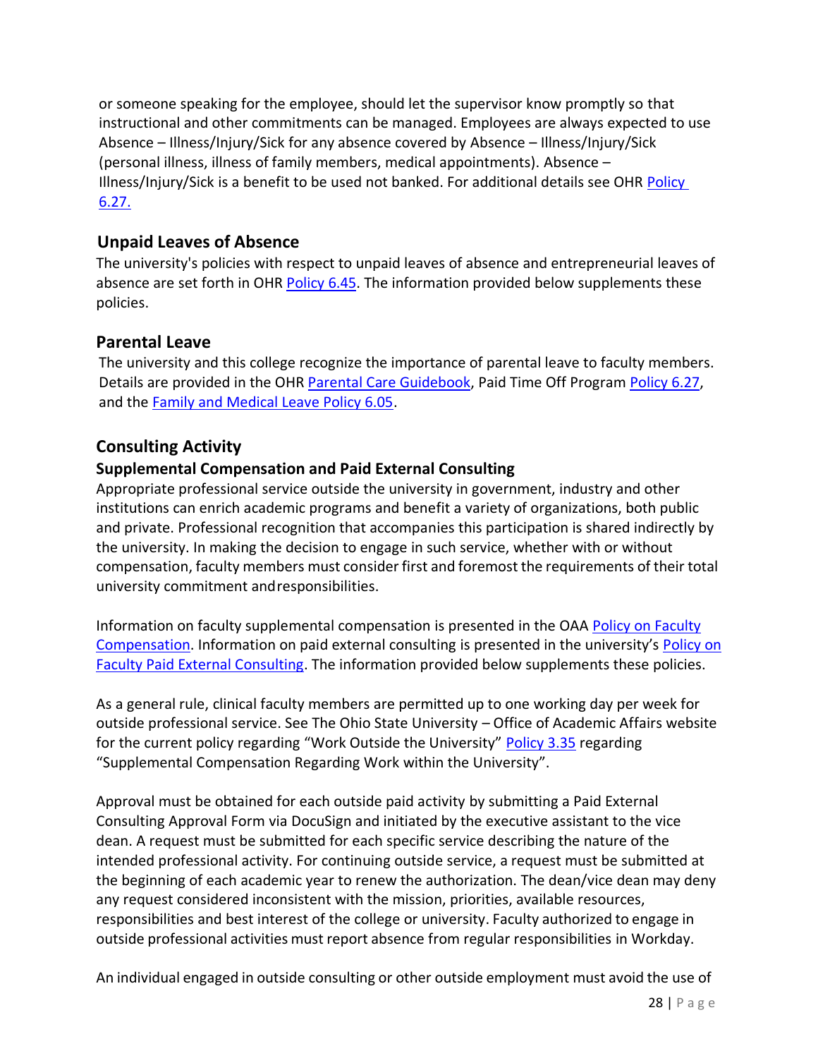or someone speaking for the employee, should let the supervisor know promptly so that instructional and other commitments can be managed. Employees are always expected to use Absence – Illness/Injury/Sick for any absence covered by Absence – Illness/Injury/Sick (personal illness, illness of family members, medical appointments). Absence – Illness/Injury/Sick is a benefit to be used not banked. For additional details see OHR Policy 6.27.

## Unpaid Leaves of Absence

The university's policies with respect to unpaid leaves of absence and entrepreneurial leaves of absence are set forth in OHR Policy 6.45. The information provided below supplements these policies.

## Parental Leave

The university and this college recognize the importance of parental leave to faculty members. Details are provided in the OHR Parental Care Guidebook, Paid Time Off Program Policy 6.27, and the Family and Medical Leave Policy 6.05.

## Consulting Activity

### Supplemental Compensation and Paid External Consulting

Appropriate professional service outside the university in government, industry and other institutions can enrich academic programs and benefit a variety of organizations, both public and private. Professional recognition that accompanies this participation is shared indirectly by the university. In making the decision to engage in such service, whether with or without compensation, faculty members must consider first and foremost the requirements of their total university commitment and responsibilities.

Information on faculty supplemental compensation is presented in the OAA Policy on Faculty Compensation. Information on paid external consulting is presented in the university's Policy on Faculty Paid External Consulting. The information provided below supplements these policies.

As a general rule, clinical faculty members are permitted up to one working day per week for outside professional service. See The Ohio State University – Office of Academic Affairs website for the current policy regarding "Work Outside the University" Policy 3.35 regarding "Supplemental Compensation Regarding Work within the University".

Approval must be obtained for each outside paid activity by submitting a Paid External Consulting Approval Form via DocuSign and initiated by the executive assistant to the vice dean. A request must be submitted for each specific service describing the nature of the intended professional activity. For continuing outside service, a request must be submitted at the beginning of each academic year to renew the authorization. The dean/vice dean may deny any request considered inconsistent with the mission, priorities, available resources, responsibilities and best interest of the college or university. Faculty authorized to engage in outside professional activities must report absence from regular responsibilities in Workday.

An individual engaged in outside consulting or other outside employment must avoid the use of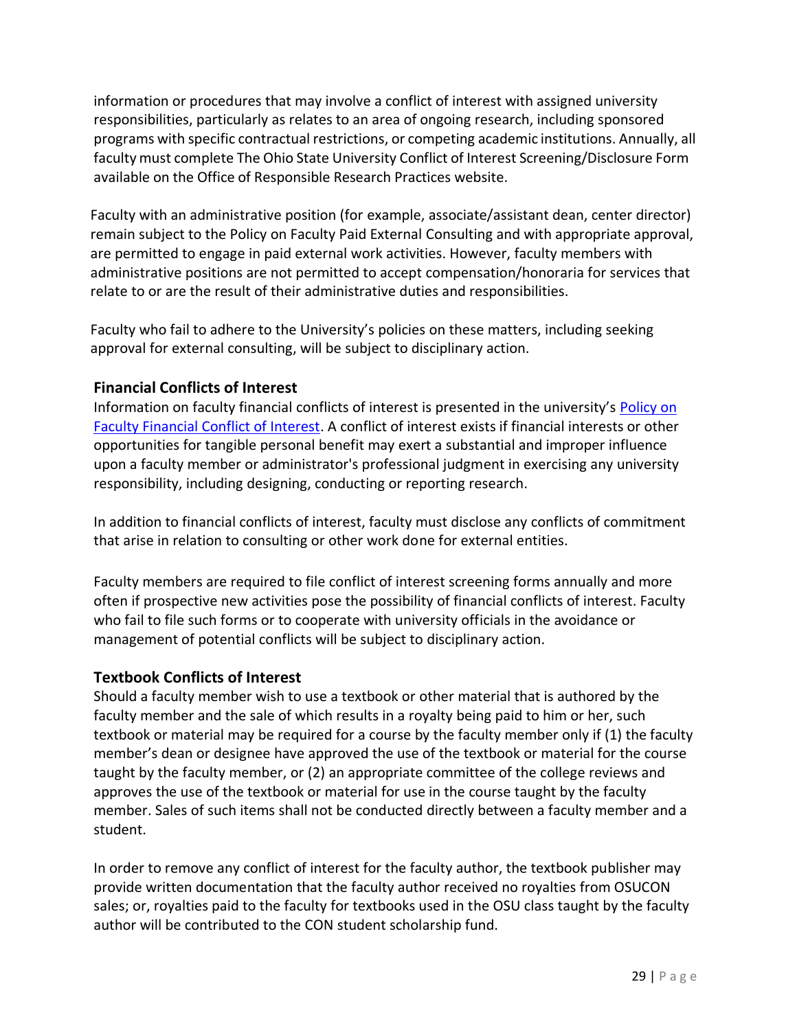information or procedures that may involve a conflict of interest with assigned university responsibilities, particularly as relates to an area of ongoing research, including sponsored programs with specific contractual restrictions, or competing academic institutions. Annually, all faculty must complete The Ohio State University Conflict of Interest Screening/Disclosure Form available on the Office of Responsible Research Practices website.

Faculty with an administrative position (for example, associate/assistant dean, center director) remain subject to the Policy on Faculty Paid External Consulting and with appropriate approval, are permitted to engage in paid external work activities. However, faculty members with administrative positions are not permitted to accept compensation/honoraria for services that relate to or are the result of their administrative duties and responsibilities.

Faculty who fail to adhere to the University's policies on these matters, including seeking approval for external consulting, will be subject to disciplinary action.

### Financial Conflicts of Interest

Information on faculty financial conflicts of interest is presented in the university's Policy on Faculty Financial Conflict of Interest. A conflict of interest exists if financial interests or other opportunities for tangible personal benefit may exert a substantial and improper influence upon a faculty member or administrator's professional judgment in exercising any university responsibility, including designing, conducting or reporting research.

In addition to financial conflicts of interest, faculty must disclose any conflicts of commitment that arise in relation to consulting or other work done for external entities.

Faculty members are required to file conflict of interest screening forms annually and more often if prospective new activities pose the possibility of financial conflicts of interest. Faculty who fail to file such forms or to cooperate with university officials in the avoidance or management of potential conflicts will be subject to disciplinary action.

### Textbook Conflicts of Interest

Should a faculty member wish to use a textbook or other material that is authored by the faculty member and the sale of which results in a royalty being paid to him or her, such textbook or material may be required for a course by the faculty member only if (1) the faculty member's dean or designee have approved the use of the textbook or material for the course taught by the faculty member, or (2) an appropriate committee of the college reviews and approves the use of the textbook or material for use in the course taught by the faculty member. Sales of such items shall not be conducted directly between a faculty member and a student.

In order to remove any conflict of interest for the faculty author, the textbook publisher may provide written documentation that the faculty author received no royalties from OSUCON sales; or, royalties paid to the faculty for textbooks used in the OSU class taught by the faculty author will be contributed to the CON student scholarship fund.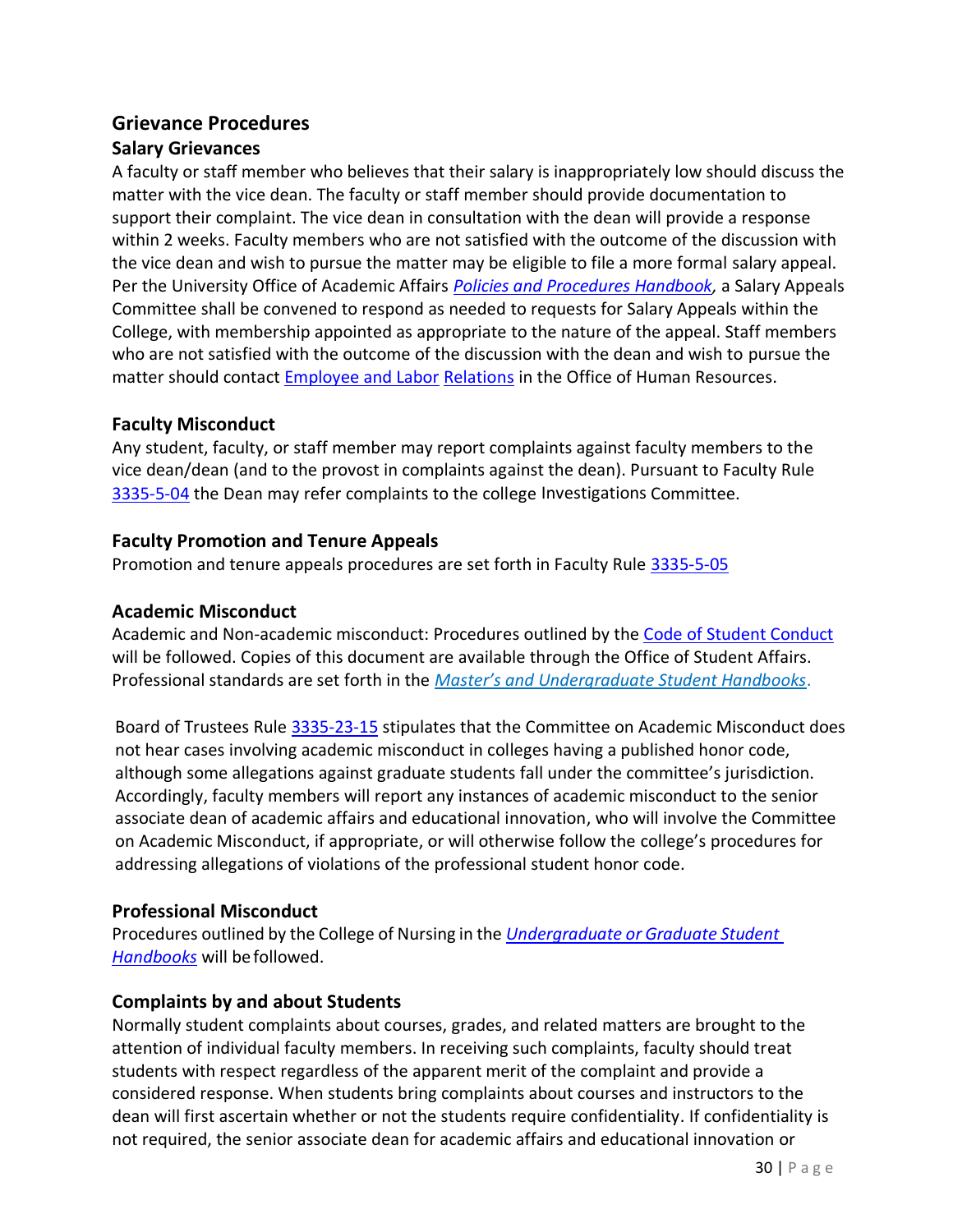## Grievance Procedures

### Salary Grievances

A faculty or staff member who believes that their salary is inappropriately low should discuss the matter with the vice dean. The faculty or staff member should provide documentation to support their complaint. The vice dean in consultation with the dean will provide a response within 2 weeks. Faculty members who are not satisfied with the outcome of the discussion with the vice dean and wish to pursue the matter may be eligible to file a more formal salary appeal. Per the University Office of Academic Affairs *Policies and Procedures Handbook*, a Salary Appeals Committee shall be convened to respond as needed to requests for Salary Appeals within the College, with membership appointed as appropriate to the nature of the appeal. Staff members who are not satisfied with the outcome of the discussion with the dean and wish to pursue the matter should contact Employee and Labor Relations in the Office of Human Resources.

### Faculty Misconduct

Any student, faculty, or staff member may report complaints against faculty members to the vice dean/dean (and to the provost in complaints against the dean). Pursuant to Faculty Rule 3335-5-04 the Dean may refer complaints to the college Investigations Committee.

### Faculty Promotion and Tenure Appeals

Promotion and tenure appeals procedures are set forth in Faculty Rule 3335-5-05

### Academic Misconduct

Academic and Non-academic misconduct: Procedures outlined by the Code of Student Conduct will be followed. Copies of this document are available through the Office of Student Affairs. Professional standards are set forth in the *Master's and Undergraduate Student Handbooks*.

Board of Trustees Rule 3335-23-15 stipulates that the Committee on Academic Misconduct does not hear cases involving academic misconduct in colleges having a published honor code, although some allegations against graduate students fall under the committee's jurisdiction. Accordingly, faculty members will report any instances of academic misconduct to the senior associate dean of academic affairs and educational innovation, who will involve the Committee on Academic Misconduct, if appropriate, or will otherwise follow the college's procedures for addressing allegations of violations of the professional student honor code.

### Professional Misconduct

Procedures outlined by the College of Nursing in the *Undergraduate or Graduate Student Handbooks* will be followed.

### Complaints by and about Students

Normally student complaints about courses, grades, and related matters are brought to the attention of individual faculty members. In receiving such complaints, faculty should treat students with respect regardless of the apparent merit of the complaint and provide a considered response. When students bring complaints about courses and instructors to the dean will first ascertain whether or not the students require confidentiality. If confidentiality is not required, the senior associate dean for academic affairs and educational innovation or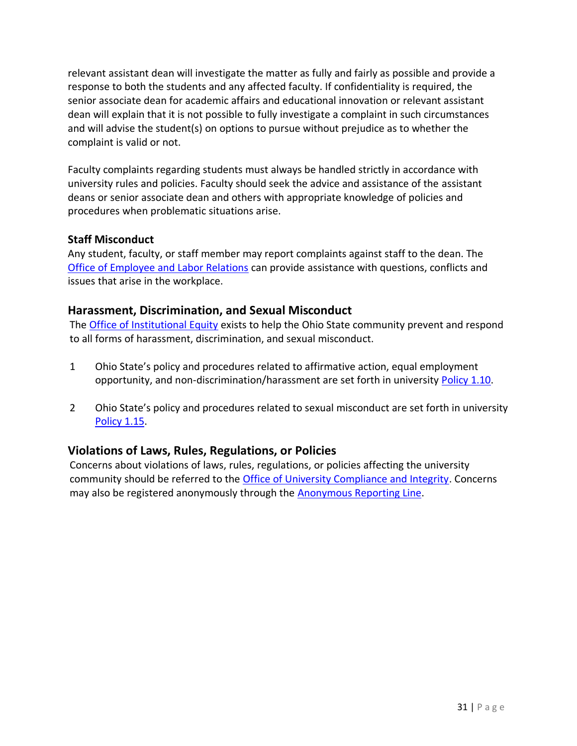relevant assistant dean will investigate the matter as fully and fairly as possible and provide a response to both the students and any affected faculty. If confidentiality is required, the senior associate dean for academic affairs and educational innovation or relevant assistant dean will explain that it is not possible to fully investigate a complaint in such circumstances and will advise the student(s) on options to pursue without prejudice as to whether the complaint is valid or not.

Faculty complaints regarding students must always be handled strictly in accordance with university rules and policies. Faculty should seek the advice and assistance of the assistant deans or senior associate dean and others with appropriate knowledge of policies and procedures when problematic situations arise.

### Staff Misconduct

Any student, faculty, or staff member may report complaints against staff to the dean. The Office of Employee and Labor Relations can provide assistance with questions, conflicts and issues that arise in the workplace.

## Harassment, Discrimination, and Sexual Misconduct

The Office of Institutional Equity exists to help the Ohio State community prevent and respond to all forms of harassment, discrimination, and sexual misconduct.

1. Ohio State's policy and procedures related to affirmative action, equal employment opportunity, and non-discrimination/harassment are set forth in university Policy 1.10.

2. Ohio State's policy and procedures related to sexual misconduct are set forth in university Policy 1.15.

## Violations of Laws, Rules, Regulations, or Policies

Concerns about violations of laws, rules, regulations, or policies affecting the university community should be referred to the Office of University Compliance and Integrity. Concerns may also be registered anonymously through the Anonymous Reporting Line.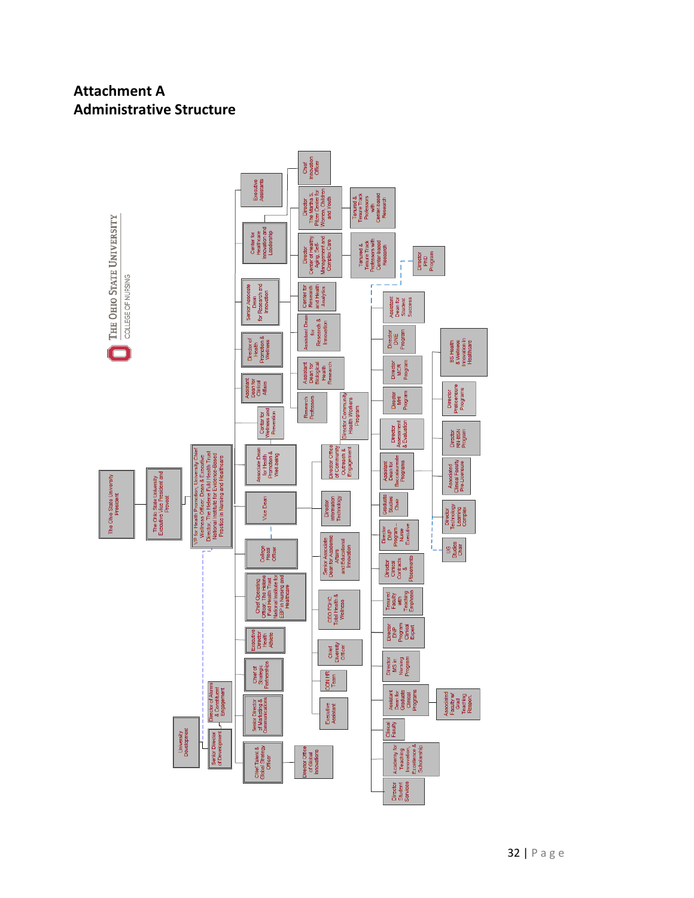# Attachment A
## Administrative Structure

THE OHIO STATE UNIVERSITY
COLLEGE OF NURSING

- The Ohio State University President
  - The Ohio State University Executive Vice President and Provost
    - VP for Health Promotion, University Chief Wellness Officer, Dean & Executive Director, The Helene Fuld Health Trust National Institute for Evidence-Based Practice in Nursing and Healthcare
      - Executive Assistants
        - Chief Innovation Officer
        - Director The Martha S. Pitzer Center for Women, Children and Youth
          - Tenured & Tenure Track Professors with Center-based Research
      - Center for Healthcare Innovation and Leadership
        - Director Center of Healthy Aging, Self-Management and Complex Care
          - Tenured & Tenure Track Professors with Center-based Research
      - Senior Associate Dean for Research and Innovation
        - Center for Research and Health Analytics
        - Assistant Dean for Research & Innovation
        - Assistant Dean for Biological Health Research
        - Research Professors
      - Director of Health Promotion & Wellness
      - Assistant Dean for Clinical Affairs
      - Center for Wellness and Prevention
      - Associate Dean for Health Promotion & Well being
        - Director Community Health Workers Program
      - Vice Dean
        - Director Office of Community Outreach & Engagement
        - Director Information Technology
        - Senior Associate Dean for Academic Affairs and Educational Innovation
          - Assistant Dean for Student Success
            - Director PhD Program
          - Director DNE Program
          - Director MCR Program
          - Director MHI Program
          - Director Assessment & Evaluation
          - Assistant Dean for Baccalaureate Programs
            - BS Health & Wellness Innovation in Healthcare
            - Director Prelicensure Programs
            - Director RN-BSN Program
            - Associated Clinical Faculty Pre-Licensure
            - Director Technology Learning Complex
            - UG Studies Chair
          - Graduate Studies Chair
          - Director DNP Program – Nurse Executive
          - Director Clinical Contracts & Placements
          - Tenured Faculty with Teaching Emphasis
          - Director DNP Program Clinical Expert
          - Director MS in Nursing Program
          - Assistant Dean for Graduate Clinical Programs
            - Associated Faculty w/ Grad Teaching Respon.
          - Clinical Faculty
          - Academy for Teaching Innovation, Excellence & Scholarship
          - Director Student Services
        - CEO FOHC Total Health & Wellness
        - Chief Diversity Officer
        - CON HR Team
        - Executive Assistant
      - College Fiscal Officer
      - Chief Operating Officer, The Helene Fuld Health Trust National Institute for EBP in Nursing and Healthcare
      - Executive Director Health Athlete
      - Chief of Strategic Partnerships
      - Senior Director of Marketing & Communications
      - Chief Talent & Global Strategy Officer
        - Director Office of Global Innovations
      - Senior Director of Development (University Development)
        - Director of Alumni & Constituent Engagement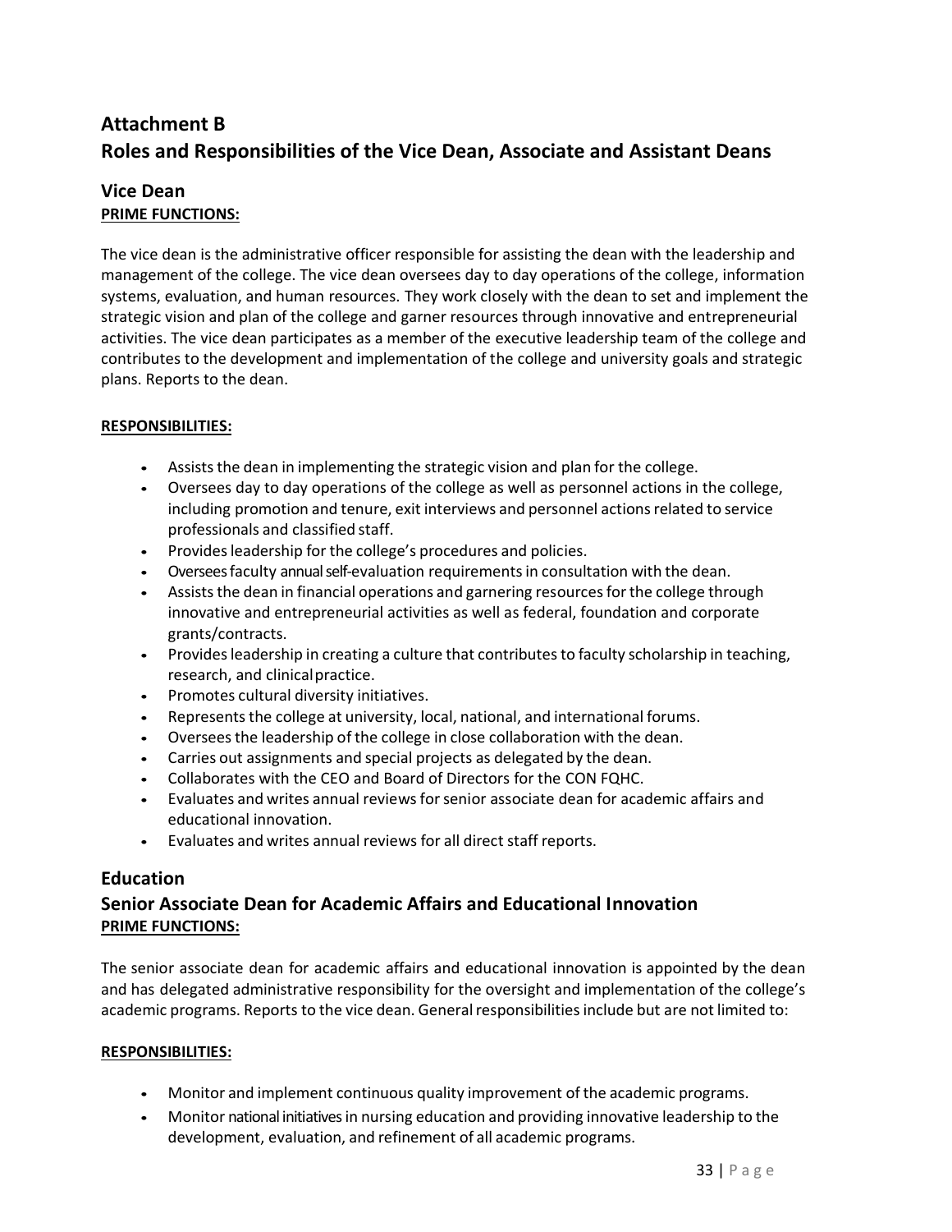# Attachment B

# Roles and Responsibilities of the Vice Dean, Associate and Assistant Deans

## Vice Dean

**PRIME FUNCTIONS:**

The vice dean is the administrative officer responsible for assisting the dean with the leadership and management of the college. The vice dean oversees day to day operations of the college, information systems, evaluation, and human resources. They work closely with the dean to set and implement the strategic vision and plan of the college and garner resources through innovative and entrepreneurial activities. The vice dean participates as a member of the executive leadership team of the college and contributes to the development and implementation of the college and university goals and strategic plans. Reports to the dean.

**RESPONSIBILITIES:**

- Assists the dean in implementing the strategic vision and plan for the college.
- Oversees day to day operations of the college as well as personnel actions in the college, including promotion and tenure, exit interviews and personnel actions related to service professionals and classified staff.
- Provides leadership for the college's procedures and policies.
- Oversees faculty annual self-evaluation requirements in consultation with the dean.
- Assists the dean in financial operations and garnering resources for the college through innovative and entrepreneurial activities as well as federal, foundation and corporate grants/contracts.
- Provides leadership in creating a culture that contributes to faculty scholarship in teaching, research, and clinical practice.
- Promotes cultural diversity initiatives.
- Represents the college at university, local, national, and international forums.
- Oversees the leadership of the college in close collaboration with the dean.
- Carries out assignments and special projects as delegated by the dean.
- Collaborates with the CEO and Board of Directors for the CON FQHC.
- Evaluates and writes annual reviews for senior associate dean for academic affairs and educational innovation.
- Evaluates and writes annual reviews for all direct staff reports.

## Education

## Senior Associate Dean for Academic Affairs and Educational Innovation

**PRIME FUNCTIONS:**

The senior associate dean for academic affairs and educational innovation is appointed by the dean and has delegated administrative responsibility for the oversight and implementation of the college's academic programs. Reports to the vice dean. General responsibilities include but are not limited to:

**RESPONSIBILITIES:**

- Monitor and implement continuous quality improvement of the academic programs.
- Monitor national initiatives in nursing education and providing innovative leadership to the development, evaluation, and refinement of all academic programs.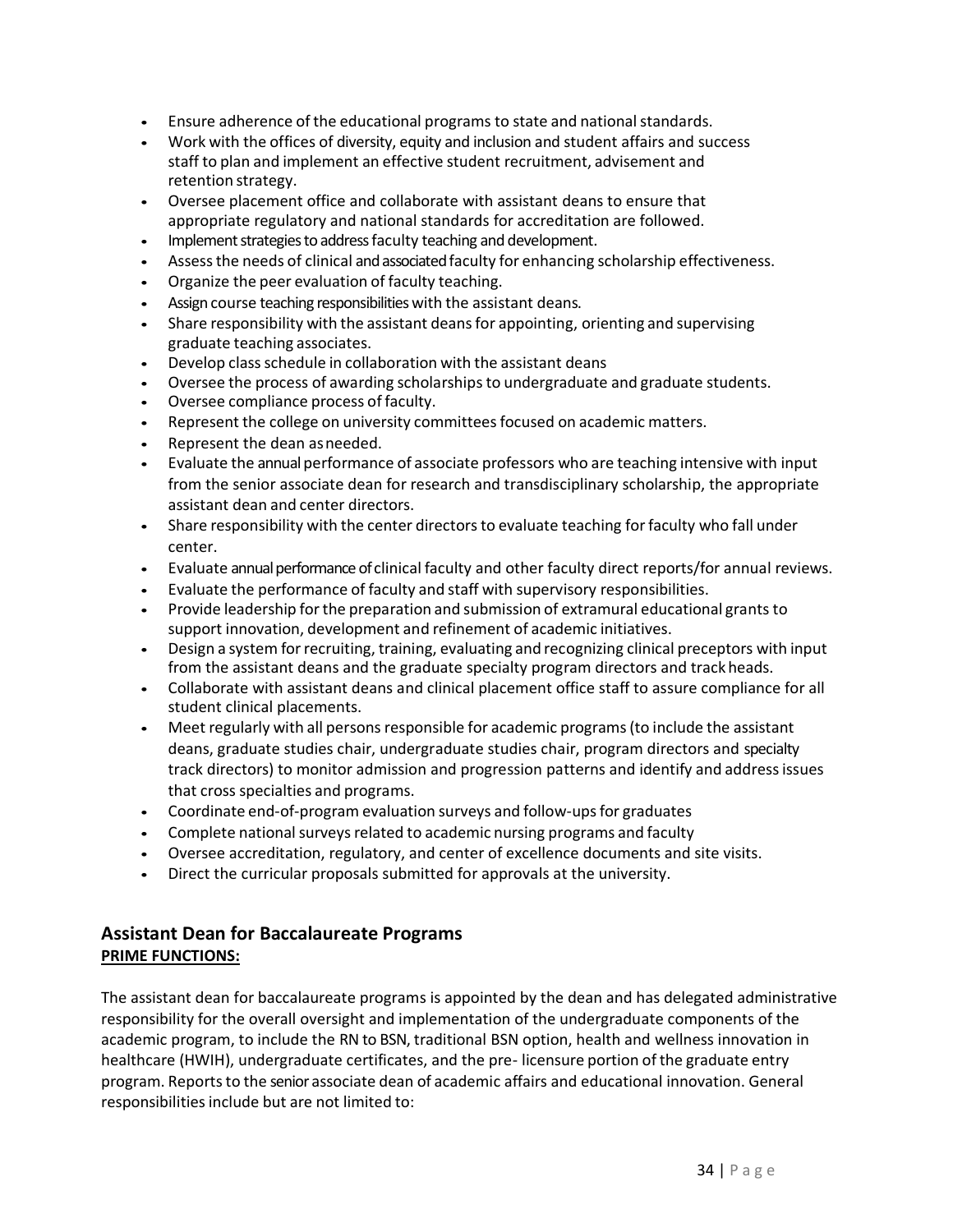- Ensure adherence of the educational programs to state and national standards.
- Work with the offices of diversity, equity and inclusion and student affairs and success staff to plan and implement an effective student recruitment, advisement and retention strategy.
- Oversee placement office and collaborate with assistant deans to ensure that appropriate regulatory and national standards for accreditation are followed.
- Implement strategies to address faculty teaching and development.
- Assess the needs of clinical and associated faculty for enhancing scholarship effectiveness.
- Organize the peer evaluation of faculty teaching.
- Assign course teaching responsibilities with the assistant deans.
- Share responsibility with the assistant deans for appointing, orienting and supervising graduate teaching associates.
- Develop class schedule in collaboration with the assistant deans
- Oversee the process of awarding scholarships to undergraduate and graduate students.
- Oversee compliance process of faculty.
- Represent the college on university committees focused on academic matters.
- Represent the dean as needed.
- Evaluate the annual performance of associate professors who are teaching intensive with input from the senior associate dean for research and transdisciplinary scholarship, the appropriate assistant dean and center directors.
- Share responsibility with the center directors to evaluate teaching for faculty who fall under center.
- Evaluate annual performance of clinical faculty and other faculty direct reports/for annual reviews.
- Evaluate the performance of faculty and staff with supervisory responsibilities.
- Provide leadership for the preparation and submission of extramural educational grants to support innovation, development and refinement of academic initiatives.
- Design a system for recruiting, training, evaluating and recognizing clinical preceptors with input from the assistant deans and the graduate specialty program directors and track heads.
- Collaborate with assistant deans and clinical placement office staff to assure compliance for all student clinical placements.
- Meet regularly with all persons responsible for academic programs (to include the assistant deans, graduate studies chair, undergraduate studies chair, program directors and specialty track directors) to monitor admission and progression patterns and identify and address issues that cross specialties and programs.
- Coordinate end-of-program evaluation surveys and follow-ups for graduates
- Complete national surveys related to academic nursing programs and faculty
- Oversee accreditation, regulatory, and center of excellence documents and site visits.
- Direct the curricular proposals submitted for approvals at the university.

## Assistant Dean for Baccalaureate Programs

**PRIME FUNCTIONS:**

The assistant dean for baccalaureate programs is appointed by the dean and has delegated administrative responsibility for the overall oversight and implementation of the undergraduate components of the academic program, to include the RN to BSN, traditional BSN option, health and wellness innovation in healthcare (HWIH), undergraduate certificates, and the pre- licensure portion of the graduate entry program. Reports to the senior associate dean of academic affairs and educational innovation. General responsibilities include but are not limited to: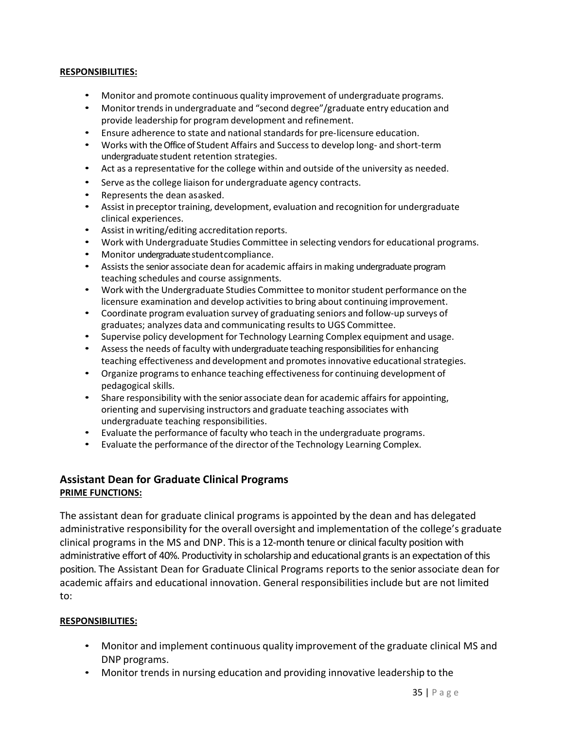**RESPONSIBILITIES:**

- Monitor and promote continuous quality improvement of undergraduate programs.
- Monitor trends in undergraduate and "second degree"/graduate entry education and provide leadership for program development and refinement.
- Ensure adherence to state and national standards for pre-licensure education.
- Works with the Office of Student Affairs and Success to develop long- and short-term undergraduate student retention strategies.
- Act as a representative for the college within and outside of the university as needed.
- Serve as the college liaison for undergraduate agency contracts.
- Represents the dean asasked.
- Assist in preceptor training, development, evaluation and recognition for undergraduate clinical experiences.
- Assist in writing/editing accreditation reports.
- Work with Undergraduate Studies Committee in selecting vendors for educational programs.
- Monitor undergraduate studentcompliance.
- Assists the senior associate dean for academic affairs in making undergraduate program teaching schedules and course assignments.
- Work with the Undergraduate Studies Committee to monitor student performance on the licensure examination and develop activities to bring about continuing improvement.
- Coordinate program evaluation survey of graduating seniors and follow-up surveys of graduates; analyzes data and communicating results to UGS Committee.
- Supervise policy development for Technology Learning Complex equipment and usage.
- Assess the needs of faculty with undergraduate teaching responsibilities for enhancing teaching effectiveness and development and promotes innovative educational strategies.
- Organize programs to enhance teaching effectiveness for continuing development of pedagogical skills.
- Share responsibility with the senior associate dean for academic affairs for appointing, orienting and supervising instructors and graduate teaching associates with undergraduate teaching responsibilities.
- Evaluate the performance of faculty who teach in the undergraduate programs.
- Evaluate the performance of the director of the Technology Learning Complex.

## Assistant Dean for Graduate Clinical Programs

**PRIME FUNCTIONS:**

The assistant dean for graduate clinical programs is appointed by the dean and has delegated administrative responsibility for the overall oversight and implementation of the college's graduate clinical programs in the MS and DNP. This is a 12-month tenure or clinical faculty position with administrative effort of 40%. Productivity in scholarship and educational grants is an expectation of this position. The Assistant Dean for Graduate Clinical Programs reports to the senior associate dean for academic affairs and educational innovation. General responsibilities include but are not limited to:

**RESPONSIBILITIES:**

- Monitor and implement continuous quality improvement of the graduate clinical MS and DNP programs.
- Monitor trends in nursing education and providing innovative leadership to the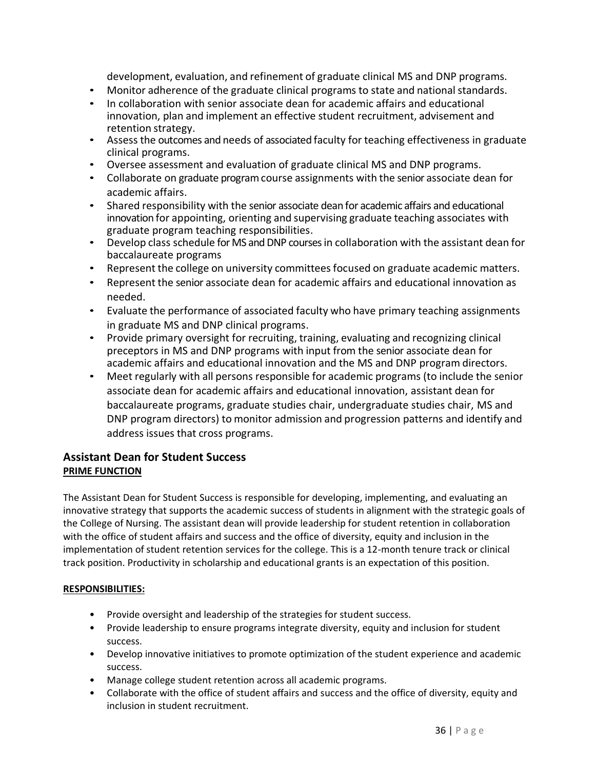development, evaluation, and refinement of graduate clinical MS and DNP programs.

- Monitor adherence of the graduate clinical programs to state and national standards.
- In collaboration with senior associate dean for academic affairs and educational innovation, plan and implement an effective student recruitment, advisement and retention strategy.
- Assess the outcomes and needs of associated faculty for teaching effectiveness in graduate clinical programs.
- Oversee assessment and evaluation of graduate clinical MS and DNP programs.
- Collaborate on graduate program course assignments with the senior associate dean for academic affairs.
- Shared responsibility with the senior associate dean for academic affairs and educational innovation for appointing, orienting and supervising graduate teaching associates with graduate program teaching responsibilities.
- Develop class schedule for MS and DNP courses in collaboration with the assistant dean for baccalaureate programs
- Represent the college on university committees focused on graduate academic matters.
- Represent the senior associate dean for academic affairs and educational innovation as needed.
- Evaluate the performance of associated faculty who have primary teaching assignments in graduate MS and DNP clinical programs.
- Provide primary oversight for recruiting, training, evaluating and recognizing clinical preceptors in MS and DNP programs with input from the senior associate dean for academic affairs and educational innovation and the MS and DNP program directors.
- Meet regularly with all persons responsible for academic programs (to include the senior associate dean for academic affairs and educational innovation, assistant dean for baccalaureate programs, graduate studies chair, undergraduate studies chair, MS and DNP program directors) to monitor admission and progression patterns and identify and address issues that cross programs.

## Assistant Dean for Student Success

**PRIME FUNCTION**

The Assistant Dean for Student Success is responsible for developing, implementing, and evaluating an innovative strategy that supports the academic success of students in alignment with the strategic goals of the College of Nursing. The assistant dean will provide leadership for student retention in collaboration with the office of student affairs and success and the office of diversity, equity and inclusion in the implementation of student retention services for the college. This is a 12-month tenure track or clinical track position. Productivity in scholarship and educational grants is an expectation of this position.

**RESPONSIBILITIES:**

- Provide oversight and leadership of the strategies for student success.
- Provide leadership to ensure programs integrate diversity, equity and inclusion for student success.
- Develop innovative initiatives to promote optimization of the student experience and academic success.
- Manage college student retention across all academic programs.
- Collaborate with the office of student affairs and success and the office of diversity, equity and inclusion in student recruitment.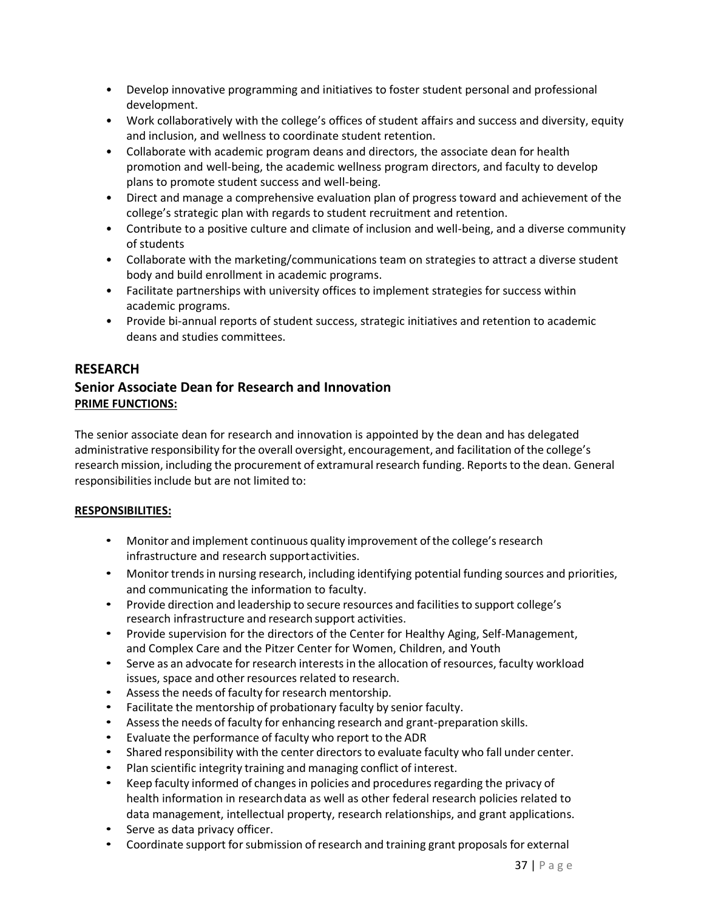- Develop innovative programming and initiatives to foster student personal and professional development.
- Work collaboratively with the college's offices of student affairs and success and diversity, equity and inclusion, and wellness to coordinate student retention.
- Collaborate with academic program deans and directors, the associate dean for health promotion and well-being, the academic wellness program directors, and faculty to develop plans to promote student success and well-being.
- Direct and manage a comprehensive evaluation plan of progress toward and achievement of the college's strategic plan with regards to student recruitment and retention.
- Contribute to a positive culture and climate of inclusion and well-being, and a diverse community of students
- Collaborate with the marketing/communications team on strategies to attract a diverse student body and build enrollment in academic programs.
- Facilitate partnerships with university offices to implement strategies for success within academic programs.
- Provide bi-annual reports of student success, strategic initiatives and retention to academic deans and studies committees.

## RESEARCH

## Senior Associate Dean for Research and Innovation

**PRIME FUNCTIONS:**

The senior associate dean for research and innovation is appointed by the dean and has delegated administrative responsibility for the overall oversight, encouragement, and facilitation of the college's research mission, including the procurement of extramural research funding. Reports to the dean. General responsibilities include but are not limited to:

**RESPONSIBILITIES:**

- Monitor and implement continuous quality improvement of the college's research infrastructure and research support activities.
- Monitor trends in nursing research, including identifying potential funding sources and priorities, and communicating the information to faculty.
- Provide direction and leadership to secure resources and facilities to support college's research infrastructure and research support activities.
- Provide supervision for the directors of the Center for Healthy Aging, Self-Management, and Complex Care and the Pitzer Center for Women, Children, and Youth
- Serve as an advocate for research interests in the allocation of resources, faculty workload issues, space and other resources related to research.
- Assess the needs of faculty for research mentorship.
- Facilitate the mentorship of probationary faculty by senior faculty.
- Assess the needs of faculty for enhancing research and grant-preparation skills.
- Evaluate the performance of faculty who report to the ADR
- Shared responsibility with the center directors to evaluate faculty who fall under center.
- Plan scientific integrity training and managing conflict of interest.
- Keep faculty informed of changes in policies and procedures regarding the privacy of health information in research data as well as other federal research policies related to data management, intellectual property, research relationships, and grant applications.
- Serve as data privacy officer.
- Coordinate support for submission of research and training grant proposals for external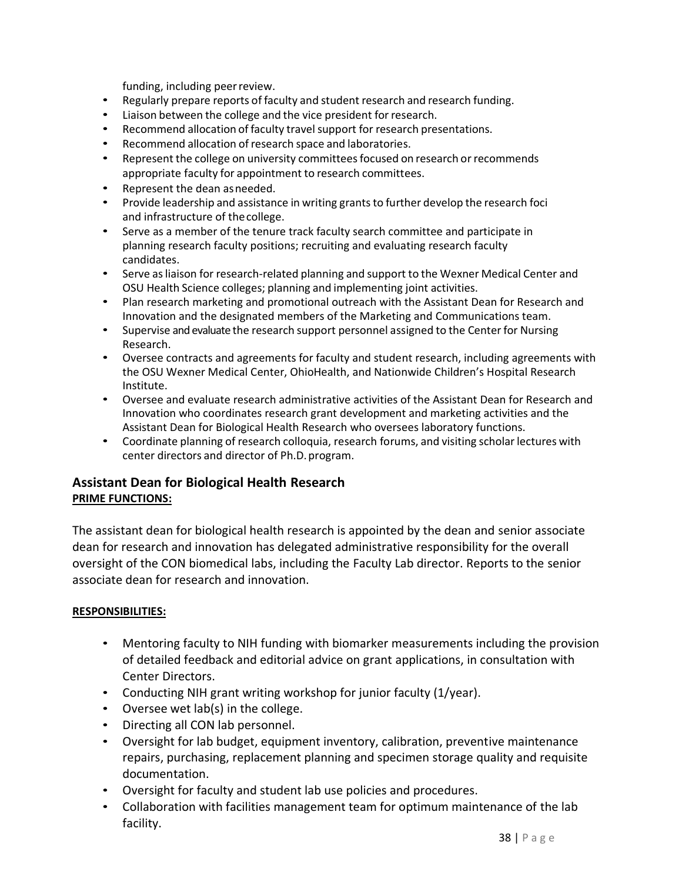funding, including peer review.

- Regularly prepare reports of faculty and student research and research funding.
- Liaison between the college and the vice president for research.
- Recommend allocation of faculty travel support for research presentations.
- Recommend allocation of research space and laboratories.
- Represent the college on university committees focused on research or recommends appropriate faculty for appointment to research committees.
- Represent the dean as needed.
- Provide leadership and assistance in writing grants to further develop the research foci and infrastructure of the college.
- Serve as a member of the tenure track faculty search committee and participate in planning research faculty positions; recruiting and evaluating research faculty candidates.
- Serve as liaison for research-related planning and support to the Wexner Medical Center and OSU Health Science colleges; planning and implementing joint activities.
- Plan research marketing and promotional outreach with the Assistant Dean for Research and Innovation and the designated members of the Marketing and Communications team.
- Supervise and evaluate the research support personnel assigned to the Center for Nursing Research.
- Oversee contracts and agreements for faculty and student research, including agreements with the OSU Wexner Medical Center, OhioHealth, and Nationwide Children's Hospital Research Institute.
- Oversee and evaluate research administrative activities of the Assistant Dean for Research and Innovation who coordinates research grant development and marketing activities and the Assistant Dean for Biological Health Research who oversees laboratory functions.
- Coordinate planning of research colloquia, research forums, and visiting scholar lectures with center directors and director of Ph.D. program.

## Assistant Dean for Biological Health Research

**PRIME FUNCTIONS:**

The assistant dean for biological health research is appointed by the dean and senior associate dean for research and innovation has delegated administrative responsibility for the overall oversight of the CON biomedical labs, including the Faculty Lab director. Reports to the senior associate dean for research and innovation.

**RESPONSIBILITIES:**

- Mentoring faculty to NIH funding with biomarker measurements including the provision of detailed feedback and editorial advice on grant applications, in consultation with Center Directors.
- Conducting NIH grant writing workshop for junior faculty (1/year).
- Oversee wet lab(s) in the college.
- Directing all CON lab personnel.
- Oversight for lab budget, equipment inventory, calibration, preventive maintenance repairs, purchasing, replacement planning and specimen storage quality and requisite documentation.
- Oversight for faculty and student lab use policies and procedures.
- Collaboration with facilities management team for optimum maintenance of the lab facility.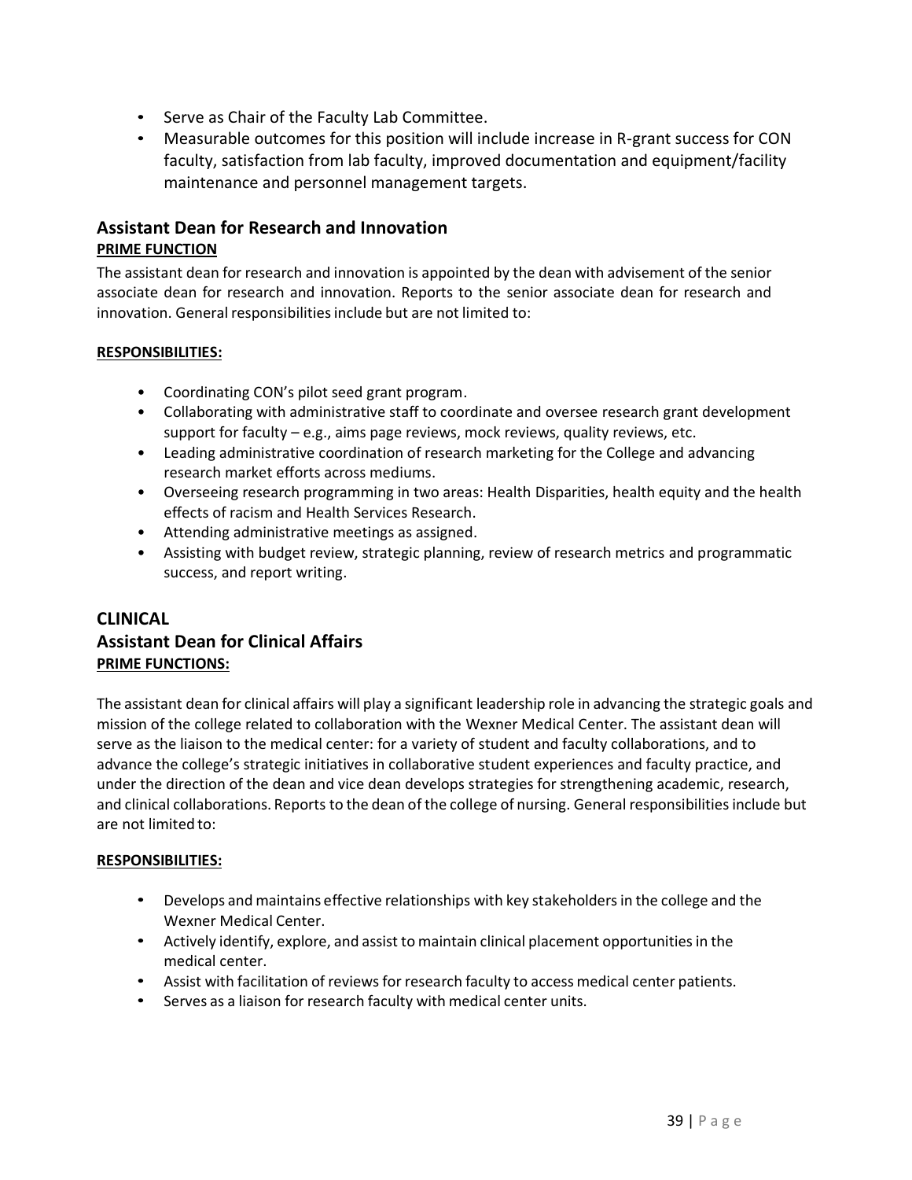- Serve as Chair of the Faculty Lab Committee.
- Measurable outcomes for this position will include increase in R-grant success for CON faculty, satisfaction from lab faculty, improved documentation and equipment/facility maintenance and personnel management targets.

### Assistant Dean for Research and Innovation

**PRIME FUNCTION**

The assistant dean for research and innovation is appointed by the dean with advisement of the senior associate dean for research and innovation. Reports to the senior associate dean for research and innovation. General responsibilities include but are not limited to:

**RESPONSIBILITIES:**

- Coordinating CON's pilot seed grant program.
- Collaborating with administrative staff to coordinate and oversee research grant development support for faculty – e.g., aims page reviews, mock reviews, quality reviews, etc.
- Leading administrative coordination of research marketing for the College and advancing research market efforts across mediums.
- Overseeing research programming in two areas: Health Disparities, health equity and the health effects of racism and Health Services Research.
- Attending administrative meetings as assigned.
- Assisting with budget review, strategic planning, review of research metrics and programmatic success, and report writing.

## CLINICAL

### Assistant Dean for Clinical Affairs

**PRIME FUNCTIONS:**

The assistant dean for clinical affairs will play a significant leadership role in advancing the strategic goals and mission of the college related to collaboration with the Wexner Medical Center. The assistant dean will serve as the liaison to the medical center: for a variety of student and faculty collaborations, and to advance the college's strategic initiatives in collaborative student experiences and faculty practice, and under the direction of the dean and vice dean develops strategies for strengthening academic, research, and clinical collaborations. Reports to the dean of the college of nursing. General responsibilities include but are not limited to:

**RESPONSIBILITIES:**

- Develops and maintains effective relationships with key stakeholders in the college and the Wexner Medical Center.
- Actively identify, explore, and assist to maintain clinical placement opportunities in the medical center.
- Assist with facilitation of reviews for research faculty to access medical center patients.
- Serves as a liaison for research faculty with medical center units.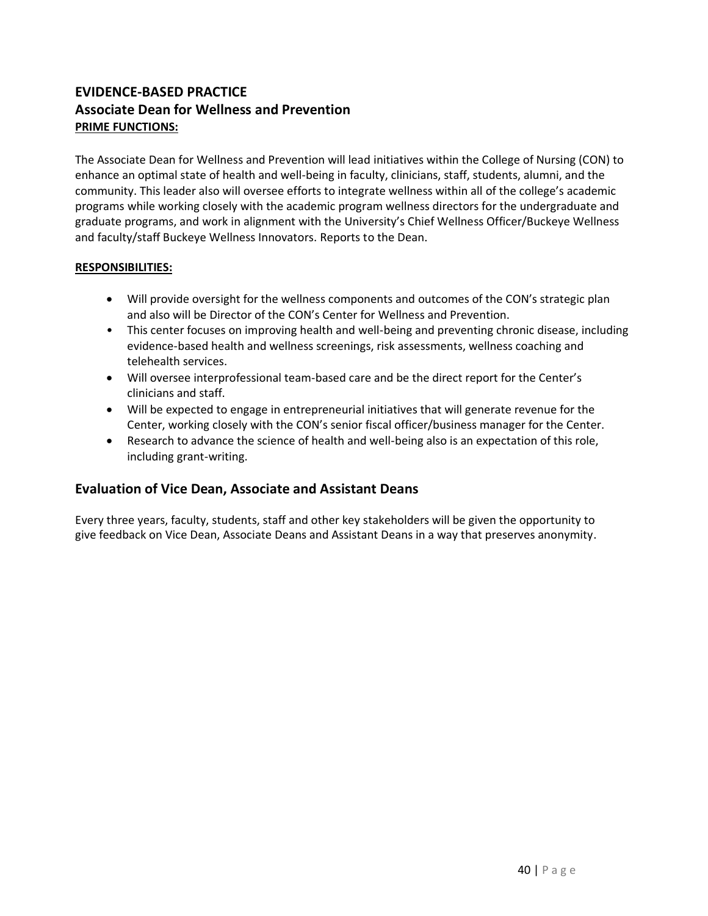## EVIDENCE-BASED PRACTICE

### Associate Dean for Wellness and Prevention

**PRIME FUNCTIONS:**

The Associate Dean for Wellness and Prevention will lead initiatives within the College of Nursing (CON) to enhance an optimal state of health and well-being in faculty, clinicians, staff, students, alumni, and the community. This leader also will oversee efforts to integrate wellness within all of the college's academic programs while working closely with the academic program wellness directors for the undergraduate and graduate programs, and work in alignment with the University's Chief Wellness Officer/Buckeye Wellness and faculty/staff Buckeye Wellness Innovators. Reports to the Dean.

**RESPONSIBILITIES:**

- Will provide oversight for the wellness components and outcomes of the CON's strategic plan and also will be Director of the CON's Center for Wellness and Prevention.
- This center focuses on improving health and well-being and preventing chronic disease, including evidence-based health and wellness screenings, risk assessments, wellness coaching and telehealth services.
- Will oversee interprofessional team-based care and be the direct report for the Center's clinicians and staff.
- Will be expected to engage in entrepreneurial initiatives that will generate revenue for the Center, working closely with the CON's senior fiscal officer/business manager for the Center.
- Research to advance the science of health and well-being also is an expectation of this role, including grant-writing.

## Evaluation of Vice Dean, Associate and Assistant Deans

Every three years, faculty, students, staff and other key stakeholders will be given the opportunity to give feedback on Vice Dean, Associate Deans and Assistant Deans in a way that preserves anonymity.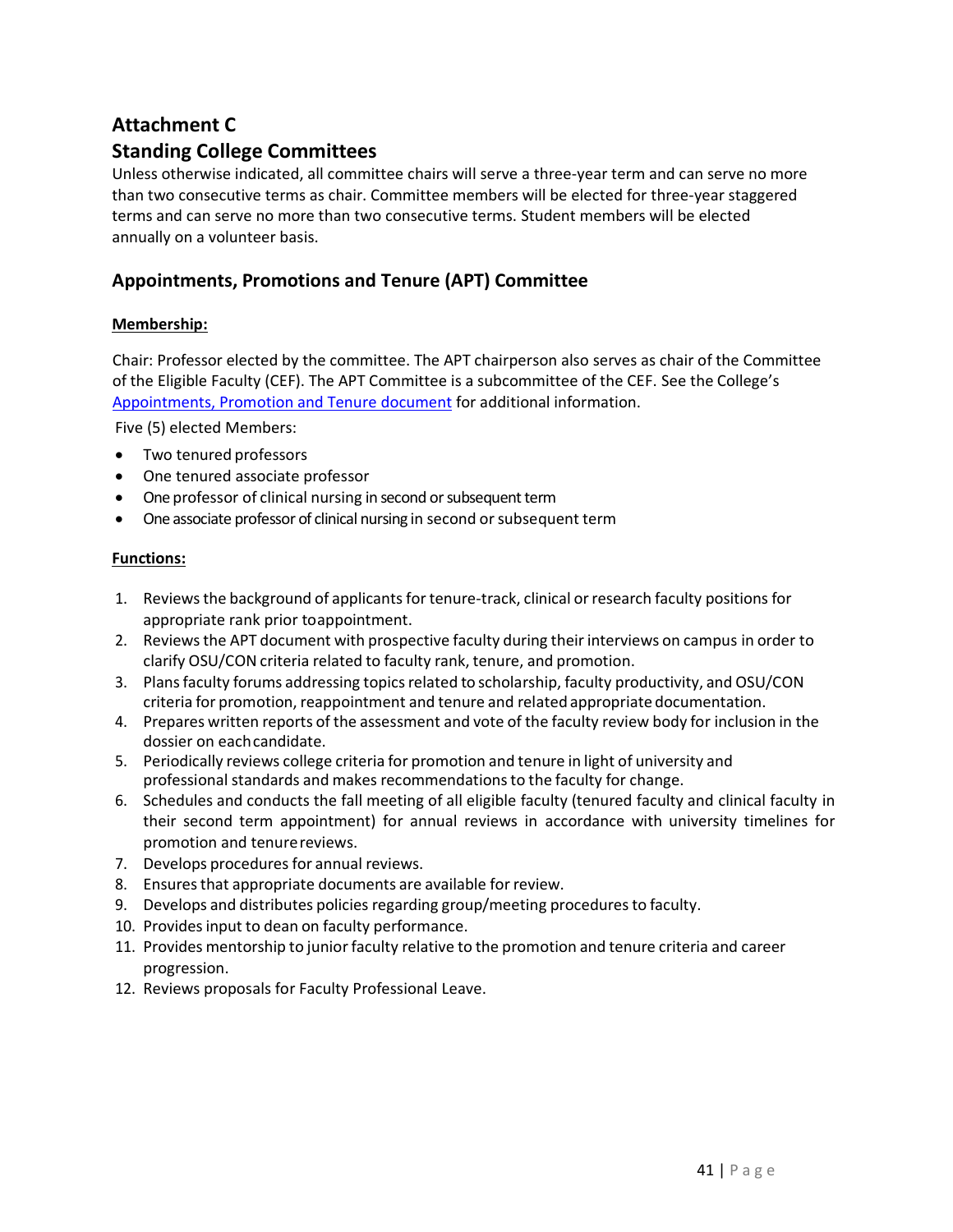# Attachment C

# Standing College Committees

Unless otherwise indicated, all committee chairs will serve a three-year term and can serve no more than two consecutive terms as chair. Committee members will be elected for three-year staggered terms and can serve no more than two consecutive terms. Student members will be elected annually on a volunteer basis.

## Appointments, Promotions and Tenure (APT) Committee

**Membership:**

Chair: Professor elected by the committee. The APT chairperson also serves as chair of the Committee of the Eligible Faculty (CEF). The APT Committee is a subcommittee of the CEF. See the College's Appointments, Promotion and Tenure document for additional information.

Five (5) elected Members:

- Two tenured professors
- One tenured associate professor
- One professor of clinical nursing in second or subsequent term
- One associate professor of clinical nursing in second or subsequent term

**Functions:**

1. Reviews the background of applicants for tenure-track, clinical or research faculty positions for appropriate rank prior to appointment.
2. Reviews the APT document with prospective faculty during their interviews on campus in order to clarify OSU/CON criteria related to faculty rank, tenure, and promotion.
3. Plans faculty forums addressing topics related to scholarship, faculty productivity, and OSU/CON criteria for promotion, reappointment and tenure and related appropriate documentation.
4. Prepares written reports of the assessment and vote of the faculty review body for inclusion in the dossier on each candidate.
5. Periodically reviews college criteria for promotion and tenure in light of university and professional standards and makes recommendations to the faculty for change.
6. Schedules and conducts the fall meeting of all eligible faculty (tenured faculty and clinical faculty in their second term appointment) for annual reviews in accordance with university timelines for promotion and tenure reviews.
7. Develops procedures for annual reviews.
8. Ensures that appropriate documents are available for review.
9. Develops and distributes policies regarding group/meeting procedures to faculty.
10. Provides input to dean on faculty performance.
11. Provides mentorship to junior faculty relative to the promotion and tenure criteria and career progression.
12. Reviews proposals for Faculty Professional Leave.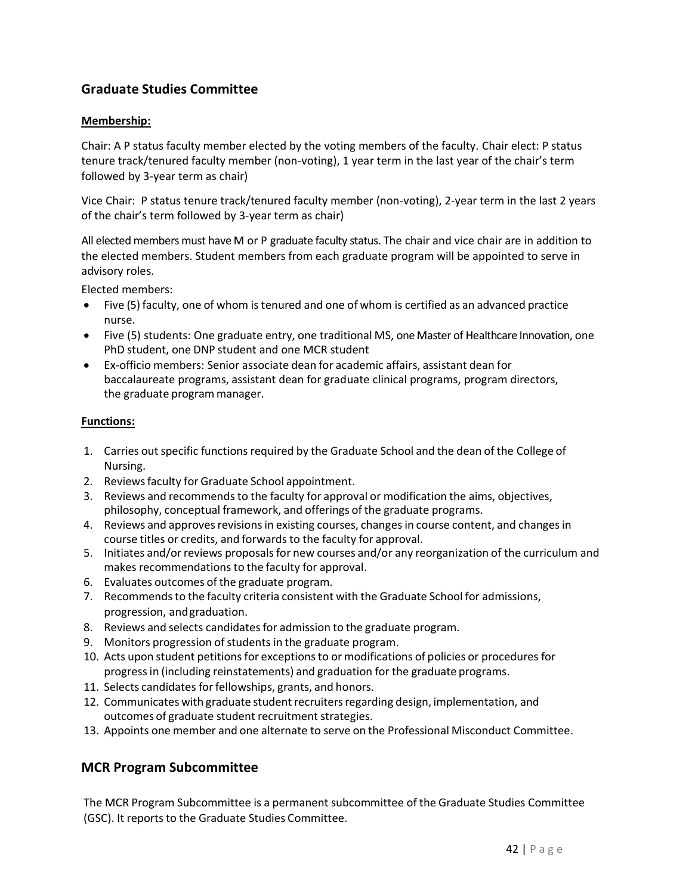## Graduate Studies Committee

**Membership:**

Chair: A P status faculty member elected by the voting members of the faculty. Chair elect: P status tenure track/tenured faculty member (non-voting), 1 year term in the last year of the chair's term followed by 3-year term as chair)

Vice Chair: P status tenure track/tenured faculty member (non-voting), 2-year term in the last 2 years of the chair's term followed by 3-year term as chair)

All elected members must have M or P graduate faculty status. The chair and vice chair are in addition to the elected members. Student members from each graduate program will be appointed to serve in advisory roles.

Elected members:

- Five (5) faculty, one of whom is tenured and one of whom is certified as an advanced practice nurse.
- Five (5) students: One graduate entry, one traditional MS, one Master of Healthcare Innovation, one PhD student, one DNP student and one MCR student
- Ex-officio members: Senior associate dean for academic affairs, assistant dean for baccalaureate programs, assistant dean for graduate clinical programs, program directors, the graduate program manager.

**Functions:**

1. Carries out specific functions required by the Graduate School and the dean of the College of Nursing.
2. Reviews faculty for Graduate School appointment.
3. Reviews and recommends to the faculty for approval or modification the aims, objectives, philosophy, conceptual framework, and offerings of the graduate programs.
4. Reviews and approves revisions in existing courses, changes in course content, and changes in course titles or credits, and forwards to the faculty for approval.
5. Initiates and/or reviews proposals for new courses and/or any reorganization of the curriculum and makes recommendations to the faculty for approval.
6. Evaluates outcomes of the graduate program.
7. Recommends to the faculty criteria consistent with the Graduate School for admissions, progression, and graduation.
8. Reviews and selects candidates for admission to the graduate program.
9. Monitors progression of students in the graduate program.
10. Acts upon student petitions for exceptions to or modifications of policies or procedures for progress in (including reinstatements) and graduation for the graduate programs.
11. Selects candidates for fellowships, grants, and honors.
12. Communicates with graduate student recruiters regarding design, implementation, and outcomes of graduate student recruitment strategies.
13. Appoints one member and one alternate to serve on the Professional Misconduct Committee.

## MCR Program Subcommittee

The MCR Program Subcommittee is a permanent subcommittee of the Graduate Studies Committee (GSC). It reports to the Graduate Studies Committee.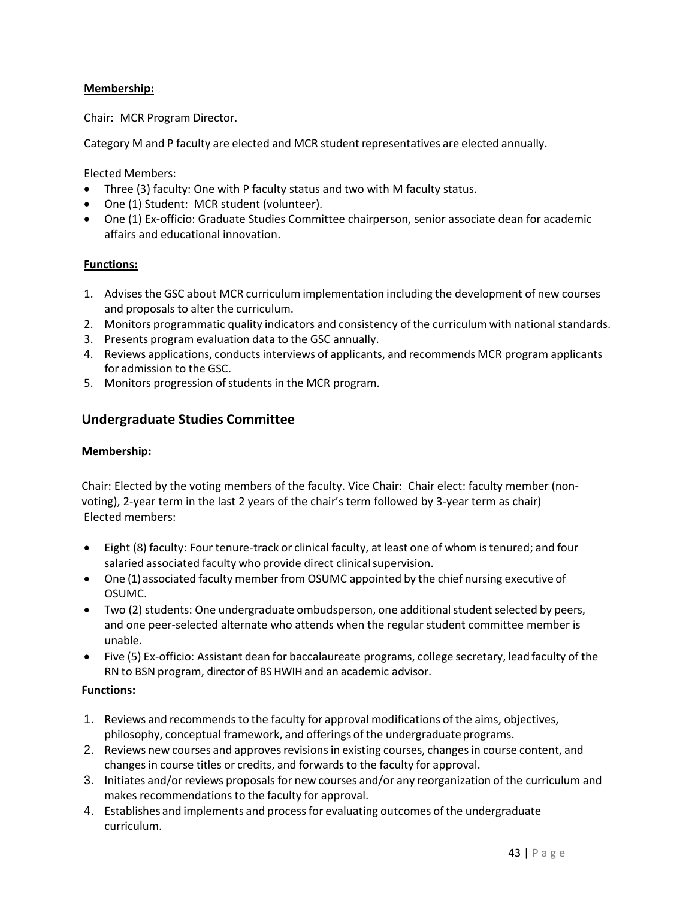**Membership:**

Chair: MCR Program Director.

Category M and P faculty are elected and MCR student representatives are elected annually.

Elected Members:

- Three (3) faculty: One with P faculty status and two with M faculty status.
- One (1) Student: MCR student (volunteer).
- One (1) Ex-officio: Graduate Studies Committee chairperson, senior associate dean for academic affairs and educational innovation.

**Functions:**

1. Advises the GSC about MCR curriculum implementation including the development of new courses and proposals to alter the curriculum.
2. Monitors programmatic quality indicators and consistency of the curriculum with national standards.
3. Presents program evaluation data to the GSC annually.
4. Reviews applications, conducts interviews of applicants, and recommends MCR program applicants for admission to the GSC.
5. Monitors progression of students in the MCR program.

## Undergraduate Studies Committee

**Membership:**

Chair: Elected by the voting members of the faculty. Vice Chair: Chair elect: faculty member (non-voting), 2-year term in the last 2 years of the chair's term followed by 3-year term as chair)
Elected members:

- Eight (8) faculty: Four tenure-track or clinical faculty, at least one of whom is tenured; and four salaried associated faculty who provide direct clinical supervision.
- One (1) associated faculty member from OSUMC appointed by the chief nursing executive of OSUMC.
- Two (2) students: One undergraduate ombudsperson, one additional student selected by peers, and one peer-selected alternate who attends when the regular student committee member is unable.
- Five (5) Ex-officio: Assistant dean for baccalaureate programs, college secretary, lead faculty of the RN to BSN program, director of BS HWIH and an academic advisor.

**Functions:**

1. Reviews and recommends to the faculty for approval modifications of the aims, objectives, philosophy, conceptual framework, and offerings of the undergraduate programs.
2. Reviews new courses and approves revisions in existing courses, changes in course content, and changes in course titles or credits, and forwards to the faculty for approval.
3. Initiates and/or reviews proposals for new courses and/or any reorganization of the curriculum and makes recommendations to the faculty for approval.
4. Establishes and implements and process for evaluating outcomes of the undergraduate curriculum.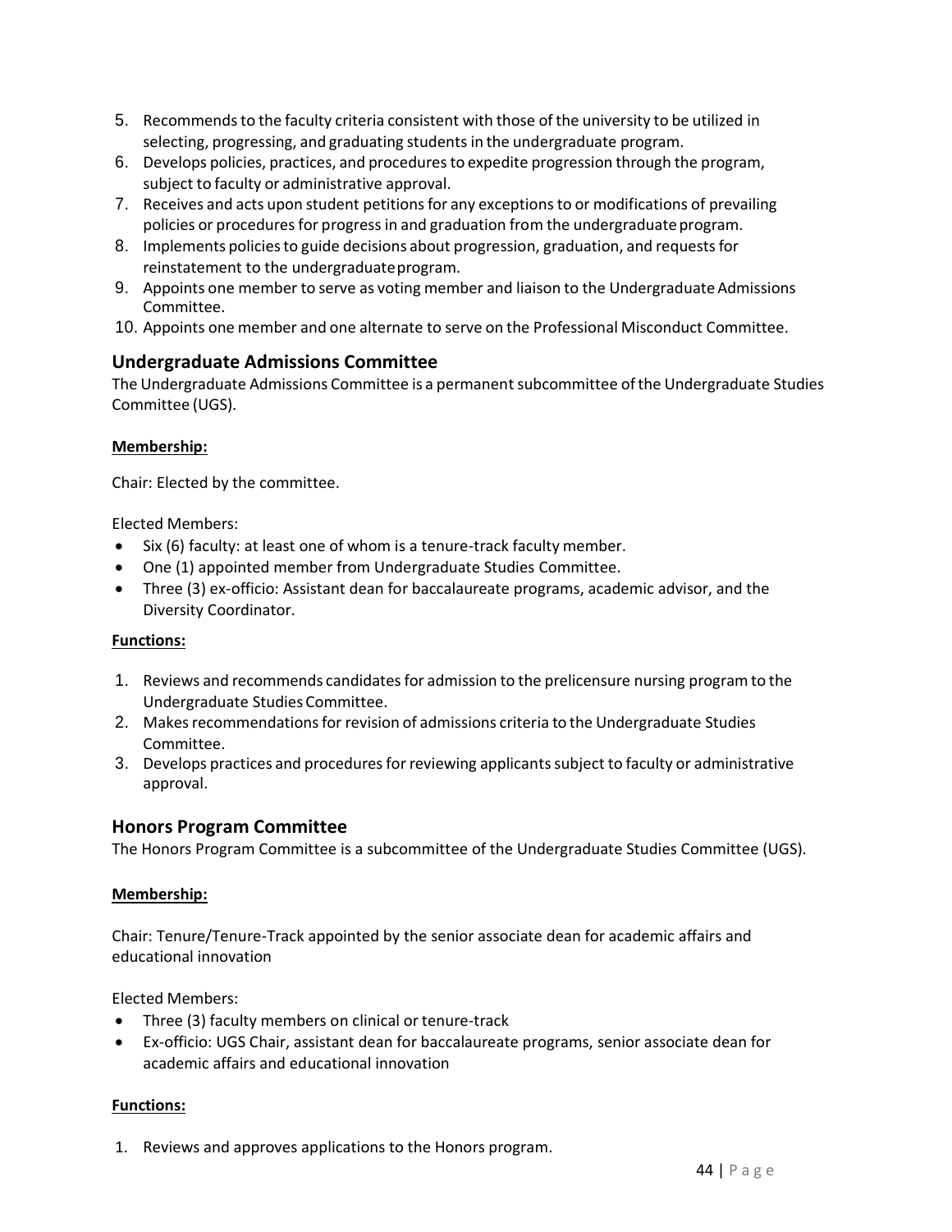5. Recommends to the faculty criteria consistent with those of the university to be utilized in selecting, progressing, and graduating students in the undergraduate program.
6. Develops policies, practices, and procedures to expedite progression through the program, subject to faculty or administrative approval.
7. Receives and acts upon student petitions for any exceptions to or modifications of prevailing policies or procedures for progress in and graduation from the undergraduate program.
8. Implements policies to guide decisions about progression, graduation, and requests for reinstatement to the undergraduate program.
9. Appoints one member to serve as voting member and liaison to the Undergraduate Admissions Committee.
10. Appoints one member and one alternate to serve on the Professional Misconduct Committee.

## Undergraduate Admissions Committee

The Undergraduate Admissions Committee is a permanent subcommittee of the Undergraduate Studies Committee (UGS).

**Membership:**

Chair: Elected by the committee.

Elected Members:

- Six (6) faculty: at least one of whom is a tenure-track faculty member.
- One (1) appointed member from Undergraduate Studies Committee.
- Three (3) ex-officio: Assistant dean for baccalaureate programs, academic advisor, and the Diversity Coordinator.

**Functions:**

1. Reviews and recommends candidates for admission to the prelicensure nursing program to the Undergraduate Studies Committee.
2. Makes recommendations for revision of admissions criteria to the Undergraduate Studies Committee.
3. Develops practices and procedures for reviewing applicants subject to faculty or administrative approval.

## Honors Program Committee

The Honors Program Committee is a subcommittee of the Undergraduate Studies Committee (UGS).

**Membership:**

Chair: Tenure/Tenure-Track appointed by the senior associate dean for academic affairs and educational innovation

Elected Members:

- Three (3) faculty members on clinical or tenure-track
- Ex-officio: UGS Chair, assistant dean for baccalaureate programs, senior associate dean for academic affairs and educational innovation

**Functions:**

1. Reviews and approves applications to the Honors program.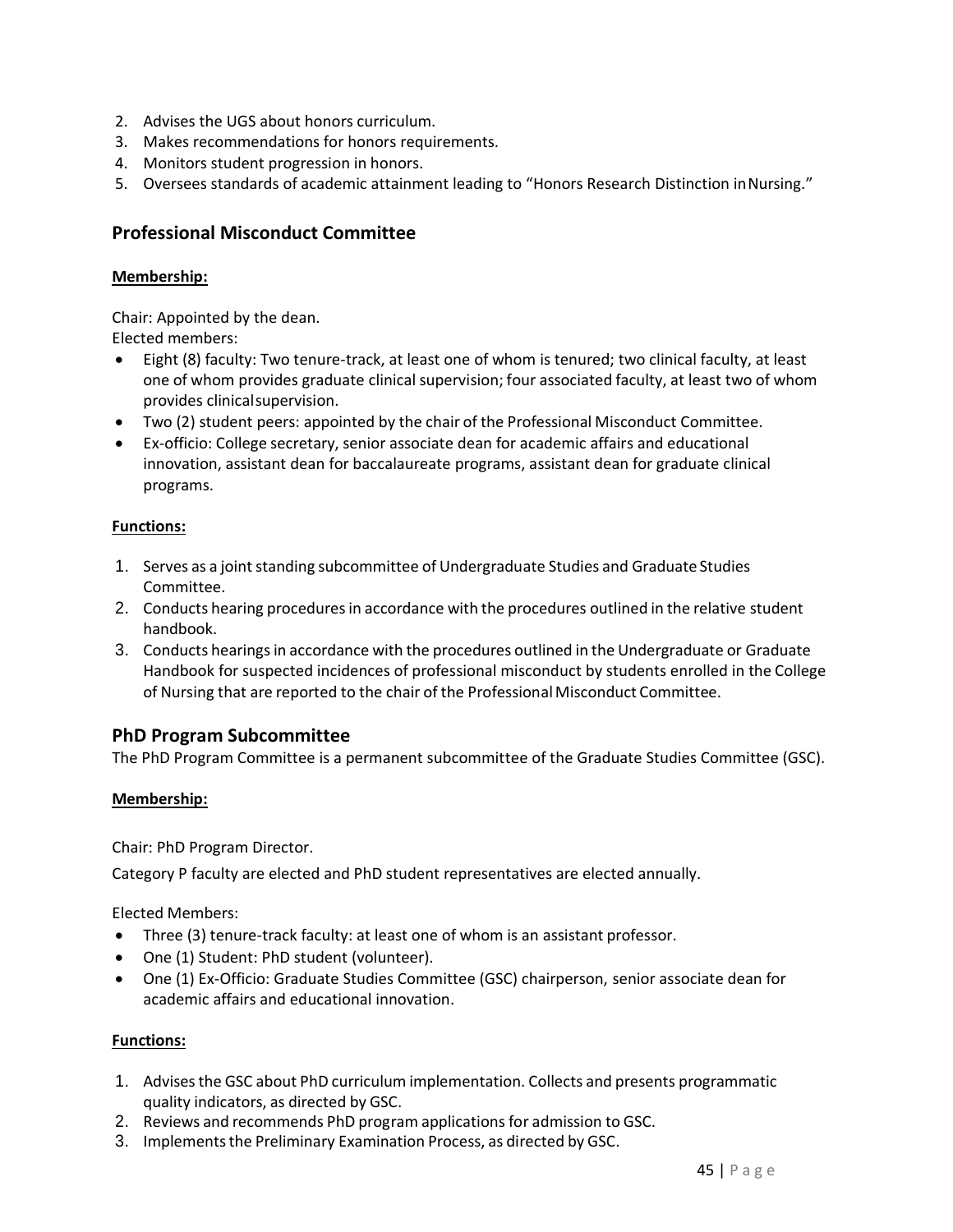2. Advises the UGS about honors curriculum.
3. Makes recommendations for honors requirements.
4. Monitors student progression in honors.
5. Oversees standards of academic attainment leading to "Honors Research Distinction in Nursing."

## Professional Misconduct Committee

**Membership:**

Chair: Appointed by the dean.
Elected members:

- Eight (8) faculty: Two tenure-track, at least one of whom is tenured; two clinical faculty, at least one of whom provides graduate clinical supervision; four associated faculty, at least two of whom provides clinical supervision.
- Two (2) student peers: appointed by the chair of the Professional Misconduct Committee.
- Ex-officio: College secretary, senior associate dean for academic affairs and educational innovation, assistant dean for baccalaureate programs, assistant dean for graduate clinical programs.

**Functions:**

1. Serves as a joint standing subcommittee of Undergraduate Studies and Graduate Studies Committee.
2. Conducts hearing procedures in accordance with the procedures outlined in the relative student handbook.
3. Conducts hearings in accordance with the procedures outlined in the Undergraduate or Graduate Handbook for suspected incidences of professional misconduct by students enrolled in the College of Nursing that are reported to the chair of the Professional Misconduct Committee.

## PhD Program Subcommittee

The PhD Program Committee is a permanent subcommittee of the Graduate Studies Committee (GSC).

**Membership:**

Chair: PhD Program Director.

Category P faculty are elected and PhD student representatives are elected annually.

Elected Members:

- Three (3) tenure-track faculty: at least one of whom is an assistant professor.
- One (1) Student: PhD student (volunteer).
- One (1) Ex-Officio: Graduate Studies Committee (GSC) chairperson, senior associate dean for academic affairs and educational innovation.

**Functions:**

1. Advises the GSC about PhD curriculum implementation. Collects and presents programmatic quality indicators, as directed by GSC.
2. Reviews and recommends PhD program applications for admission to GSC.
3. Implements the Preliminary Examination Process, as directed by GSC.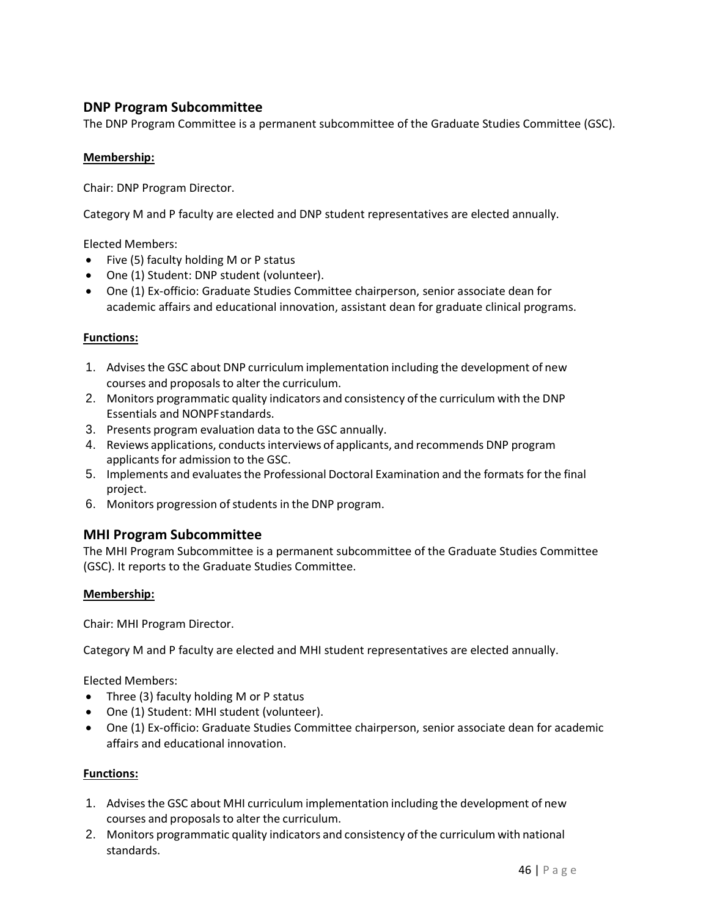## DNP Program Subcommittee

The DNP Program Committee is a permanent subcommittee of the Graduate Studies Committee (GSC).

**Membership:**

Chair: DNP Program Director.

Category M and P faculty are elected and DNP student representatives are elected annually.

Elected Members:

- Five (5) faculty holding M or P status
- One (1) Student: DNP student (volunteer).
- One (1) Ex-officio: Graduate Studies Committee chairperson, senior associate dean for academic affairs and educational innovation, assistant dean for graduate clinical programs.

**Functions:**

1. Advises the GSC about DNP curriculum implementation including the development of new courses and proposals to alter the curriculum.
2. Monitors programmatic quality indicators and consistency of the curriculum with the DNP Essentials and NONPF standards.
3. Presents program evaluation data to the GSC annually.
4. Reviews applications, conducts interviews of applicants, and recommends DNP program applicants for admission to the GSC.
5. Implements and evaluates the Professional Doctoral Examination and the formats for the final project.
6. Monitors progression of students in the DNP program.

## MHI Program Subcommittee

The MHI Program Subcommittee is a permanent subcommittee of the Graduate Studies Committee (GSC). It reports to the Graduate Studies Committee.

**Membership:**

Chair: MHI Program Director.

Category M and P faculty are elected and MHI student representatives are elected annually.

Elected Members:

- Three (3) faculty holding M or P status
- One (1) Student: MHI student (volunteer).
- One (1) Ex-officio: Graduate Studies Committee chairperson, senior associate dean for academic affairs and educational innovation.

**Functions:**

1. Advises the GSC about MHI curriculum implementation including the development of new courses and proposals to alter the curriculum.
2. Monitors programmatic quality indicators and consistency of the curriculum with national standards.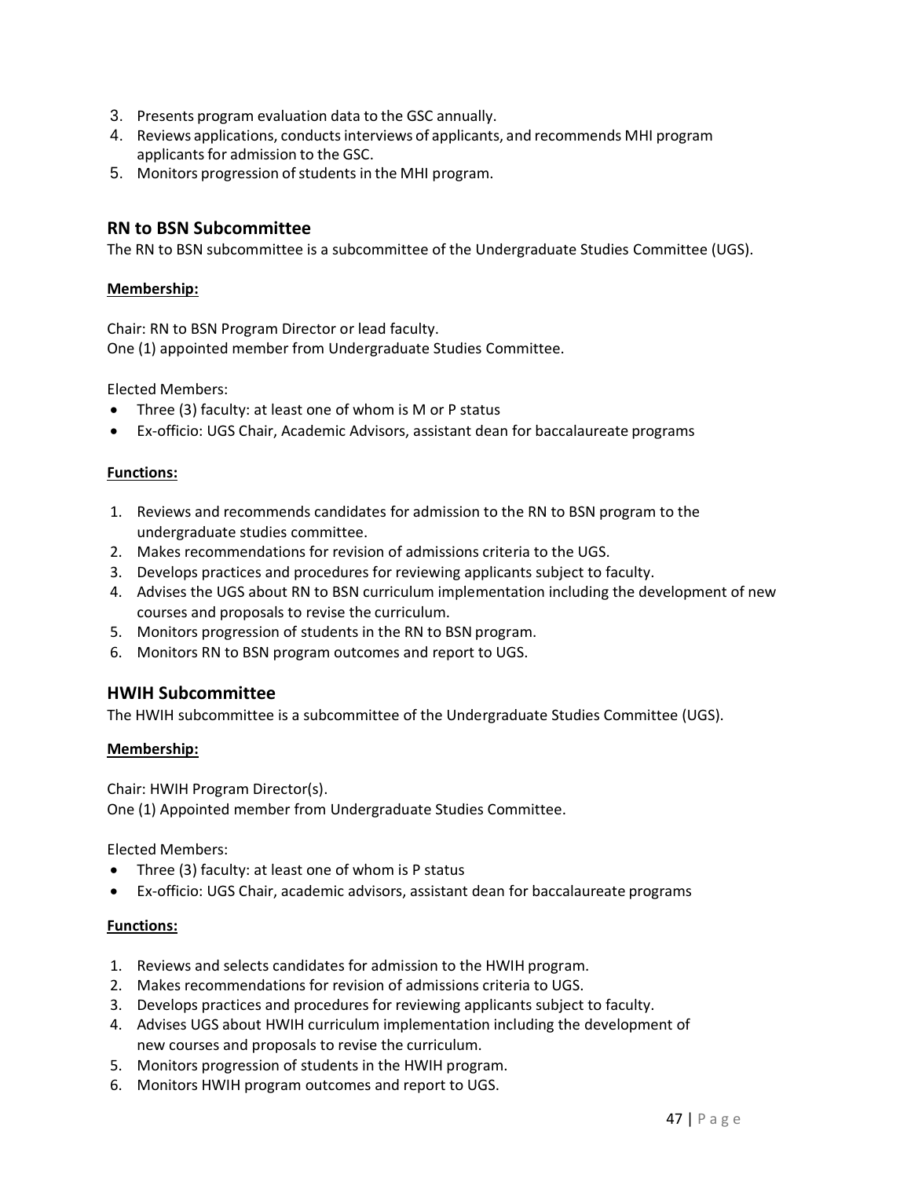3. Presents program evaluation data to the GSC annually.
4. Reviews applications, conducts interviews of applicants, and recommends MHI program applicants for admission to the GSC.
5. Monitors progression of students in the MHI program.

## RN to BSN Subcommittee

The RN to BSN subcommittee is a subcommittee of the Undergraduate Studies Committee (UGS).

**Membership:**

Chair: RN to BSN Program Director or lead faculty.
One (1) appointed member from Undergraduate Studies Committee.

Elected Members:

- Three (3) faculty: at least one of whom is M or P status
- Ex-officio: UGS Chair, Academic Advisors, assistant dean for baccalaureate programs

**Functions:**

1. Reviews and recommends candidates for admission to the RN to BSN program to the undergraduate studies committee.
2. Makes recommendations for revision of admissions criteria to the UGS.
3. Develops practices and procedures for reviewing applicants subject to faculty.
4. Advises the UGS about RN to BSN curriculum implementation including the development of new courses and proposals to revise the curriculum.
5. Monitors progression of students in the RN to BSN program.
6. Monitors RN to BSN program outcomes and report to UGS.

## HWIH Subcommittee

The HWIH subcommittee is a subcommittee of the Undergraduate Studies Committee (UGS).

**Membership:**

Chair: HWIH Program Director(s).
One (1) Appointed member from Undergraduate Studies Committee.

Elected Members:

- Three (3) faculty: at least one of whom is P status
- Ex-officio: UGS Chair, academic advisors, assistant dean for baccalaureate programs

**Functions:**

1. Reviews and selects candidates for admission to the HWIH program.
2. Makes recommendations for revision of admissions criteria to UGS.
3. Develops practices and procedures for reviewing applicants subject to faculty.
4. Advises UGS about HWIH curriculum implementation including the development of new courses and proposals to revise the curriculum.
5. Monitors progression of students in the HWIH program.
6. Monitors HWIH program outcomes and report to UGS.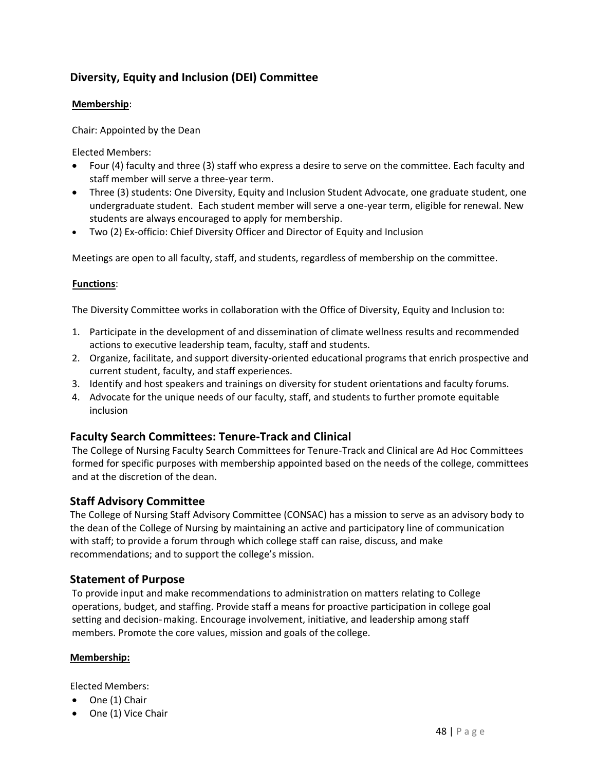## Diversity, Equity and Inclusion (DEI) Committee

**Membership**:

Chair: Appointed by the Dean

Elected Members:

- Four (4) faculty and three (3) staff who express a desire to serve on the committee. Each faculty and staff member will serve a three-year term.
- Three (3) students: One Diversity, Equity and Inclusion Student Advocate, one graduate student, one undergraduate student. Each student member will serve a one-year term, eligible for renewal. New students are always encouraged to apply for membership.
- Two (2) Ex-officio: Chief Diversity Officer and Director of Equity and Inclusion

Meetings are open to all faculty, staff, and students, regardless of membership on the committee.

**Functions**:

The Diversity Committee works in collaboration with the Office of Diversity, Equity and Inclusion to:

1. Participate in the development of and dissemination of climate wellness results and recommended actions to executive leadership team, faculty, staff and students.
2. Organize, facilitate, and support diversity-oriented educational programs that enrich prospective and current student, faculty, and staff experiences.
3. Identify and host speakers and trainings on diversity for student orientations and faculty forums.
4. Advocate for the unique needs of our faculty, staff, and students to further promote equitable inclusion

## Faculty Search Committees: Tenure-Track and Clinical

The College of Nursing Faculty Search Committees for Tenure-Track and Clinical are Ad Hoc Committees formed for specific purposes with membership appointed based on the needs of the college, committees and at the discretion of the dean.

## Staff Advisory Committee

The College of Nursing Staff Advisory Committee (CONSAC) has a mission to serve as an advisory body to the dean of the College of Nursing by maintaining an active and participatory line of communication with staff; to provide a forum through which college staff can raise, discuss, and make recommendations; and to support the college's mission.

## Statement of Purpose

To provide input and make recommendations to administration on matters relating to College operations, budget, and staffing. Provide staff a means for proactive participation in college goal setting and decision-making. Encourage involvement, initiative, and leadership among staff members. Promote the core values, mission and goals of the college.

**Membership:**

Elected Members:

- One (1) Chair
- One (1) Vice Chair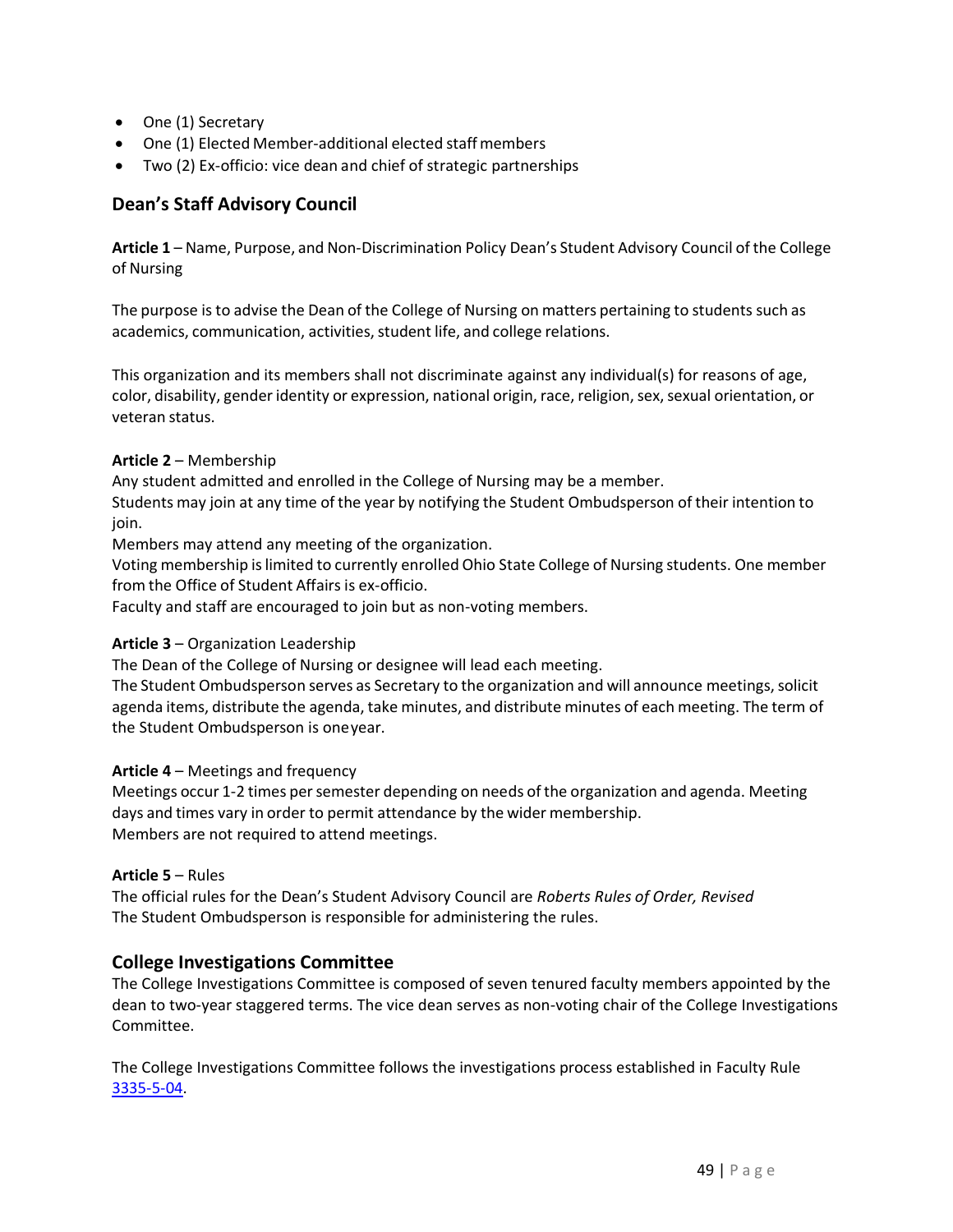- One (1) Secretary
- One (1) Elected Member-additional elected staff members
- Two (2) Ex-officio: vice dean and chief of strategic partnerships

## Dean's Staff Advisory Council

**Article 1** – Name, Purpose, and Non-Discrimination Policy Dean's Student Advisory Council of the College of Nursing

The purpose is to advise the Dean of the College of Nursing on matters pertaining to students such as academics, communication, activities, student life, and college relations.

This organization and its members shall not discriminate against any individual(s) for reasons of age, color, disability, gender identity or expression, national origin, race, religion, sex, sexual orientation, or veteran status.

**Article 2** – Membership
Any student admitted and enrolled in the College of Nursing may be a member.
Students may join at any time of the year by notifying the Student Ombudsperson of their intention to join.
Members may attend any meeting of the organization.
Voting membership is limited to currently enrolled Ohio State College of Nursing students. One member from the Office of Student Affairs is ex-officio.
Faculty and staff are encouraged to join but as non-voting members.

**Article 3** – Organization Leadership
The Dean of the College of Nursing or designee will lead each meeting.
The Student Ombudsperson serves as Secretary to the organization and will announce meetings, solicit agenda items, distribute the agenda, take minutes, and distribute minutes of each meeting. The term of the Student Ombudsperson is oneyear.

**Article 4** – Meetings and frequency
Meetings occur 1-2 times per semester depending on needs of the organization and agenda. Meeting days and times vary in order to permit attendance by the wider membership.
Members are not required to attend meetings.

**Article 5** – Rules
The official rules for the Dean's Student Advisory Council are *Roberts Rules of Order, Revised*
The Student Ombudsperson is responsible for administering the rules.

## College Investigations Committee

The College Investigations Committee is composed of seven tenured faculty members appointed by the dean to two-year staggered terms. The vice dean serves as non-voting chair of the College Investigations Committee.

The College Investigations Committee follows the investigations process established in Faculty Rule 3335-5-04.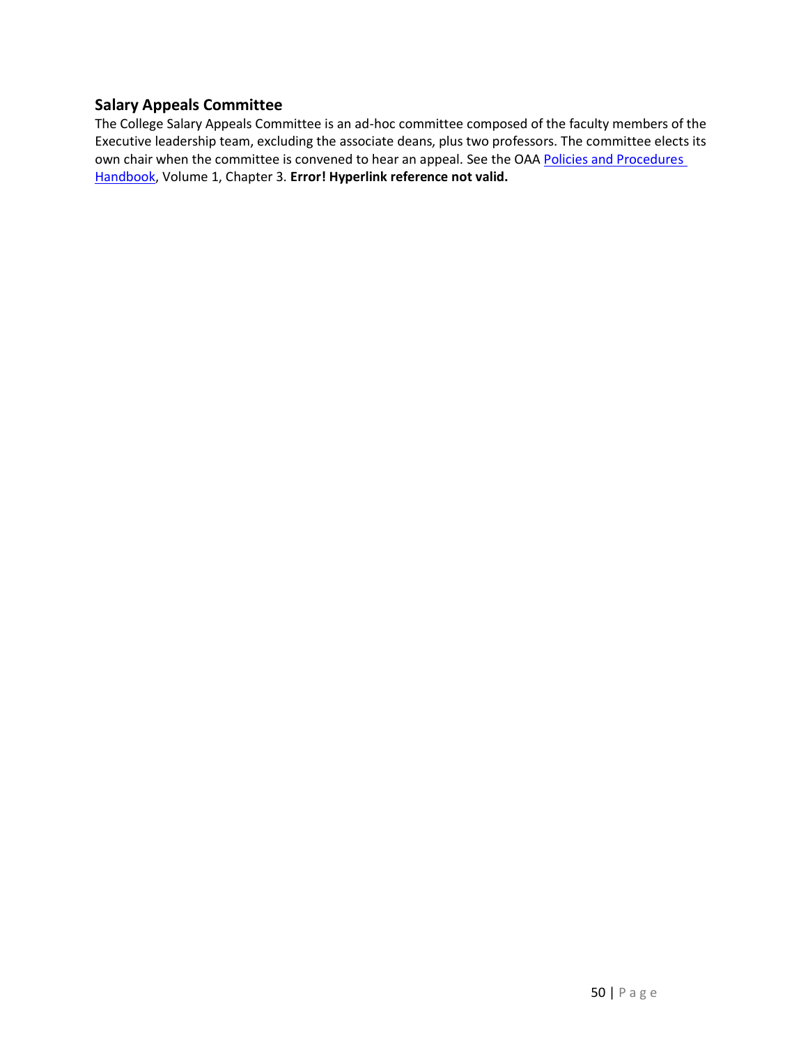## Salary Appeals Committee

The College Salary Appeals Committee is an ad-hoc committee composed of the faculty members of the Executive leadership team, excluding the associate deans, plus two professors. The committee elects its own chair when the committee is convened to hear an appeal. See the OAA Policies and Procedures Handbook, Volume 1, Chapter 3. **Error! Hyperlink reference not valid.**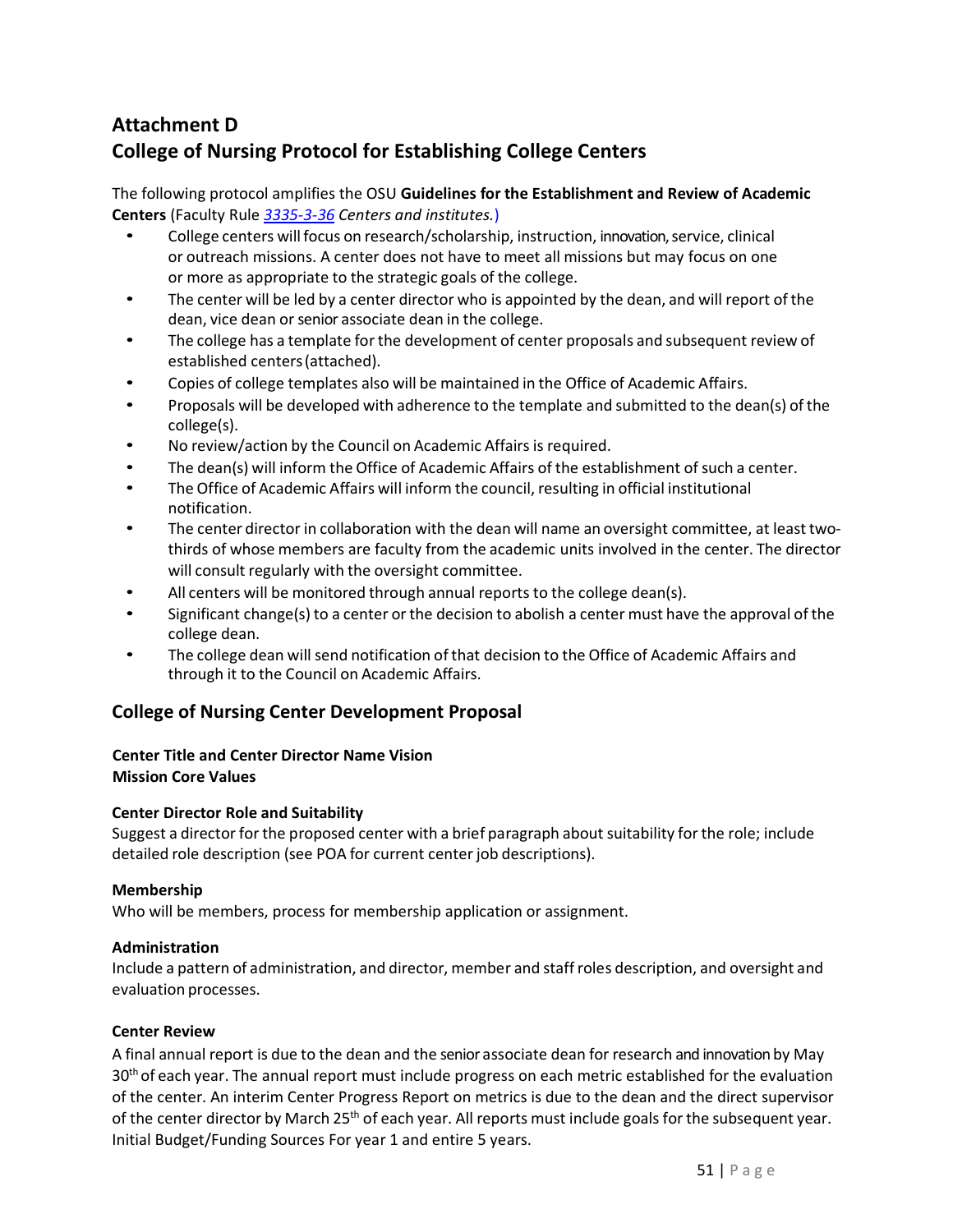## Attachment D
## College of Nursing Protocol for Establishing College Centers

The following protocol amplifies the OSU **Guidelines for the Establishment and Review of Academic Centers** (Faculty Rule *3335-3-36 Centers and institutes.*)

- College centers will focus on research/scholarship, instruction, innovation, service, clinical or outreach missions. A center does not have to meet all missions but may focus on one or more as appropriate to the strategic goals of the college.
- The center will be led by a center director who is appointed by the dean, and will report of the dean, vice dean or senior associate dean in the college.
- The college has a template for the development of center proposals and subsequent review of established centers (attached).
- Copies of college templates also will be maintained in the Office of Academic Affairs.
- Proposals will be developed with adherence to the template and submitted to the dean(s) of the college(s).
- No review/action by the Council on Academic Affairs is required.
- The dean(s) will inform the Office of Academic Affairs of the establishment of such a center.
- The Office of Academic Affairs will inform the council, resulting in official institutional notification.
- The center director in collaboration with the dean will name an oversight committee, at least two-thirds of whose members are faculty from the academic units involved in the center. The director will consult regularly with the oversight committee.
- All centers will be monitored through annual reports to the college dean(s).
- Significant change(s) to a center or the decision to abolish a center must have the approval of the college dean.
- The college dean will send notification of that decision to the Office of Academic Affairs and through it to the Council on Academic Affairs.

## College of Nursing Center Development Proposal

**Center Title and Center Director Name Vision**
**Mission Core Values**

**Center Director Role and Suitability**
Suggest a director for the proposed center with a brief paragraph about suitability for the role; include detailed role description (see POA for current center job descriptions).

**Membership**
Who will be members, process for membership application or assignment.

**Administration**
Include a pattern of administration, and director, member and staff roles description, and oversight and evaluation processes.

**Center Review**
A final annual report is due to the dean and the senior associate dean for research and innovation by May 30th of each year. The annual report must include progress on each metric established for the evaluation of the center. An interim Center Progress Report on metrics is due to the dean and the direct supervisor of the center director by March 25th of each year. All reports must include goals for the subsequent year. Initial Budget/Funding Sources For year 1 and entire 5 years.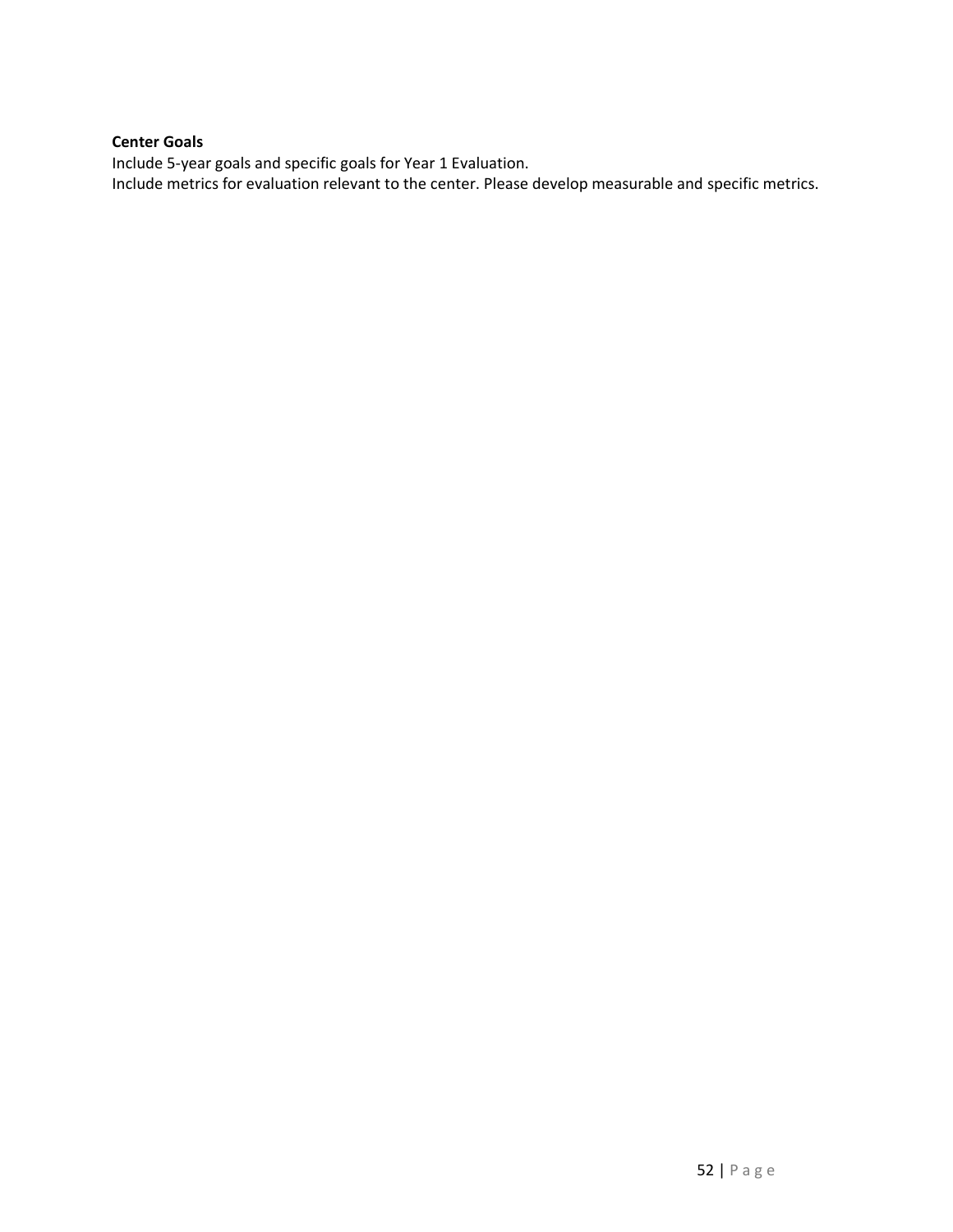**Center Goals**

Include 5-year goals and specific goals for Year 1 Evaluation.

Include metrics for evaluation relevant to the center. Please develop measurable and specific metrics.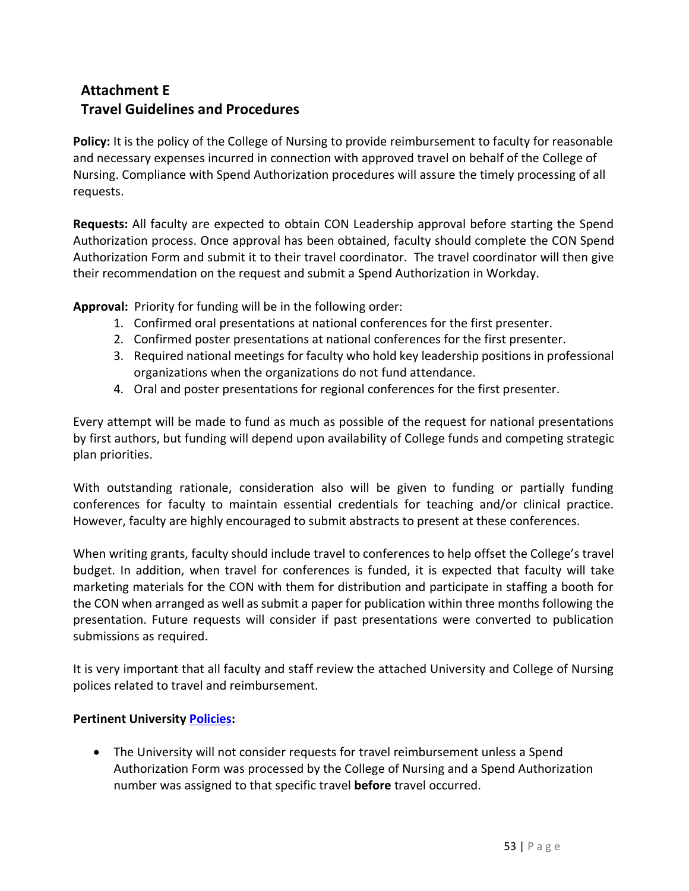## Attachment E
## Travel Guidelines and Procedures

**Policy:** It is the policy of the College of Nursing to provide reimbursement to faculty for reasonable and necessary expenses incurred in connection with approved travel on behalf of the College of Nursing. Compliance with Spend Authorization procedures will assure the timely processing of all requests.

**Requests:** All faculty are expected to obtain CON Leadership approval before starting the Spend Authorization process. Once approval has been obtained, faculty should complete the CON Spend Authorization Form and submit it to their travel coordinator. The travel coordinator will then give their recommendation on the request and submit a Spend Authorization in Workday.

**Approval:** Priority for funding will be in the following order:

1. Confirmed oral presentations at national conferences for the first presenter.
2. Confirmed poster presentations at national conferences for the first presenter.
3. Required national meetings for faculty who hold key leadership positions in professional organizations when the organizations do not fund attendance.
4. Oral and poster presentations for regional conferences for the first presenter.

Every attempt will be made to fund as much as possible of the request for national presentations by first authors, but funding will depend upon availability of College funds and competing strategic plan priorities.

With outstanding rationale, consideration also will be given to funding or partially funding conferences for faculty to maintain essential credentials for teaching and/or clinical practice. However, faculty are highly encouraged to submit abstracts to present at these conferences.

When writing grants, faculty should include travel to conferences to help offset the College's travel budget. In addition, when travel for conferences is funded, it is expected that faculty will take marketing materials for the CON with them for distribution and participate in staffing a booth for the CON when arranged as well as submit a paper for publication within three months following the presentation. Future requests will consider if past presentations were converted to publication submissions as required.

It is very important that all faculty and staff review the attached University and College of Nursing polices related to travel and reimbursement.

**Pertinent University Policies:**

- The University will not consider requests for travel reimbursement unless a Spend Authorization Form was processed by the College of Nursing and a Spend Authorization number was assigned to that specific travel **before** travel occurred.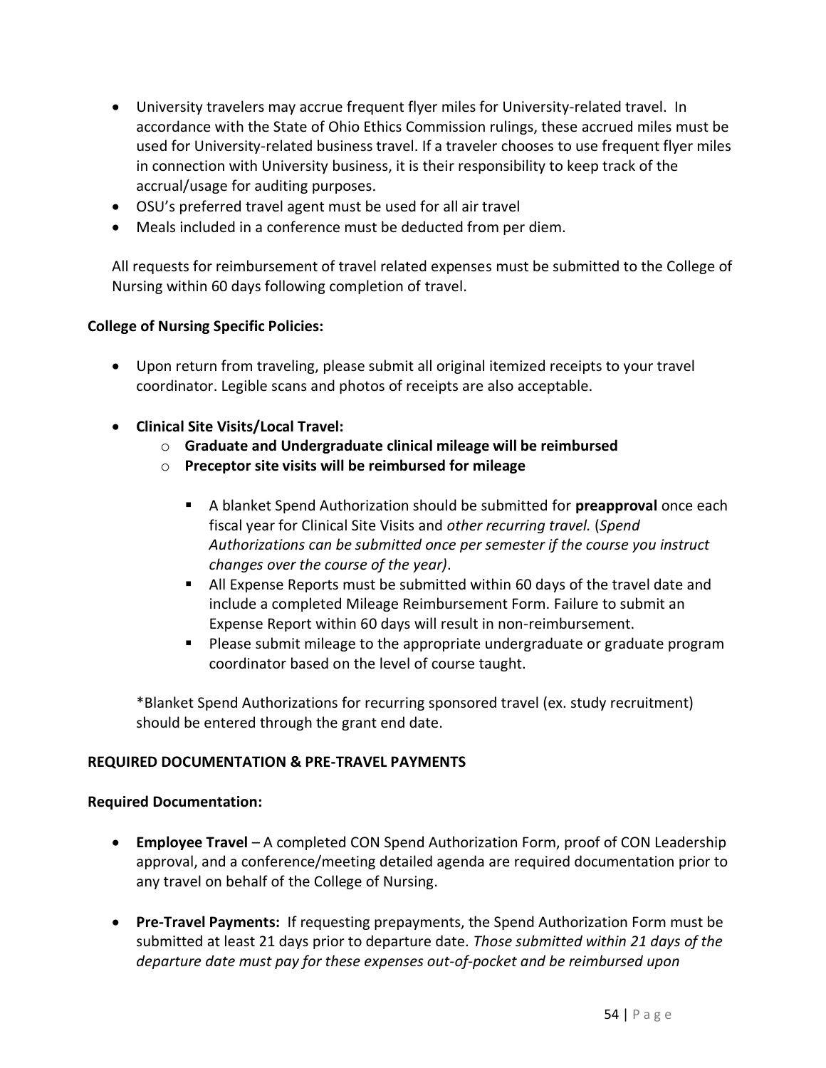- University travelers may accrue frequent flyer miles for University-related travel. In accordance with the State of Ohio Ethics Commission rulings, these accrued miles must be used for University-related business travel. If a traveler chooses to use frequent flyer miles in connection with University business, it is their responsibility to keep track of the accrual/usage for auditing purposes.
- OSU's preferred travel agent must be used for all air travel
- Meals included in a conference must be deducted from per diem.

All requests for reimbursement of travel related expenses must be submitted to the College of Nursing within 60 days following completion of travel.

**College of Nursing Specific Policies:**

- Upon return from traveling, please submit all original itemized receipts to your travel coordinator. Legible scans and photos of receipts are also acceptable.

- **Clinical Site Visits/Local Travel:**
    - **Graduate and Undergraduate clinical mileage will be reimbursed**
    - **Preceptor site visits will be reimbursed for mileage**
        - A blanket Spend Authorization should be submitted for **preapproval** once each fiscal year for Clinical Site Visits and *other recurring travel.* (*Spend Authorizations can be submitted once per semester if the course you instruct changes over the course of the year)*.
        - All Expense Reports must be submitted within 60 days of the travel date and include a completed Mileage Reimbursement Form. Failure to submit an Expense Report within 60 days will result in non-reimbursement.
        - Please submit mileage to the appropriate undergraduate or graduate program coordinator based on the level of course taught.

*Blanket Spend Authorizations for recurring sponsored travel (ex. study recruitment) should be entered through the grant end date.

**REQUIRED DOCUMENTATION & PRE-TRAVEL PAYMENTS**

**Required Documentation:**

- **Employee Travel** – A completed CON Spend Authorization Form, proof of CON Leadership approval, and a conference/meeting detailed agenda are required documentation prior to any travel on behalf of the College of Nursing.

- **Pre-Travel Payments:** If requesting prepayments, the Spend Authorization Form must be submitted at least 21 days prior to departure date. *Those submitted within 21 days of the departure date must pay for these expenses out-of-pocket and be reimbursed upon*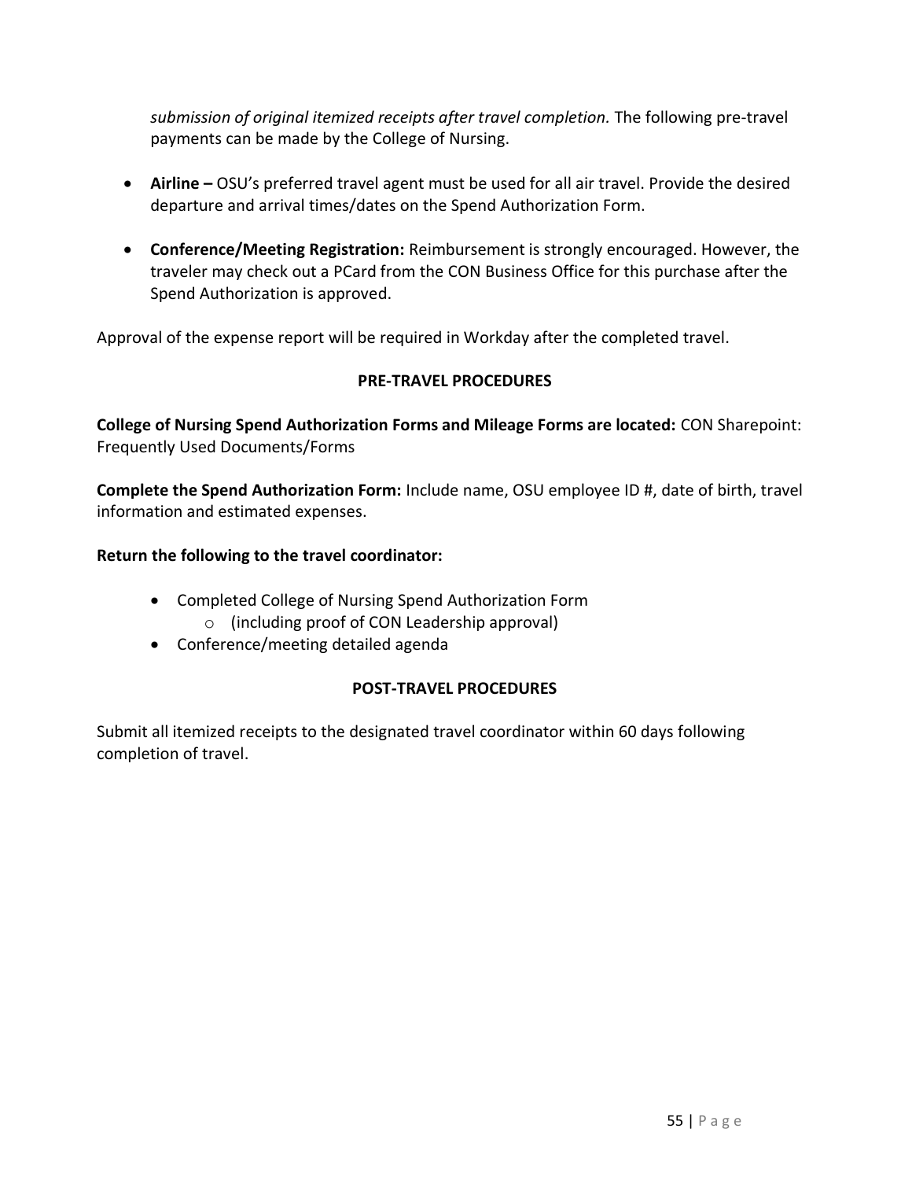*submission of original itemized receipts after travel completion.* The following pre-travel payments can be made by the College of Nursing.

- **Airline –** OSU's preferred travel agent must be used for all air travel. Provide the desired departure and arrival times/dates on the Spend Authorization Form.
- **Conference/Meeting Registration:** Reimbursement is strongly encouraged. However, the traveler may check out a PCard from the CON Business Office for this purchase after the Spend Authorization is approved.

Approval of the expense report will be required in Workday after the completed travel.

## PRE-TRAVEL PROCEDURES

**College of Nursing Spend Authorization Forms and Mileage Forms are located:** CON Sharepoint: Frequently Used Documents/Forms

**Complete the Spend Authorization Form:** Include name, OSU employee ID #, date of birth, travel information and estimated expenses.

**Return the following to the travel coordinator:**

- Completed College of Nursing Spend Authorization Form
  - (including proof of CON Leadership approval)
- Conference/meeting detailed agenda

## POST-TRAVEL PROCEDURES

Submit all itemized receipts to the designated travel coordinator within 60 days following completion of travel.